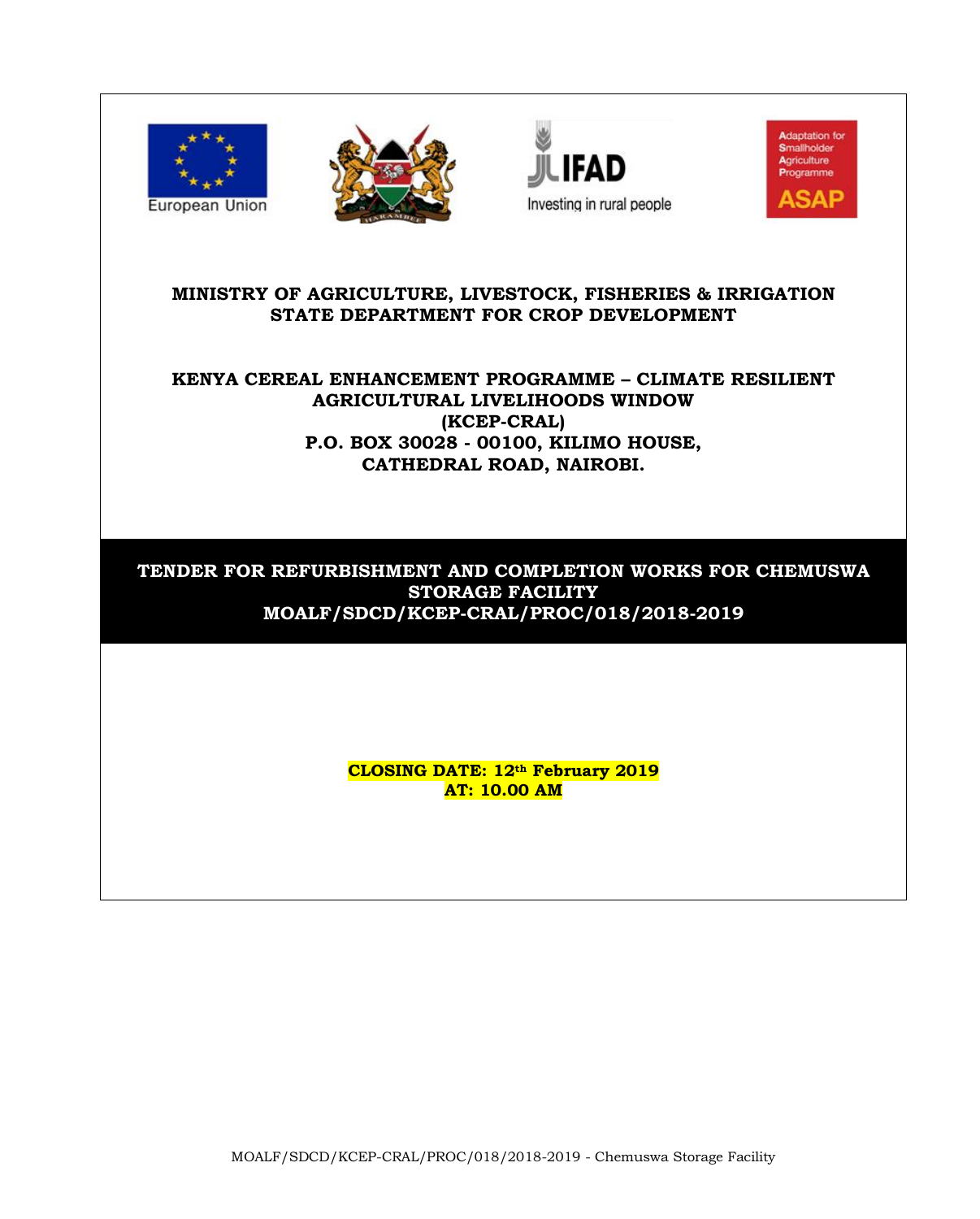European Union

Investing in rural people

Adaptation for Smallholder Agriculture Programme

ASAP

**MINISTRY OF AGRICULTURE, LIVESTOCK, FISHERIES & IRRIGATION**
**STATE DEPARTMENT FOR CROP DEVELOPMENT**

**KENYA CEREAL ENHANCEMENT PROGRAMME – CLIMATE RESILIENT AGRICULTURAL LIVELIHOODS WINDOW**
**(KCEP-CRAL)**
**P.O. BOX 30028 - 00100, KILIMO HOUSE,**
**CATHEDRAL ROAD, NAIROBI.**

# TENDER FOR REFURBISHMENT AND COMPLETION WORKS FOR CHEMUSWA STORAGE FACILITY
# MOALF/SDCD/KCEP-CRAL/PROC/018/2018-2019

**CLOSING DATE: 12th February 2019**
**AT: 10.00 AM**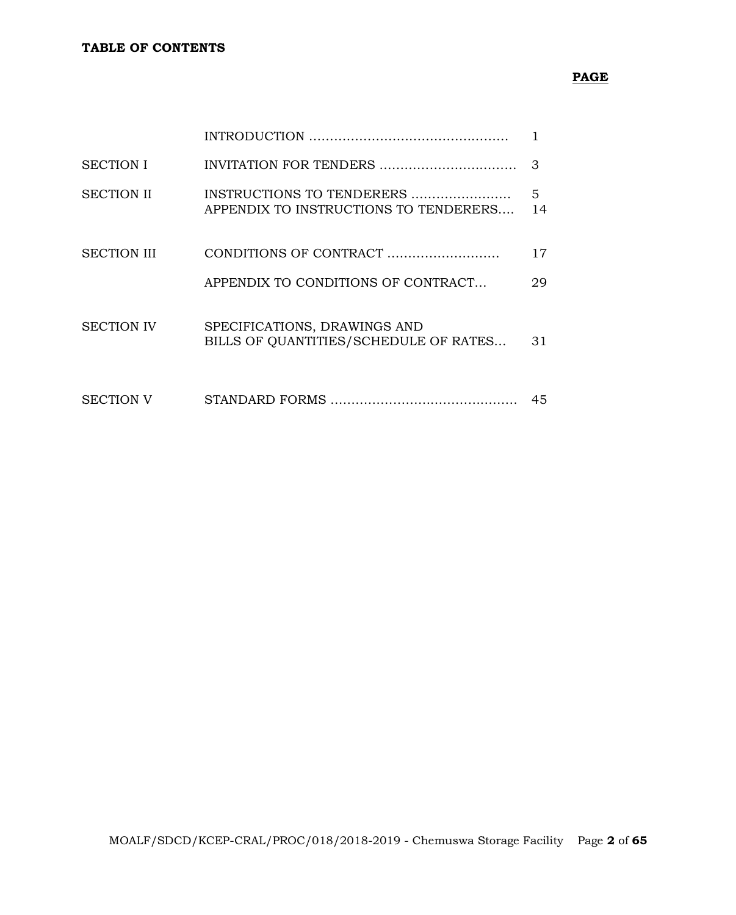**TABLE OF CONTENTS**

| | | **PAGE** |
|---|---|---|
| | INTRODUCTION ............................................... | 1 |
| SECTION I | INVITATION FOR TENDERS ................................ | 3 |
| SECTION II | INSTRUCTIONS TO TENDERERS ....................... | 5 |
| | APPENDIX TO INSTRUCTIONS TO TENDERERS.... | 14 |
| SECTION III | CONDITIONS OF CONTRACT .......................... | 17 |
| | APPENDIX TO CONDITIONS OF CONTRACT... | 29 |
| SECTION IV | SPECIFICATIONS, DRAWINGS AND BILLS OF QUANTITIES/SCHEDULE OF RATES... | 31 |
| SECTION V | STANDARD FORMS ............................................ | 45 |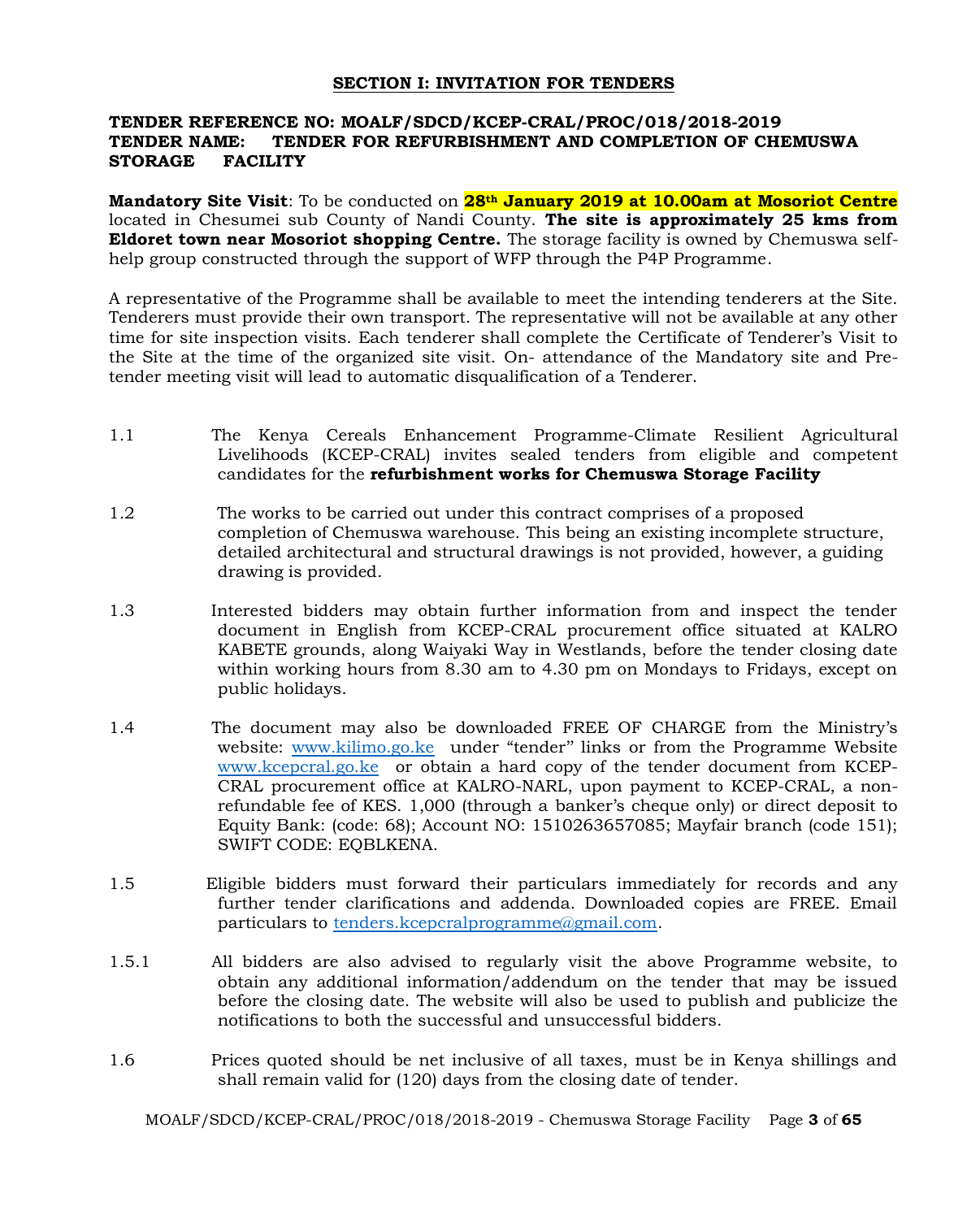## SECTION I: INVITATION FOR TENDERS

**TENDER REFERENCE NO: MOALF/SDCD/KCEP-CRAL/PROC/018/2018-2019**
**TENDER NAME: TENDER FOR REFURBISHMENT AND COMPLETION OF CHEMUSWA STORAGE FACILITY**

**Mandatory Site Visit**: To be conducted on **28th January 2019 at 10.00am at Mosoriot Centre** located in Chesumei sub County of Nandi County. **The site is approximately 25 kms from Eldoret town near Mosoriot shopping Centre.** The storage facility is owned by Chemuswa self-help group constructed through the support of WFP through the P4P Programme.

A representative of the Programme shall be available to meet the intending tenderers at the Site. Tenderers must provide their own transport. The representative will not be available at any other time for site inspection visits. Each tenderer shall complete the Certificate of Tenderer's Visit to the Site at the time of the organized site visit. On- attendance of the Mandatory site and Pre-tender meeting visit will lead to automatic disqualification of a Tenderer.

1.1 The Kenya Cereals Enhancement Programme-Climate Resilient Agricultural Livelihoods (KCEP-CRAL) invites sealed tenders from eligible and competent candidates for the **refurbishment works for Chemuswa Storage Facility**

1.2 The works to be carried out under this contract comprises of a proposed completion of Chemuswa warehouse. This being an existing incomplete structure, detailed architectural and structural drawings is not provided, however, a guiding drawing is provided.

1.3 Interested bidders may obtain further information from and inspect the tender document in English from KCEP-CRAL procurement office situated at KALRO KABETE grounds, along Waiyaki Way in Westlands, before the tender closing date within working hours from 8.30 am to 4.30 pm on Mondays to Fridays, except on public holidays.

1.4 The document may also be downloaded FREE OF CHARGE from the Ministry's website: www.kilimo.go.ke under "tender" links or from the Programme Website www.kcepcral.go.ke or obtain a hard copy of the tender document from KCEP-CRAL procurement office at KALRO-NARL, upon payment to KCEP-CRAL, a non-refundable fee of KES. 1,000 (through a banker's cheque only) or direct deposit to Equity Bank: (code: 68); Account NO: 1510263657085; Mayfair branch (code 151); SWIFT CODE: EQBLKENA.

1.5 Eligible bidders must forward their particulars immediately for records and any further tender clarifications and addenda. Downloaded copies are FREE. Email particulars to tenders.kcepcralprogramme@gmail.com.

1.5.1 All bidders are also advised to regularly visit the above Programme website, to obtain any additional information/addendum on the tender that may be issued before the closing date. The website will also be used to publish and publicize the notifications to both the successful and unsuccessful bidders.

1.6 Prices quoted should be net inclusive of all taxes, must be in Kenya shillings and shall remain valid for (120) days from the closing date of tender.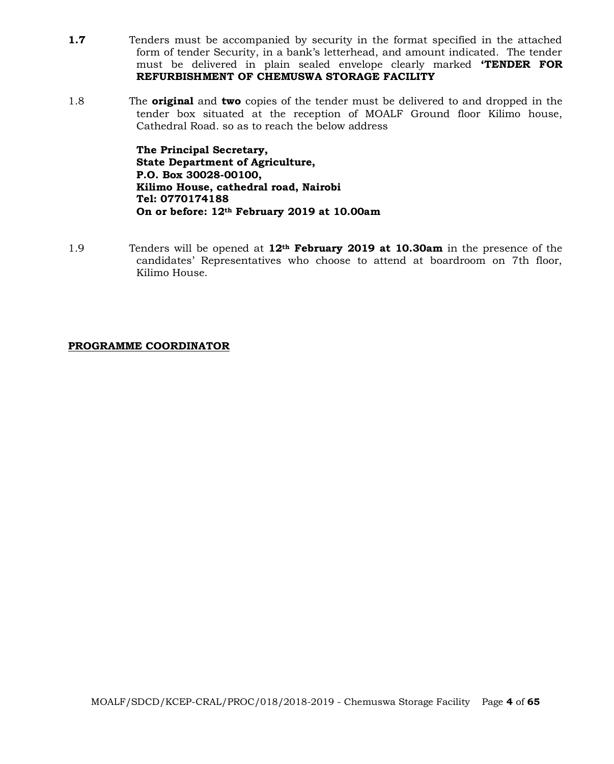**1.7** Tenders must be accompanied by security in the format specified in the attached form of tender Security, in a bank's letterhead, and amount indicated. The tender must be delivered in plain sealed envelope clearly marked **'TENDER FOR REFURBISHMENT OF CHEMUSWA STORAGE FACILITY**

1.8 The **original** and **two** copies of the tender must be delivered to and dropped in the tender box situated at the reception of MOALF Ground floor Kilimo house, Cathedral Road. so as to reach the below address

**The Principal Secretary,**
**State Department of Agriculture,**
**P.O. Box 30028-00100,**
**Kilimo House, cathedral road, Nairobi**
**Tel: 0770174188**
**On or before: 12th February 2019 at 10.00am**

1.9 Tenders will be opened at **12th February 2019 at 10.30am** in the presence of the candidates' Representatives who choose to attend at boardroom on 7th floor, Kilimo House.

**PROGRAMME COORDINATOR**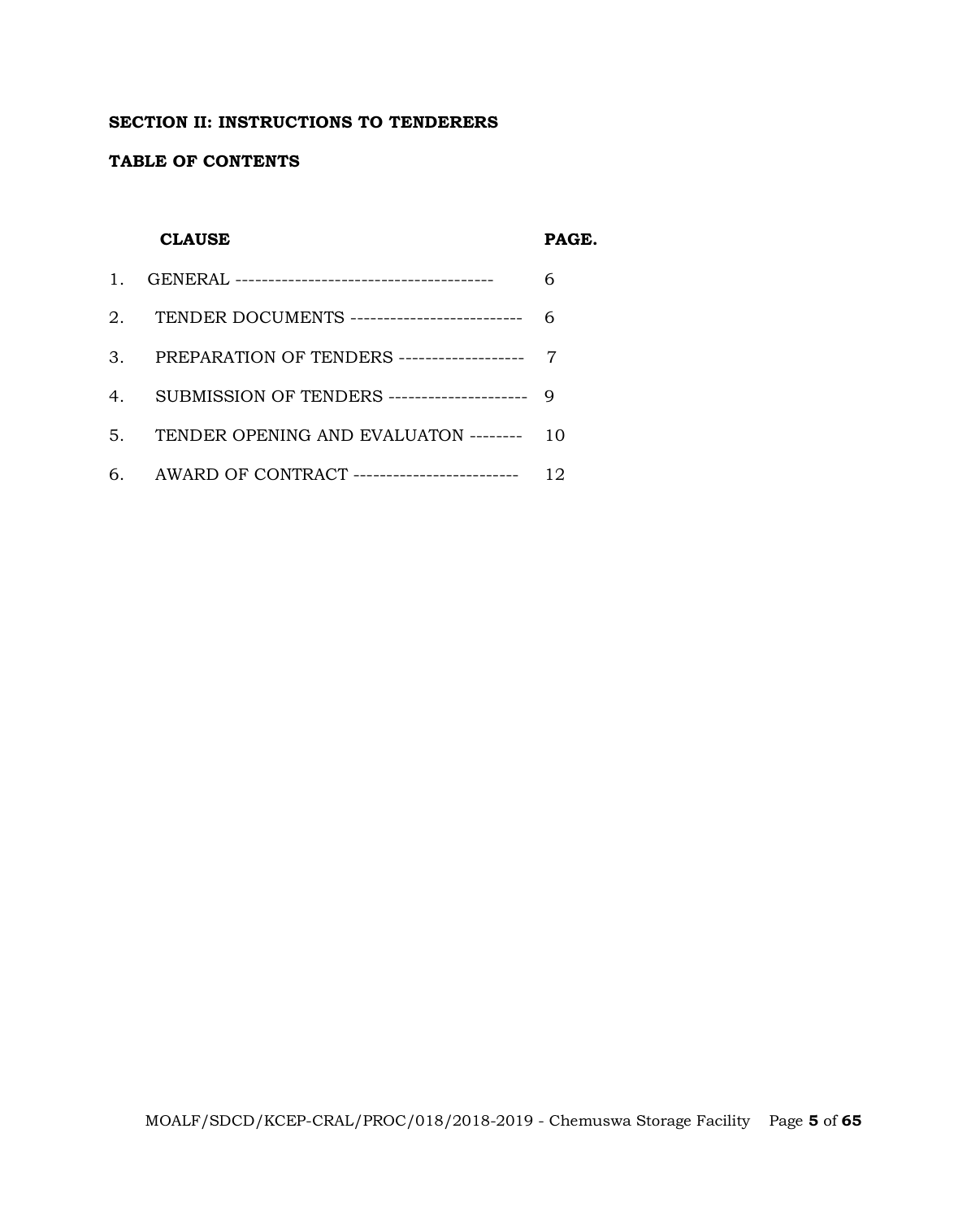**SECTION II: INSTRUCTIONS TO TENDERERS**

**TABLE OF CONTENTS**

| | **CLAUSE** | **PAGE.** |
|---|---|---|
| 1. | GENERAL --------------------------------------- | 6 |
| 2. | TENDER DOCUMENTS -------------------------- | 6 |
| 3. | PREPARATION OF TENDERS ------------------- | 7 |
| 4. | SUBMISSION OF TENDERS --------------------- | 9 |
| 5. | TENDER OPENING AND EVALUATON -------- | 10 |
| 6. | AWARD OF CONTRACT ------------------------- | 12 |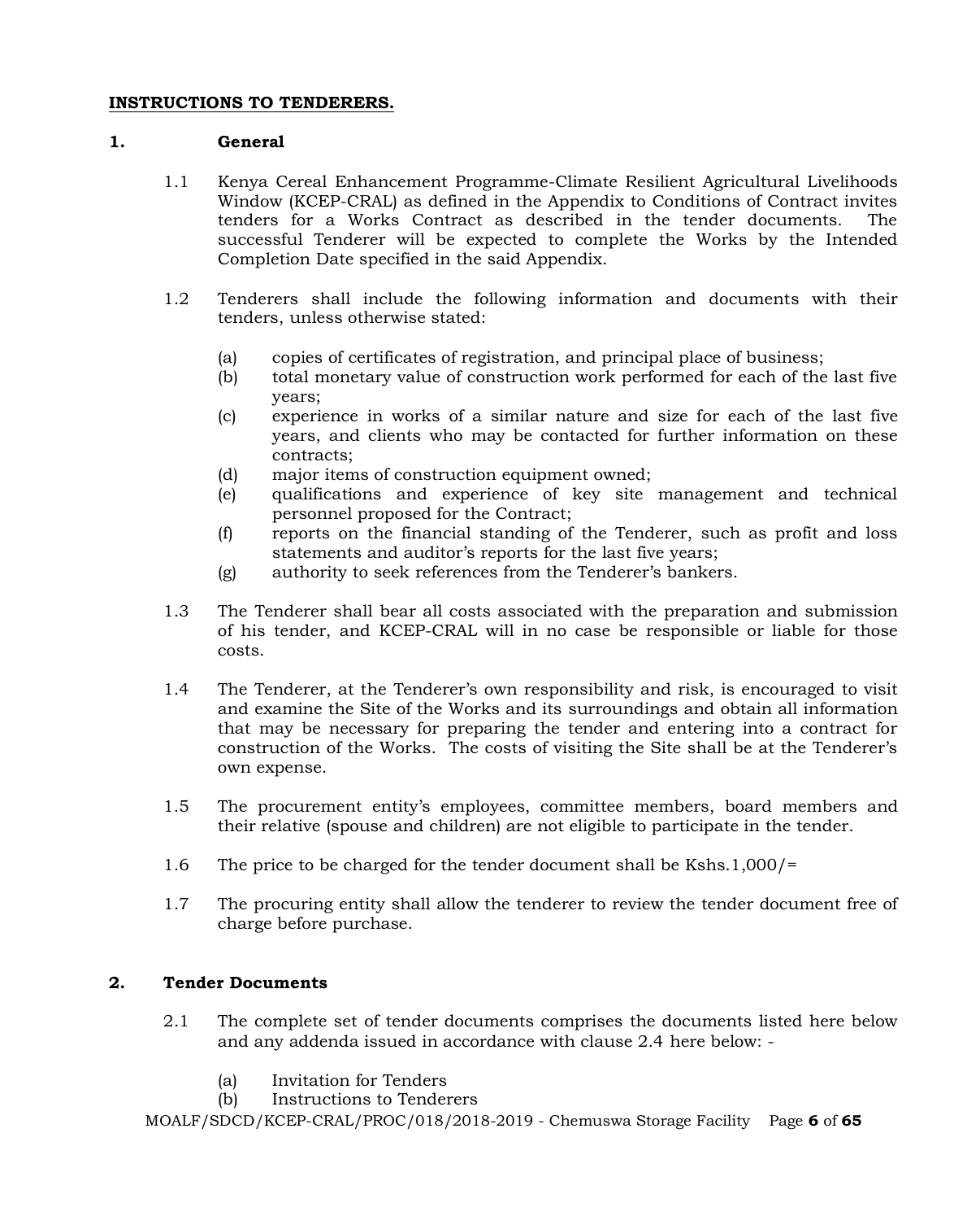**INSTRUCTIONS TO TENDERERS.**

## 1. General

1.1 Kenya Cereal Enhancement Programme-Climate Resilient Agricultural Livelihoods Window (KCEP-CRAL) as defined in the Appendix to Conditions of Contract invites tenders for a Works Contract as described in the tender documents. The successful Tenderer will be expected to complete the Works by the Intended Completion Date specified in the said Appendix.

1.2 Tenderers shall include the following information and documents with their tenders, unless otherwise stated:

- (a) copies of certificates of registration, and principal place of business;
- (b) total monetary value of construction work performed for each of the last five years;
- (c) experience in works of a similar nature and size for each of the last five years, and clients who may be contacted for further information on these contracts;
- (d) major items of construction equipment owned;
- (e) qualifications and experience of key site management and technical personnel proposed for the Contract;
- (f) reports on the financial standing of the Tenderer, such as profit and loss statements and auditor's reports for the last five years;
- (g) authority to seek references from the Tenderer's bankers.

1.3 The Tenderer shall bear all costs associated with the preparation and submission of his tender, and KCEP-CRAL will in no case be responsible or liable for those costs.

1.4 The Tenderer, at the Tenderer's own responsibility and risk, is encouraged to visit and examine the Site of the Works and its surroundings and obtain all information that may be necessary for preparing the tender and entering into a contract for construction of the Works. The costs of visiting the Site shall be at the Tenderer's own expense.

1.5 The procurement entity's employees, committee members, board members and their relative (spouse and children) are not eligible to participate in the tender.

1.6 The price to be charged for the tender document shall be Kshs.1,000/=

1.7 The procuring entity shall allow the tenderer to review the tender document free of charge before purchase.

## 2. Tender Documents

2.1 The complete set of tender documents comprises the documents listed here below and any addenda issued in accordance with clause 2.4 here below: -

- (a) Invitation for Tenders
- (b) Instructions to Tenderers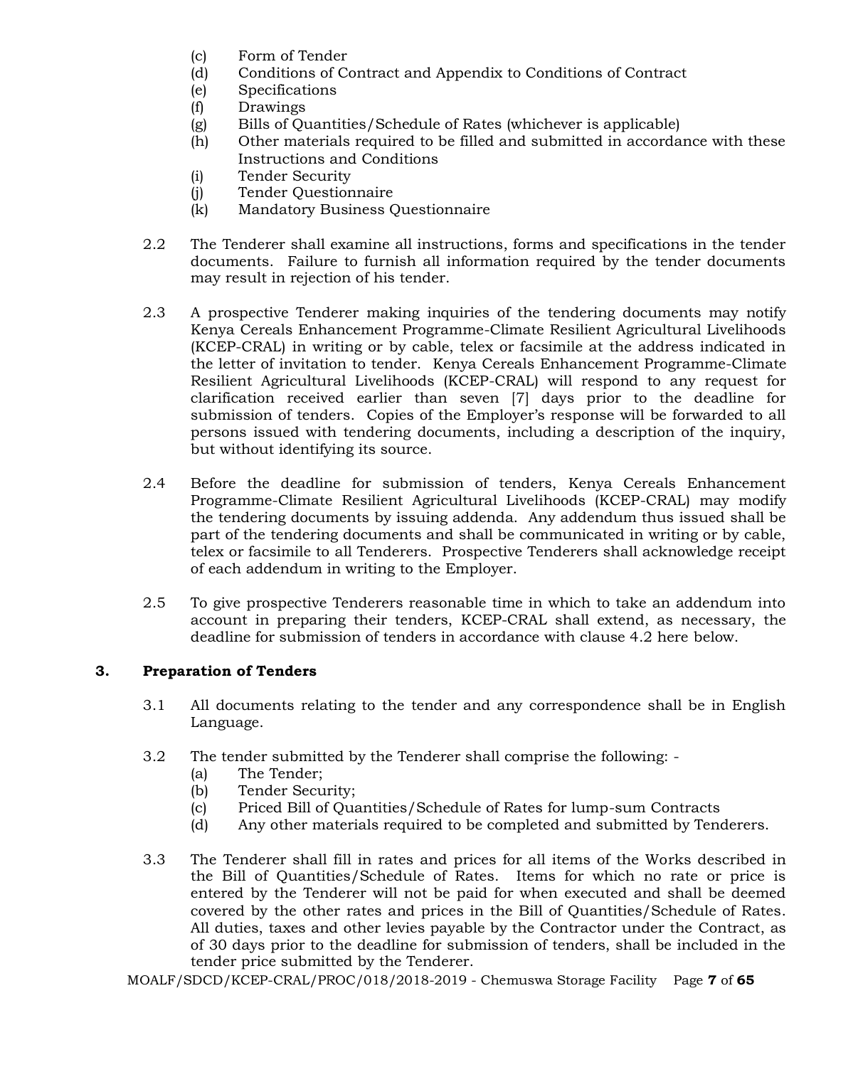(c) Form of Tender
(d) Conditions of Contract and Appendix to Conditions of Contract
(e) Specifications
(f) Drawings
(g) Bills of Quantities/Schedule of Rates (whichever is applicable)
(h) Other materials required to be filled and submitted in accordance with these Instructions and Conditions
(i) Tender Security
(j) Tender Questionnaire
(k) Mandatory Business Questionnaire

2.2 The Tenderer shall examine all instructions, forms and specifications in the tender documents. Failure to furnish all information required by the tender documents may result in rejection of his tender.

2.3 A prospective Tenderer making inquiries of the tendering documents may notify Kenya Cereals Enhancement Programme-Climate Resilient Agricultural Livelihoods (KCEP-CRAL) in writing or by cable, telex or facsimile at the address indicated in the letter of invitation to tender. Kenya Cereals Enhancement Programme-Climate Resilient Agricultural Livelihoods (KCEP-CRAL) will respond to any request for clarification received earlier than seven [7] days prior to the deadline for submission of tenders. Copies of the Employer's response will be forwarded to all persons issued with tendering documents, including a description of the inquiry, but without identifying its source.

2.4 Before the deadline for submission of tenders, Kenya Cereals Enhancement Programme-Climate Resilient Agricultural Livelihoods (KCEP-CRAL) may modify the tendering documents by issuing addenda. Any addendum thus issued shall be part of the tendering documents and shall be communicated in writing or by cable, telex or facsimile to all Tenderers. Prospective Tenderers shall acknowledge receipt of each addendum in writing to the Employer.

2.5 To give prospective Tenderers reasonable time in which to take an addendum into account in preparing their tenders, KCEP-CRAL shall extend, as necessary, the deadline for submission of tenders in accordance with clause 4.2 here below.

## 3. Preparation of Tenders

3.1 All documents relating to the tender and any correspondence shall be in English Language.

3.2 The tender submitted by the Tenderer shall comprise the following: -
(a) The Tender;
(b) Tender Security;
(c) Priced Bill of Quantities/Schedule of Rates for lump-sum Contracts
(d) Any other materials required to be completed and submitted by Tenderers.

3.3 The Tenderer shall fill in rates and prices for all items of the Works described in the Bill of Quantities/Schedule of Rates. Items for which no rate or price is entered by the Tenderer will not be paid for when executed and shall be deemed covered by the other rates and prices in the Bill of Quantities/Schedule of Rates. All duties, taxes and other levies payable by the Contractor under the Contract, as of 30 days prior to the deadline for submission of tenders, shall be included in the tender price submitted by the Tenderer.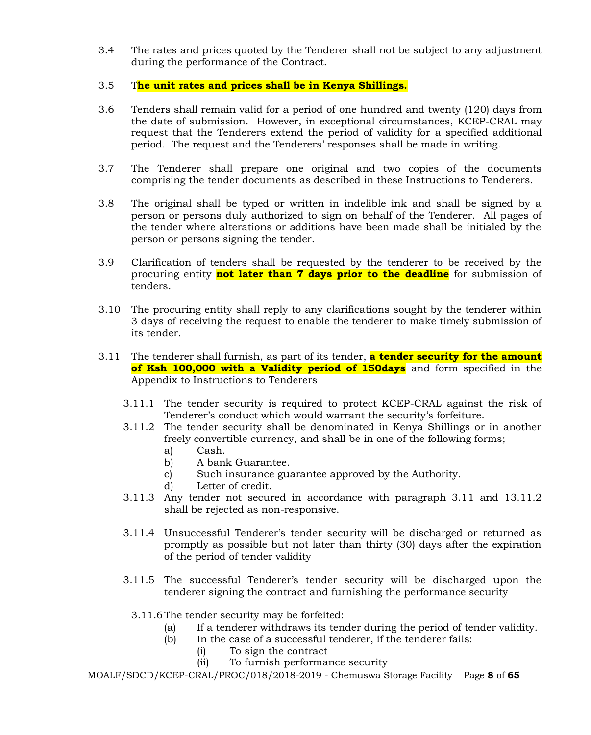3.4 The rates and prices quoted by the Tenderer shall not be subject to any adjustment during the performance of the Contract.

3.5 T**he unit rates and prices shall be in Kenya Shillings.**

3.6 Tenders shall remain valid for a period of one hundred and twenty (120) days from the date of submission. However, in exceptional circumstances, KCEP-CRAL may request that the Tenderers extend the period of validity for a specified additional period. The request and the Tenderers' responses shall be made in writing.

3.7 The Tenderer shall prepare one original and two copies of the documents comprising the tender documents as described in these Instructions to Tenderers.

3.8 The original shall be typed or written in indelible ink and shall be signed by a person or persons duly authorized to sign on behalf of the Tenderer. All pages of the tender where alterations or additions have been made shall be initialed by the person or persons signing the tender.

3.9 Clarification of tenders shall be requested by the tenderer to be received by the procuring entity **not later than 7 days prior to the deadline** for submission of tenders.

3.10 The procuring entity shall reply to any clarifications sought by the tenderer within 3 days of receiving the request to enable the tenderer to make timely submission of its tender.

3.11 The tenderer shall furnish, as part of its tender, **a tender security for the amount of Ksh 100,000 with a Validity period of 150days** and form specified in the Appendix to Instructions to Tenderers

3.11.1 The tender security is required to protect KCEP-CRAL against the risk of Tenderer's conduct which would warrant the security's forfeiture.

3.11.2 The tender security shall be denominated in Kenya Shillings or in another freely convertible currency, and shall be in one of the following forms;

a) Cash.
b) A bank Guarantee.
c) Such insurance guarantee approved by the Authority.
d) Letter of credit.

3.11.3 Any tender not secured in accordance with paragraph 3.11 and 13.11.2 shall be rejected as non-responsive.

3.11.4 Unsuccessful Tenderer's tender security will be discharged or returned as promptly as possible but not later than thirty (30) days after the expiration of the period of tender validity

3.11.5 The successful Tenderer's tender security will be discharged upon the tenderer signing the contract and furnishing the performance security

3.11.6 The tender security may be forfeited:

(a) If a tenderer withdraws its tender during the period of tender validity.
(b) In the case of a successful tenderer, if the tenderer fails:
   (i) To sign the contract
   (ii) To furnish performance security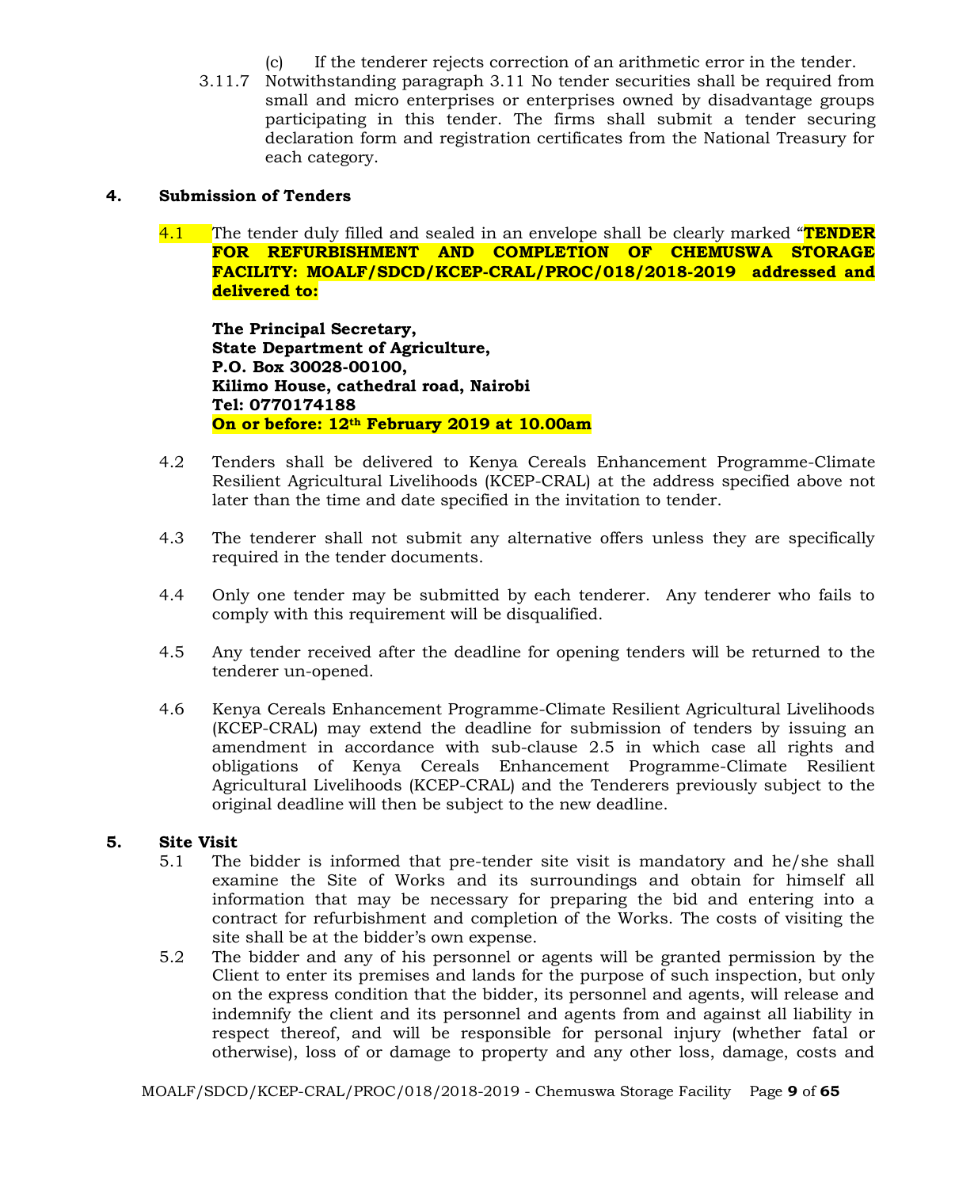(c) If the tenderer rejects correction of an arithmetic error in the tender.

3.11.7 Notwithstanding paragraph 3.11 No tender securities shall be required from small and micro enterprises or enterprises owned by disadvantage groups participating in this tender. The firms shall submit a tender securing declaration form and registration certificates from the National Treasury for each category.

## 4. Submission of Tenders

4.1 The tender duly filled and sealed in an envelope shall be clearly marked "**TENDER FOR REFURBISHMENT AND COMPLETION OF CHEMUSWA STORAGE FACILITY: MOALF/SDCD/KCEP-CRAL/PROC/018/2018-2019 addressed and delivered to:**

**The Principal Secretary,**
**State Department of Agriculture,**
**P.O. Box 30028-00100,**
**Kilimo House, cathedral road, Nairobi**
**Tel: 0770174188**
**On or before: 12th February 2019 at 10.00am**

4.2 Tenders shall be delivered to Kenya Cereals Enhancement Programme-Climate Resilient Agricultural Livelihoods (KCEP-CRAL) at the address specified above not later than the time and date specified in the invitation to tender.

4.3 The tenderer shall not submit any alternative offers unless they are specifically required in the tender documents.

4.4 Only one tender may be submitted by each tenderer. Any tenderer who fails to comply with this requirement will be disqualified.

4.5 Any tender received after the deadline for opening tenders will be returned to the tenderer un-opened.

4.6 Kenya Cereals Enhancement Programme-Climate Resilient Agricultural Livelihoods (KCEP-CRAL) may extend the deadline for submission of tenders by issuing an amendment in accordance with sub-clause 2.5 in which case all rights and obligations of Kenya Cereals Enhancement Programme-Climate Resilient Agricultural Livelihoods (KCEP-CRAL) and the Tenderers previously subject to the original deadline will then be subject to the new deadline.

## 5. Site Visit

5.1 The bidder is informed that pre-tender site visit is mandatory and he/she shall examine the Site of Works and its surroundings and obtain for himself all information that may be necessary for preparing the bid and entering into a contract for refurbishment and completion of the Works. The costs of visiting the site shall be at the bidder's own expense.

5.2 The bidder and any of his personnel or agents will be granted permission by the Client to enter its premises and lands for the purpose of such inspection, but only on the express condition that the bidder, its personnel and agents, will release and indemnify the client and its personnel and agents from and against all liability in respect thereof, and will be responsible for personal injury (whether fatal or otherwise), loss of or damage to property and any other loss, damage, costs and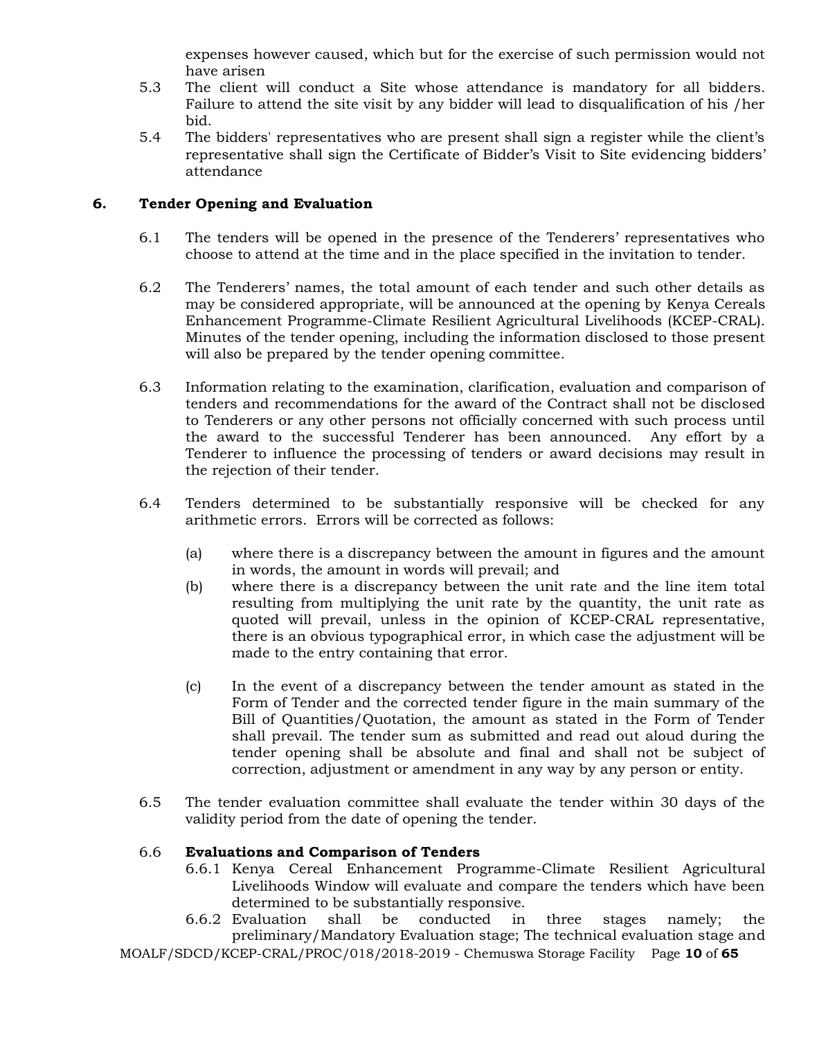expenses however caused, which but for the exercise of such permission would not have arisen

5.3 The client will conduct a Site whose attendance is mandatory for all bidders. Failure to attend the site visit by any bidder will lead to disqualification of his /her bid.

5.4 The bidders' representatives who are present shall sign a register while the client's representative shall sign the Certificate of Bidder's Visit to Site evidencing bidders' attendance

## 6. Tender Opening and Evaluation

6.1 The tenders will be opened in the presence of the Tenderers' representatives who choose to attend at the time and in the place specified in the invitation to tender.

6.2 The Tenderers' names, the total amount of each tender and such other details as may be considered appropriate, will be announced at the opening by Kenya Cereals Enhancement Programme-Climate Resilient Agricultural Livelihoods (KCEP-CRAL). Minutes of the tender opening, including the information disclosed to those present will also be prepared by the tender opening committee.

6.3 Information relating to the examination, clarification, evaluation and comparison of tenders and recommendations for the award of the Contract shall not be disclosed to Tenderers or any other persons not officially concerned with such process until the award to the successful Tenderer has been announced. Any effort by a Tenderer to influence the processing of tenders or award decisions may result in the rejection of their tender.

6.4 Tenders determined to be substantially responsive will be checked for any arithmetic errors. Errors will be corrected as follows:

(a) where there is a discrepancy between the amount in figures and the amount in words, the amount in words will prevail; and

(b) where there is a discrepancy between the unit rate and the line item total resulting from multiplying the unit rate by the quantity, the unit rate as quoted will prevail, unless in the opinion of KCEP-CRAL representative, there is an obvious typographical error, in which case the adjustment will be made to the entry containing that error.

(c) In the event of a discrepancy between the tender amount as stated in the Form of Tender and the corrected tender figure in the main summary of the Bill of Quantities/Quotation, the amount as stated in the Form of Tender shall prevail. The tender sum as submitted and read out aloud during the tender opening shall be absolute and final and shall not be subject of correction, adjustment or amendment in any way by any person or entity.

6.5 The tender evaluation committee shall evaluate the tender within 30 days of the validity period from the date of opening the tender.

6.6 **Evaluations and Comparison of Tenders**

6.6.1 Kenya Cereal Enhancement Programme-Climate Resilient Agricultural Livelihoods Window will evaluate and compare the tenders which have been determined to be substantially responsive.

6.6.2 Evaluation shall be conducted in three stages namely; the preliminary/Mandatory Evaluation stage; The technical evaluation stage and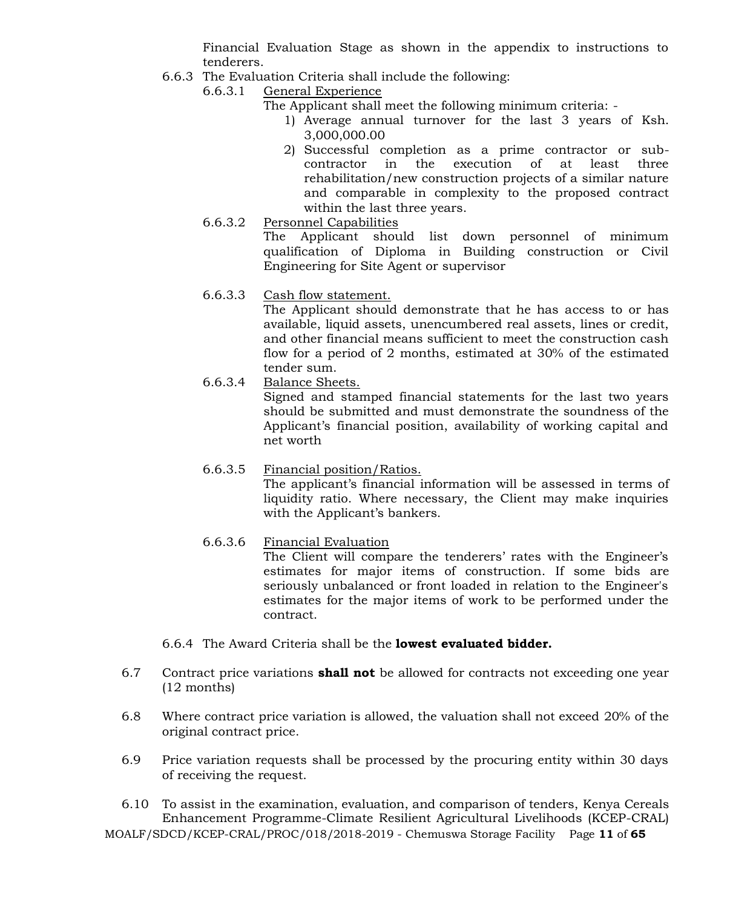Financial Evaluation Stage as shown in the appendix to instructions to tenderers.

6.6.3 The Evaluation Criteria shall include the following:

6.6.3.1 General Experience

The Applicant shall meet the following minimum criteria: -

1) Average annual turnover for the last 3 years of Ksh. 3,000,000.00
2) Successful completion as a prime contractor or sub-contractor in the execution of at least three rehabilitation/new construction projects of a similar nature and comparable in complexity to the proposed contract within the last three years.

6.6.3.2 Personnel Capabilities

The Applicant should list down personnel of minimum qualification of Diploma in Building construction or Civil Engineering for Site Agent or supervisor

6.6.3.3 Cash flow statement.

The Applicant should demonstrate that he has access to or has available, liquid assets, unencumbered real assets, lines or credit, and other financial means sufficient to meet the construction cash flow for a period of 2 months, estimated at 30% of the estimated tender sum.

6.6.3.4 Balance Sheets.

Signed and stamped financial statements for the last two years should be submitted and must demonstrate the soundness of the Applicant's financial position, availability of working capital and net worth

6.6.3.5 Financial position/Ratios.

The applicant's financial information will be assessed in terms of liquidity ratio. Where necessary, the Client may make inquiries with the Applicant's bankers.

6.6.3.6 Financial Evaluation

The Client will compare the tenderers' rates with the Engineer's estimates for major items of construction. If some bids are seriously unbalanced or front loaded in relation to the Engineer's estimates for the major items of work to be performed under the contract.

6.6.4 The Award Criteria shall be the **lowest evaluated bidder.**

6.7 Contract price variations **shall not** be allowed for contracts not exceeding one year (12 months)

6.8 Where contract price variation is allowed, the valuation shall not exceed 20% of the original contract price.

6.9 Price variation requests shall be processed by the procuring entity within 30 days of receiving the request.

6.10 To assist in the examination, evaluation, and comparison of tenders, Kenya Cereals Enhancement Programme-Climate Resilient Agricultural Livelihoods (KCEP-CRAL)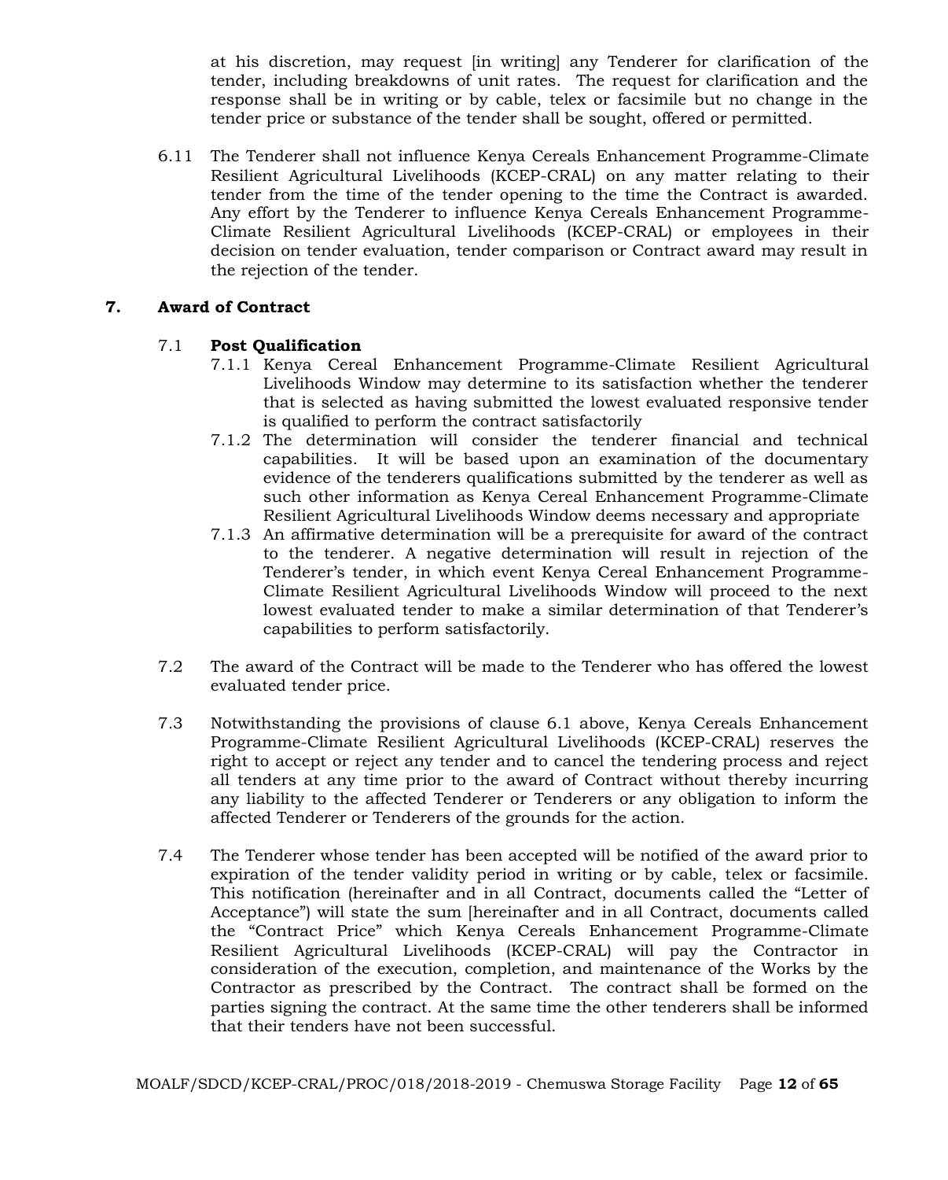at his discretion, may request [in writing] any Tenderer for clarification of the tender, including breakdowns of unit rates. The request for clarification and the response shall be in writing or by cable, telex or facsimile but no change in the tender price or substance of the tender shall be sought, offered or permitted.

6.11 The Tenderer shall not influence Kenya Cereals Enhancement Programme-Climate Resilient Agricultural Livelihoods (KCEP-CRAL) on any matter relating to their tender from the time of the tender opening to the time the Contract is awarded. Any effort by the Tenderer to influence Kenya Cereals Enhancement Programme-Climate Resilient Agricultural Livelihoods (KCEP-CRAL) or employees in their decision on tender evaluation, tender comparison or Contract award may result in the rejection of the tender.

## 7. Award of Contract

### 7.1 Post Qualification

7.1.1 Kenya Cereal Enhancement Programme-Climate Resilient Agricultural Livelihoods Window may determine to its satisfaction whether the tenderer that is selected as having submitted the lowest evaluated responsive tender is qualified to perform the contract satisfactorily

7.1.2 The determination will consider the tenderer financial and technical capabilities. It will be based upon an examination of the documentary evidence of the tenderers qualifications submitted by the tenderer as well as such other information as Kenya Cereal Enhancement Programme-Climate Resilient Agricultural Livelihoods Window deems necessary and appropriate

7.1.3 An affirmative determination will be a prerequisite for award of the contract to the tenderer. A negative determination will result in rejection of the Tenderer's tender, in which event Kenya Cereal Enhancement Programme-Climate Resilient Agricultural Livelihoods Window will proceed to the next lowest evaluated tender to make a similar determination of that Tenderer's capabilities to perform satisfactorily.

7.2 The award of the Contract will be made to the Tenderer who has offered the lowest evaluated tender price.

7.3 Notwithstanding the provisions of clause 6.1 above, Kenya Cereals Enhancement Programme-Climate Resilient Agricultural Livelihoods (KCEP-CRAL) reserves the right to accept or reject any tender and to cancel the tendering process and reject all tenders at any time prior to the award of Contract without thereby incurring any liability to the affected Tenderer or Tenderers or any obligation to inform the affected Tenderer or Tenderers of the grounds for the action.

7.4 The Tenderer whose tender has been accepted will be notified of the award prior to expiration of the tender validity period in writing or by cable, telex or facsimile. This notification (hereinafter and in all Contract, documents called the "Letter of Acceptance") will state the sum [hereinafter and in all Contract, documents called the "Contract Price" which Kenya Cereals Enhancement Programme-Climate Resilient Agricultural Livelihoods (KCEP-CRAL) will pay the Contractor in consideration of the execution, completion, and maintenance of the Works by the Contractor as prescribed by the Contract. The contract shall be formed on the parties signing the contract. At the same time the other tenderers shall be informed that their tenders have not been successful.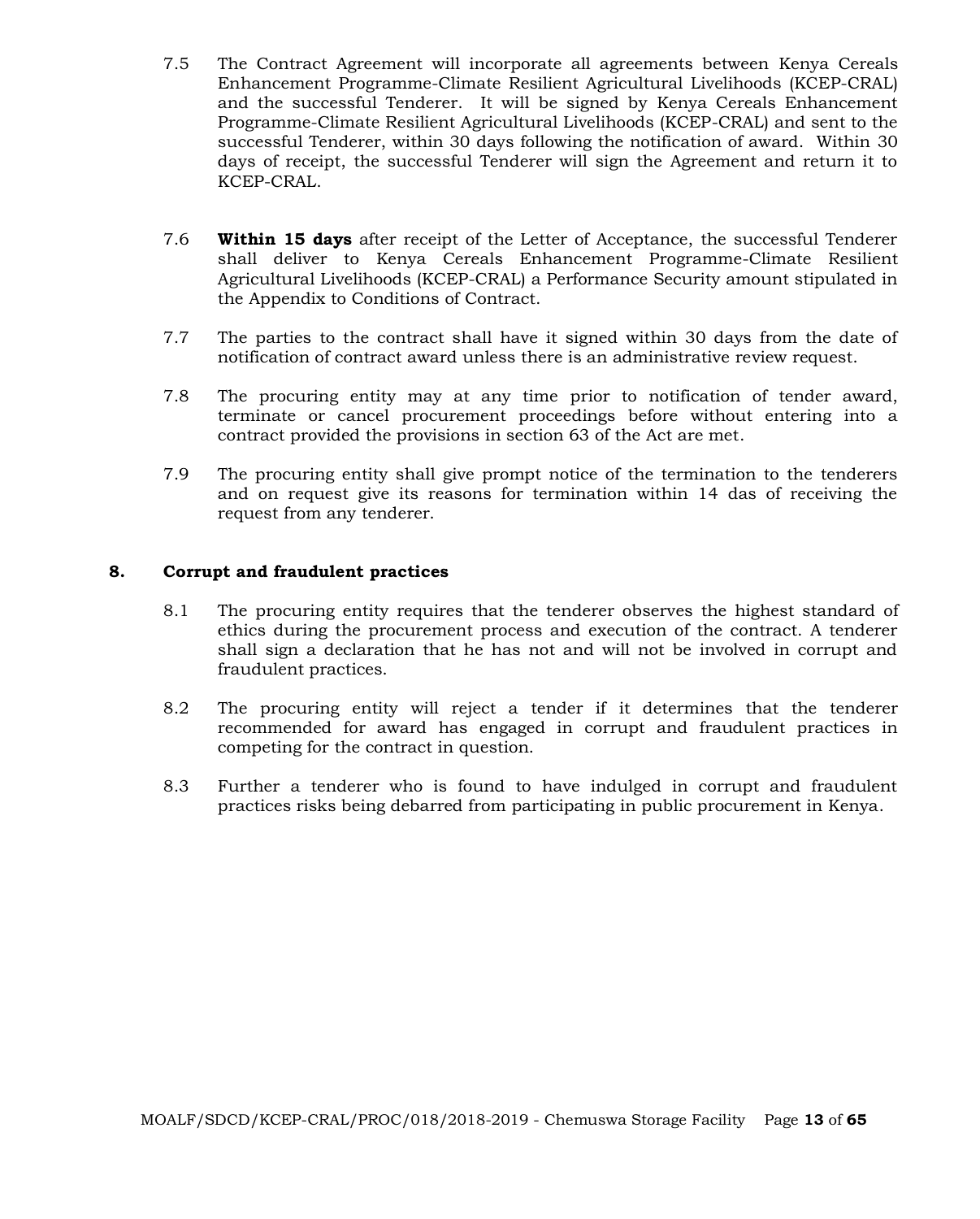7.5 The Contract Agreement will incorporate all agreements between Kenya Cereals Enhancement Programme-Climate Resilient Agricultural Livelihoods (KCEP-CRAL) and the successful Tenderer. It will be signed by Kenya Cereals Enhancement Programme-Climate Resilient Agricultural Livelihoods (KCEP-CRAL) and sent to the successful Tenderer, within 30 days following the notification of award. Within 30 days of receipt, the successful Tenderer will sign the Agreement and return it to KCEP-CRAL.

7.6 **Within 15 days** after receipt of the Letter of Acceptance, the successful Tenderer shall deliver to Kenya Cereals Enhancement Programme-Climate Resilient Agricultural Livelihoods (KCEP-CRAL) a Performance Security amount stipulated in the Appendix to Conditions of Contract.

7.7 The parties to the contract shall have it signed within 30 days from the date of notification of contract award unless there is an administrative review request.

7.8 The procuring entity may at any time prior to notification of tender award, terminate or cancel procurement proceedings before without entering into a contract provided the provisions in section 63 of the Act are met.

7.9 The procuring entity shall give prompt notice of the termination to the tenderers and on request give its reasons for termination within 14 das of receiving the request from any tenderer.

## 8. Corrupt and fraudulent practices

8.1 The procuring entity requires that the tenderer observes the highest standard of ethics during the procurement process and execution of the contract. A tenderer shall sign a declaration that he has not and will not be involved in corrupt and fraudulent practices.

8.2 The procuring entity will reject a tender if it determines that the tenderer recommended for award has engaged in corrupt and fraudulent practices in competing for the contract in question.

8.3 Further a tenderer who is found to have indulged in corrupt and fraudulent practices risks being debarred from participating in public procurement in Kenya.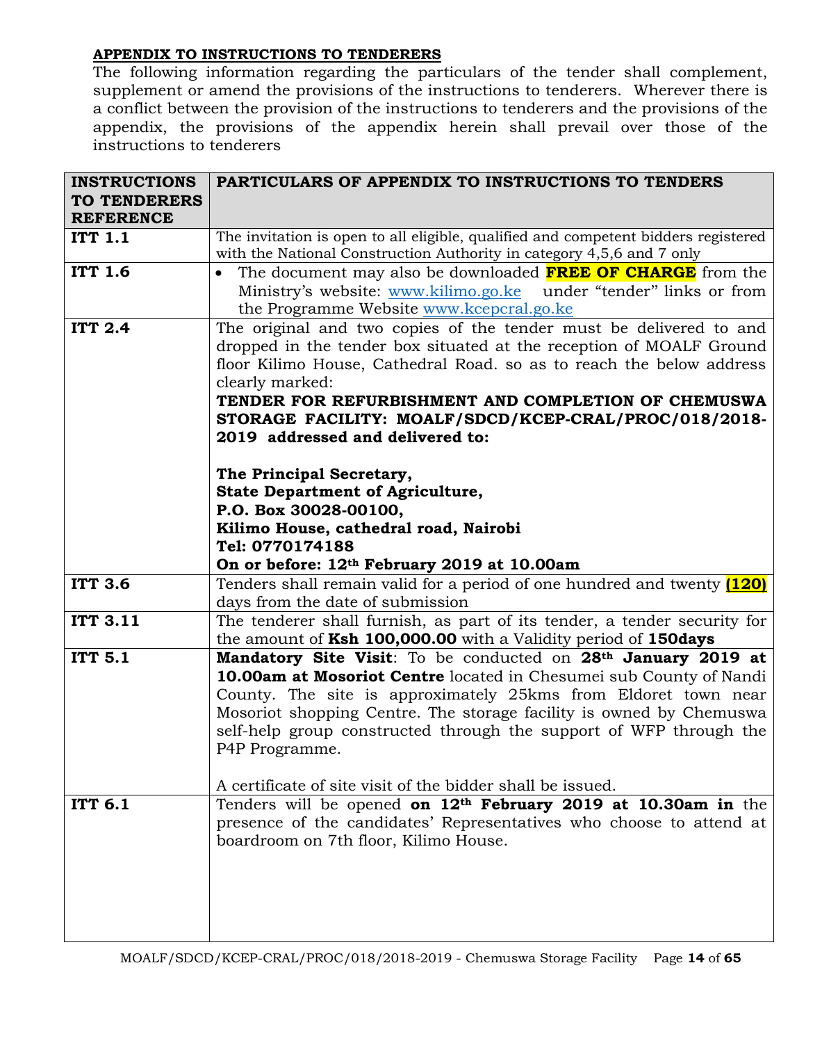**APPENDIX TO INSTRUCTIONS TO TENDERERS**

The following information regarding the particulars of the tender shall complement, supplement or amend the provisions of the instructions to tenderers. Wherever there is a conflict between the provision of the instructions to tenderers and the provisions of the appendix, the provisions of the appendix herein shall prevail over those of the instructions to tenderers

| INSTRUCTIONS TO TENDERERS REFERENCE | PARTICULARS OF APPENDIX TO INSTRUCTIONS TO TENDERS |
|---|---|
| **ITT 1.1** | The invitation is open to all eligible, qualified and competent bidders registered with the National Construction Authority in category 4,5,6 and 7 only |
| **ITT 1.6** | • The document may also be downloaded **FREE OF CHARGE** from the Ministry's website: www.kilimo.go.ke under "tender" links or from the Programme Website www.kcepcral.go.ke |
| **ITT 2.4** | The original and two copies of the tender must be delivered to and dropped in the tender box situated at the reception of MOALF Ground floor Kilimo House, Cathedral Road. so as to reach the below address clearly marked:<br>**TENDER FOR REFURBISHMENT AND COMPLETION OF CHEMUSWA STORAGE FACILITY: MOALF/SDCD/KCEP-CRAL/PROC/018/2018-2019 addressed and delivered to:**<br><br>**The Principal Secretary,**<br>**State Department of Agriculture,**<br>**P.O. Box 30028-00100,**<br>**Kilimo House, cathedral road, Nairobi**<br>**Tel: 0770174188**<br>**On or before: 12th February 2019 at 10.00am** |
| **ITT 3.6** | Tenders shall remain valid for a period of one hundred and twenty **(120)** days from the date of submission |
| **ITT 3.11** | The tenderer shall furnish, as part of its tender, a tender security for the amount of **Ksh 100,000.00** with a Validity period of **150days** |
| **ITT 5.1** | **Mandatory Site Visit**: To be conducted on **28th January 2019 at 10.00am at Mosoriot Centre** located in Chesumei sub County of Nandi County. The site is approximately 25kms from Eldoret town near Mosoriot shopping Centre. The storage facility is owned by Chemuswa self-help group constructed through the support of WFP through the P4P Programme.<br><br>A certificate of site visit of the bidder shall be issued. |
| **ITT 6.1** | Tenders will be opened **on 12th February 2019 at 10.30am in** the presence of the candidates' Representatives who choose to attend at boardroom on 7th floor, Kilimo House. |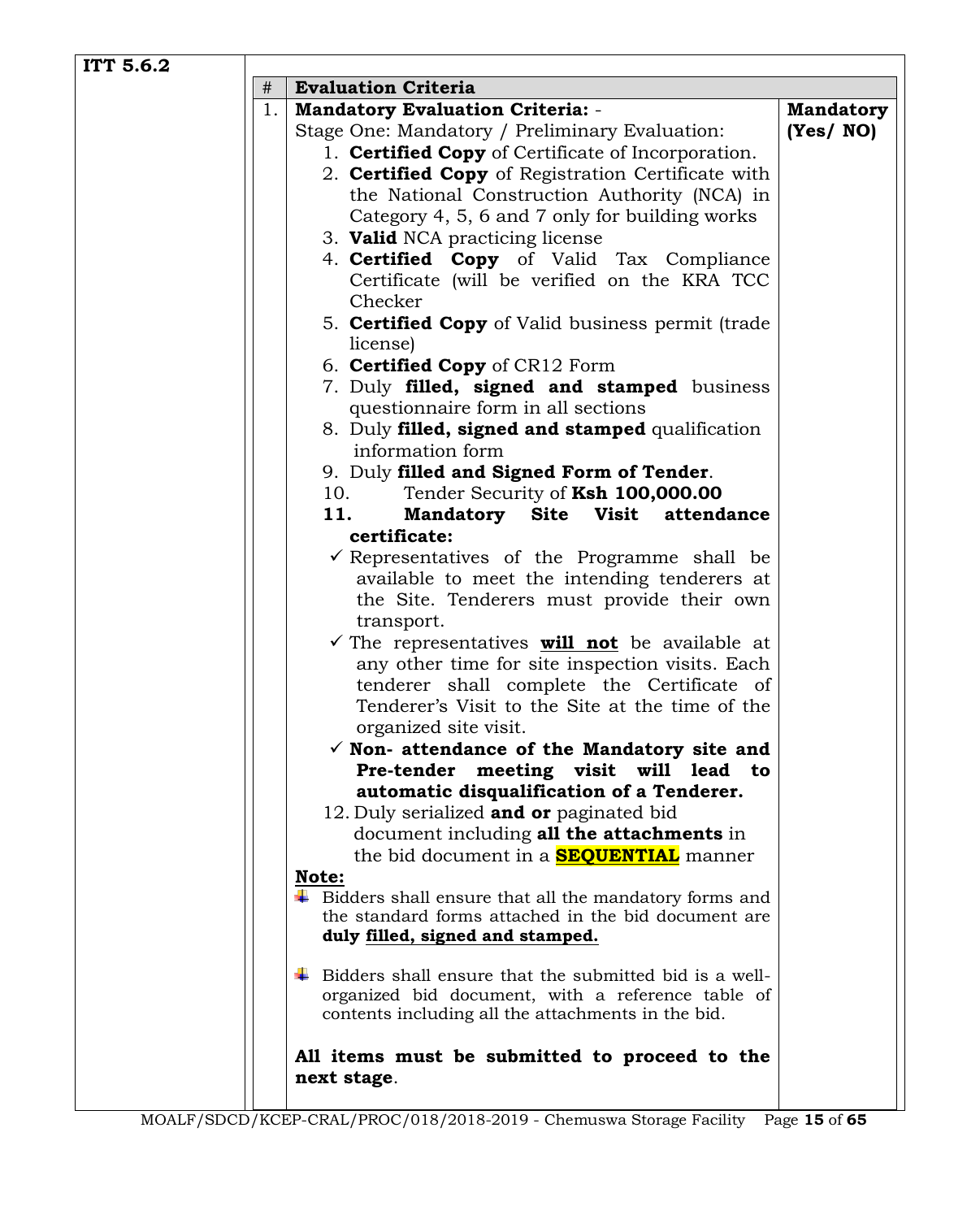**ITT 5.6.2**

| # | Evaluation Criteria | |
|---|---|---|
| 1. | **Mandatory Evaluation Criteria: -** | **Mandatory (Yes/ NO)** |

Stage One: Mandatory / Preliminary Evaluation:

1. **Certified Copy** of Certificate of Incorporation.
2. **Certified Copy** of Registration Certificate with the National Construction Authority (NCA) in Category 4, 5, 6 and 7 only for building works
3. **Valid** NCA practicing license
4. **Certified Copy** of Valid Tax Compliance Certificate (will be verified on the KRA TCC Checker
5. **Certified Copy** of Valid business permit (trade license)
6. **Certified Copy** of CR12 Form
7. Duly **filled, signed and stamped** business questionnaire form in all sections
8. Duly **filled, signed and stamped** qualification information form
9. Duly **filled and Signed Form of Tender**.
10. Tender Security of **Ksh 100,000.00**
11. **Mandatory Site Visit attendance certificate:**
    - ✓ Representatives of the Programme shall be available to meet the intending tenderers at the Site. Tenderers must provide their own transport.
    - ✓ The representatives ***will not*** be available at any other time for site inspection visits. Each tenderer shall complete the Certificate of Tenderer's Visit to the Site at the time of the organized site visit.
    - ✓ **Non- attendance of the Mandatory site and Pre-tender meeting visit will lead to automatic disqualification of a Tenderer.**
12. Duly serialized **and or** paginated bid document including **all the attachments** in the bid document in a **SEQUENTIAL** manner

**Note:**

- Bidders shall ensure that all the mandatory forms and the standard forms attached in the bid document are **duly filled, signed and stamped.**
- Bidders shall ensure that the submitted bid is a well-organized bid document, with a reference table of contents including all the attachments in the bid.

**All items must be submitted to proceed to the next stage**.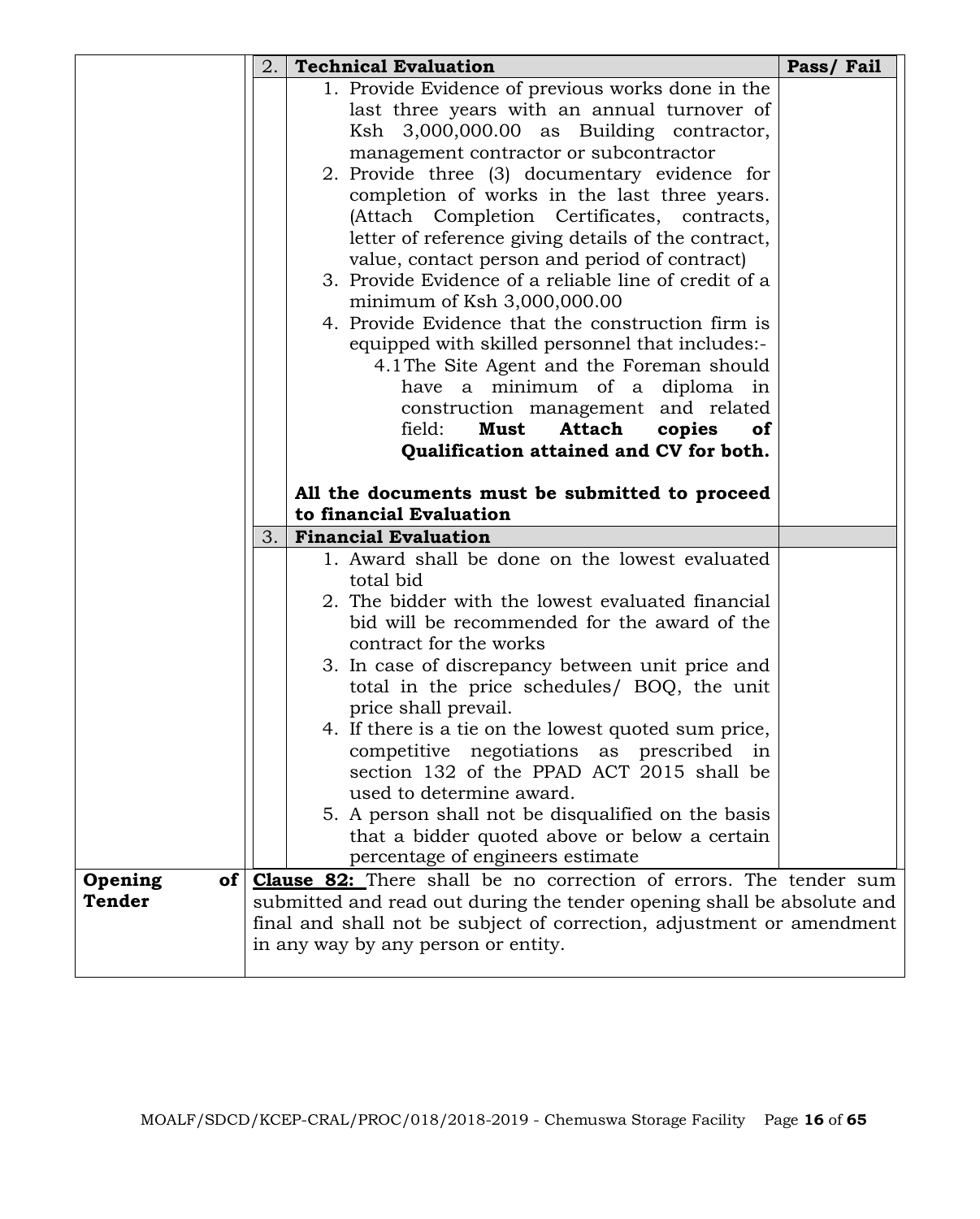| | | | |
|---|---|---|---|
| | 2. | **Technical Evaluation** | **Pass/ Fail** |
| | | 1. Provide Evidence of previous works done in the last three years with an annual turnover of Ksh 3,000,000.00 as Building contractor, management contractor or subcontractor<br>2. Provide three (3) documentary evidence for completion of works in the last three years. (Attach Completion Certificates, contracts, letter of reference giving details of the contract, value, contact person and period of contract)<br>3. Provide Evidence of a reliable line of credit of a minimum of Ksh 3,000,000.00<br>4. Provide Evidence that the construction firm is equipped with skilled personnel that includes:-<br>4.1 The Site Agent and the Foreman should have a minimum of a diploma in construction management and related field: **Must Attach copies of Qualification attained and CV for both.**<br><br>**All the documents must be submitted to proceed to financial Evaluation** | |
| | 3. | **Financial Evaluation** | |
| | | 1. Award shall be done on the lowest evaluated total bid<br>2. The bidder with the lowest evaluated financial bid will be recommended for the award of the contract for the works<br>3. In case of discrepancy between unit price and total in the price schedules/ BOQ, the unit price shall prevail.<br>4. If there is a tie on the lowest quoted sum price, competitive negotiations as prescribed in section 132 of the PPAD ACT 2015 shall be used to determine award.<br>5. A person shall not be disqualified on the basis that a bidder quoted above or below a certain percentage of engineers estimate | |
| **Opening of Tender** | **Clause 82:** There shall be no correction of errors. The tender sum submitted and read out during the tender opening shall be absolute and final and shall not be subject of correction, adjustment or amendment in any way by any person or entity. | | |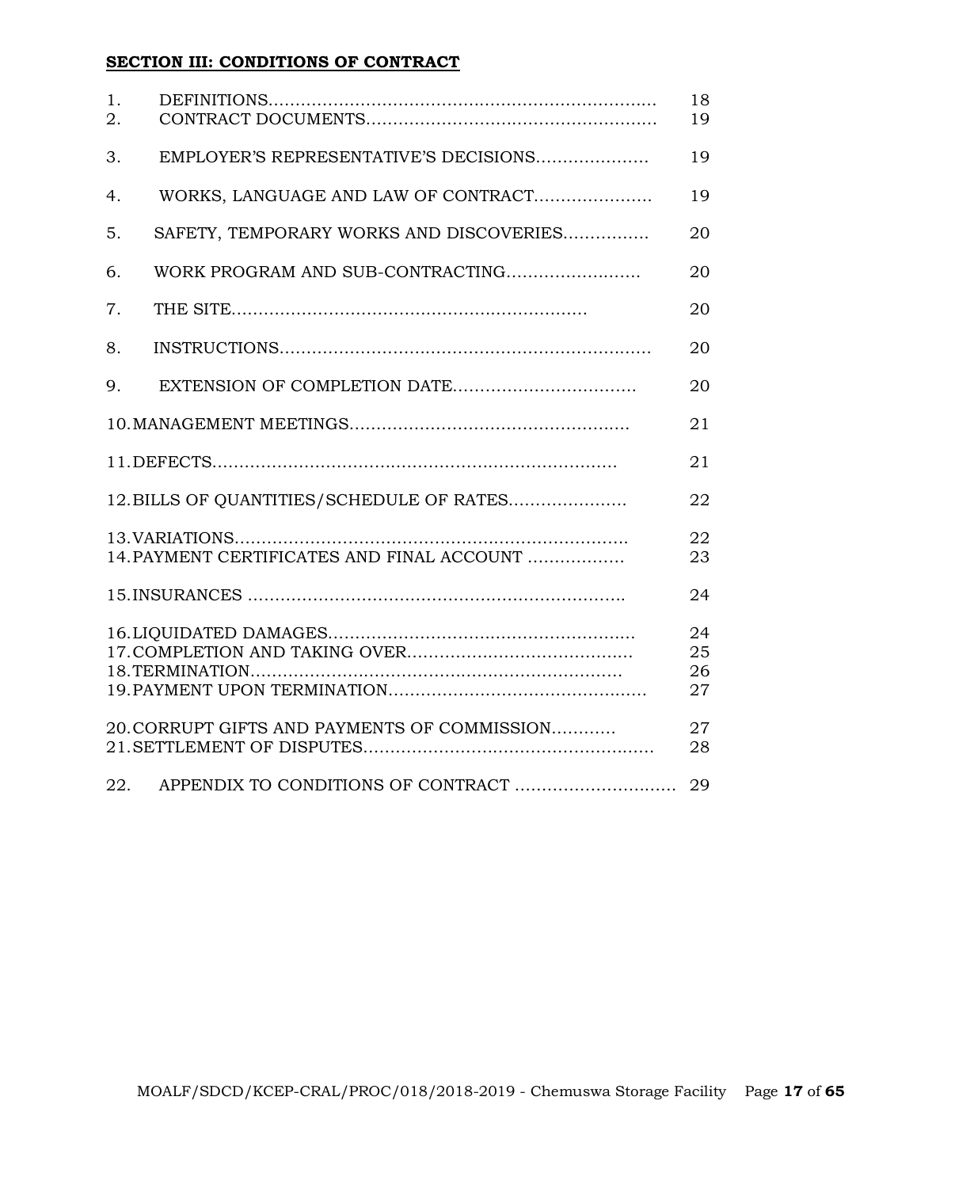## SECTION III: CONDITIONS OF CONTRACT

| | | |
|---|---|---|
| 1. | DEFINITIONS | 18 |
| 2. | CONTRACT DOCUMENTS | 19 |
| 3. | EMPLOYER'S REPRESENTATIVE'S DECISIONS | 19 |
| 4. | WORKS, LANGUAGE AND LAW OF CONTRACT | 19 |
| 5. | SAFETY, TEMPORARY WORKS AND DISCOVERIES | 20 |
| 6. | WORK PROGRAM AND SUB-CONTRACTING | 20 |
| 7. | THE SITE | 20 |
| 8. | INSTRUCTIONS | 20 |
| 9. | EXTENSION OF COMPLETION DATE | 20 |
| 10. | MANAGEMENT MEETINGS | 21 |
| 11. | DEFECTS | 21 |
| 12. | BILLS OF QUANTITIES/SCHEDULE OF RATES | 22 |
| 13. | VARIATIONS | 22 |
| 14. | PAYMENT CERTIFICATES AND FINAL ACCOUNT | 23 |
| 15. | INSURANCES | 24 |
| 16. | LIQUIDATED DAMAGES | 24 |
| 17. | COMPLETION AND TAKING OVER | 25 |
| 18. | TERMINATION | 26 |
| 19. | PAYMENT UPON TERMINATION | 27 |
| 20. | CORRUPT GIFTS AND PAYMENTS OF COMMISSION | 27 |
| 21. | SETTLEMENT OF DISPUTES | 28 |
| 22. | APPENDIX TO CONDITIONS OF CONTRACT | 29 |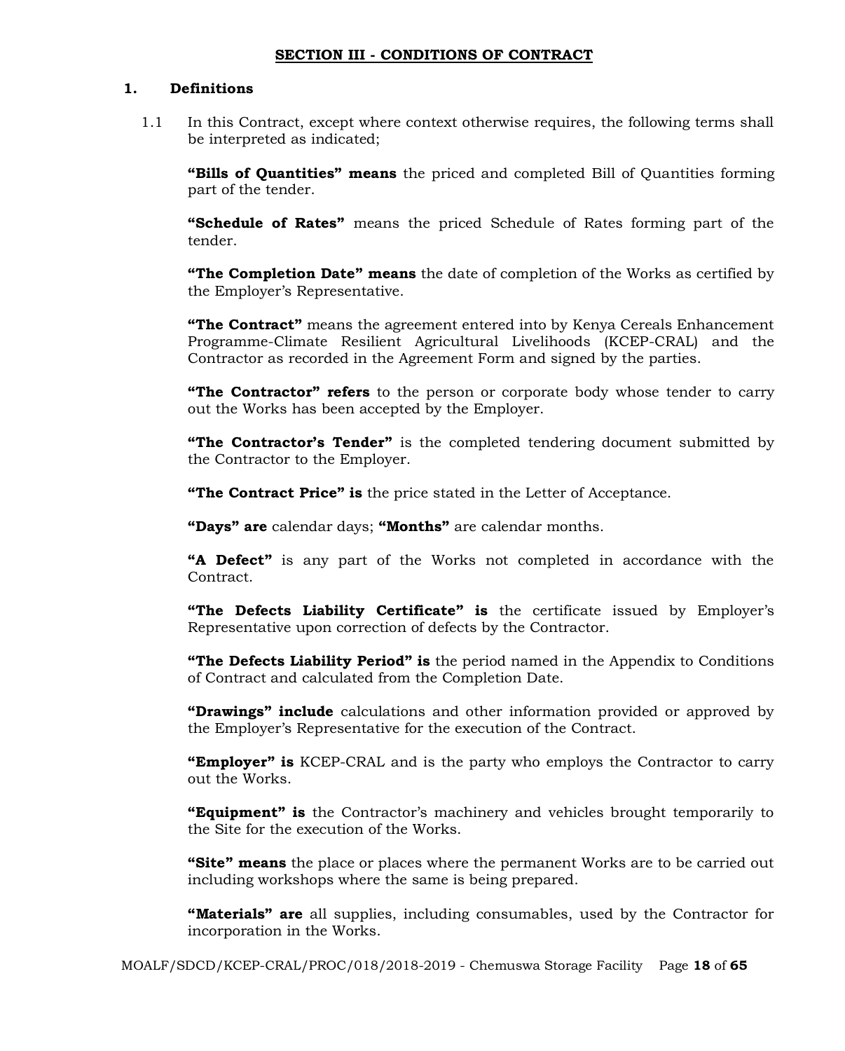## SECTION III - CONDITIONS OF CONTRACT

### 1. Definitions

1.1 In this Contract, except where context otherwise requires, the following terms shall be interpreted as indicated;

**"Bills of Quantities" means** the priced and completed Bill of Quantities forming part of the tender.

**"Schedule of Rates"** means the priced Schedule of Rates forming part of the tender.

**"The Completion Date" means** the date of completion of the Works as certified by the Employer's Representative.

**"The Contract"** means the agreement entered into by Kenya Cereals Enhancement Programme-Climate Resilient Agricultural Livelihoods (KCEP-CRAL) and the Contractor as recorded in the Agreement Form and signed by the parties.

**"The Contractor" refers** to the person or corporate body whose tender to carry out the Works has been accepted by the Employer.

**"The Contractor's Tender"** is the completed tendering document submitted by the Contractor to the Employer.

**"The Contract Price" is** the price stated in the Letter of Acceptance.

**"Days" are** calendar days; **"Months"** are calendar months.

**"A Defect"** is any part of the Works not completed in accordance with the Contract.

**"The Defects Liability Certificate" is** the certificate issued by Employer's Representative upon correction of defects by the Contractor.

**"The Defects Liability Period" is** the period named in the Appendix to Conditions of Contract and calculated from the Completion Date.

**"Drawings" include** calculations and other information provided or approved by the Employer's Representative for the execution of the Contract.

**"Employer" is** KCEP-CRAL and is the party who employs the Contractor to carry out the Works.

**"Equipment" is** the Contractor's machinery and vehicles brought temporarily to the Site for the execution of the Works.

**"Site" means** the place or places where the permanent Works are to be carried out including workshops where the same is being prepared.

**"Materials" are** all supplies, including consumables, used by the Contractor for incorporation in the Works.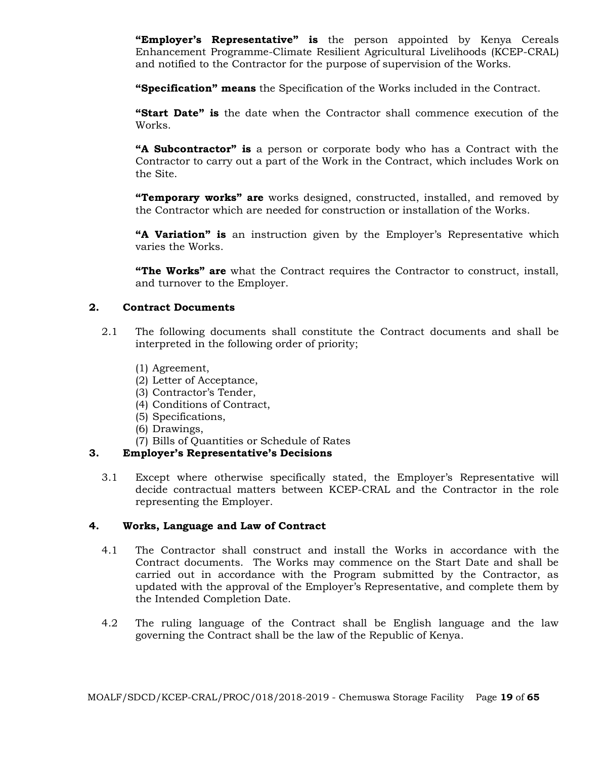**"Employer's Representative" is** the person appointed by Kenya Cereals Enhancement Programme-Climate Resilient Agricultural Livelihoods (KCEP-CRAL) and notified to the Contractor for the purpose of supervision of the Works.

**"Specification" means** the Specification of the Works included in the Contract.

**"Start Date" is** the date when the Contractor shall commence execution of the Works.

**"A Subcontractor" is** a person or corporate body who has a Contract with the Contractor to carry out a part of the Work in the Contract, which includes Work on the Site.

**"Temporary works" are** works designed, constructed, installed, and removed by the Contractor which are needed for construction or installation of the Works.

**"A Variation" is** an instruction given by the Employer's Representative which varies the Works.

**"The Works" are** what the Contract requires the Contractor to construct, install, and turnover to the Employer.

## 2. Contract Documents

2.1 The following documents shall constitute the Contract documents and shall be interpreted in the following order of priority;

(1) Agreement,
(2) Letter of Acceptance,
(3) Contractor's Tender,
(4) Conditions of Contract,
(5) Specifications,
(6) Drawings,
(7) Bills of Quantities or Schedule of Rates

## 3. Employer's Representative's Decisions

3.1 Except where otherwise specifically stated, the Employer's Representative will decide contractual matters between KCEP-CRAL and the Contractor in the role representing the Employer.

## 4. Works, Language and Law of Contract

4.1 The Contractor shall construct and install the Works in accordance with the Contract documents. The Works may commence on the Start Date and shall be carried out in accordance with the Program submitted by the Contractor, as updated with the approval of the Employer's Representative, and complete them by the Intended Completion Date.

4.2 The ruling language of the Contract shall be English language and the law governing the Contract shall be the law of the Republic of Kenya.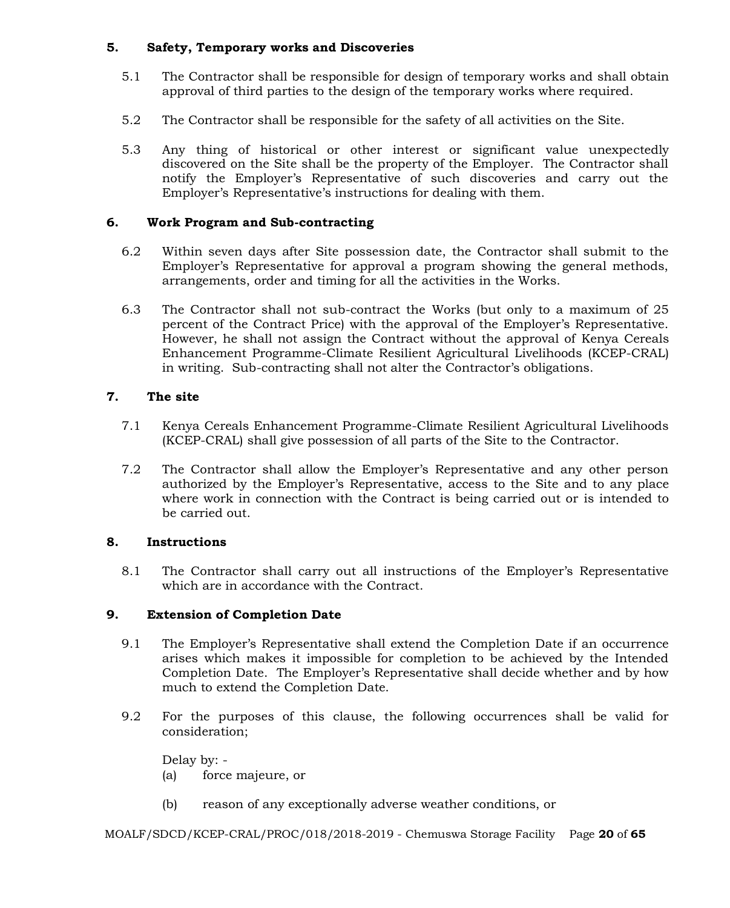## 5. Safety, Temporary works and Discoveries

5.1 The Contractor shall be responsible for design of temporary works and shall obtain approval of third parties to the design of the temporary works where required.

5.2 The Contractor shall be responsible for the safety of all activities on the Site.

5.3 Any thing of historical or other interest or significant value unexpectedly discovered on the Site shall be the property of the Employer. The Contractor shall notify the Employer's Representative of such discoveries and carry out the Employer's Representative's instructions for dealing with them.

## 6. Work Program and Sub-contracting

6.2 Within seven days after Site possession date, the Contractor shall submit to the Employer's Representative for approval a program showing the general methods, arrangements, order and timing for all the activities in the Works.

6.3 The Contractor shall not sub-contract the Works (but only to a maximum of 25 percent of the Contract Price) with the approval of the Employer's Representative. However, he shall not assign the Contract without the approval of Kenya Cereals Enhancement Programme-Climate Resilient Agricultural Livelihoods (KCEP-CRAL) in writing. Sub-contracting shall not alter the Contractor's obligations.

## 7. The site

7.1 Kenya Cereals Enhancement Programme-Climate Resilient Agricultural Livelihoods (KCEP-CRAL) shall give possession of all parts of the Site to the Contractor.

7.2 The Contractor shall allow the Employer's Representative and any other person authorized by the Employer's Representative, access to the Site and to any place where work in connection with the Contract is being carried out or is intended to be carried out.

## 8. Instructions

8.1 The Contractor shall carry out all instructions of the Employer's Representative which are in accordance with the Contract.

## 9. Extension of Completion Date

9.1 The Employer's Representative shall extend the Completion Date if an occurrence arises which makes it impossible for completion to be achieved by the Intended Completion Date. The Employer's Representative shall decide whether and by how much to extend the Completion Date.

9.2 For the purposes of this clause, the following occurrences shall be valid for consideration;

Delay by: -

(a) force majeure, or

(b) reason of any exceptionally adverse weather conditions, or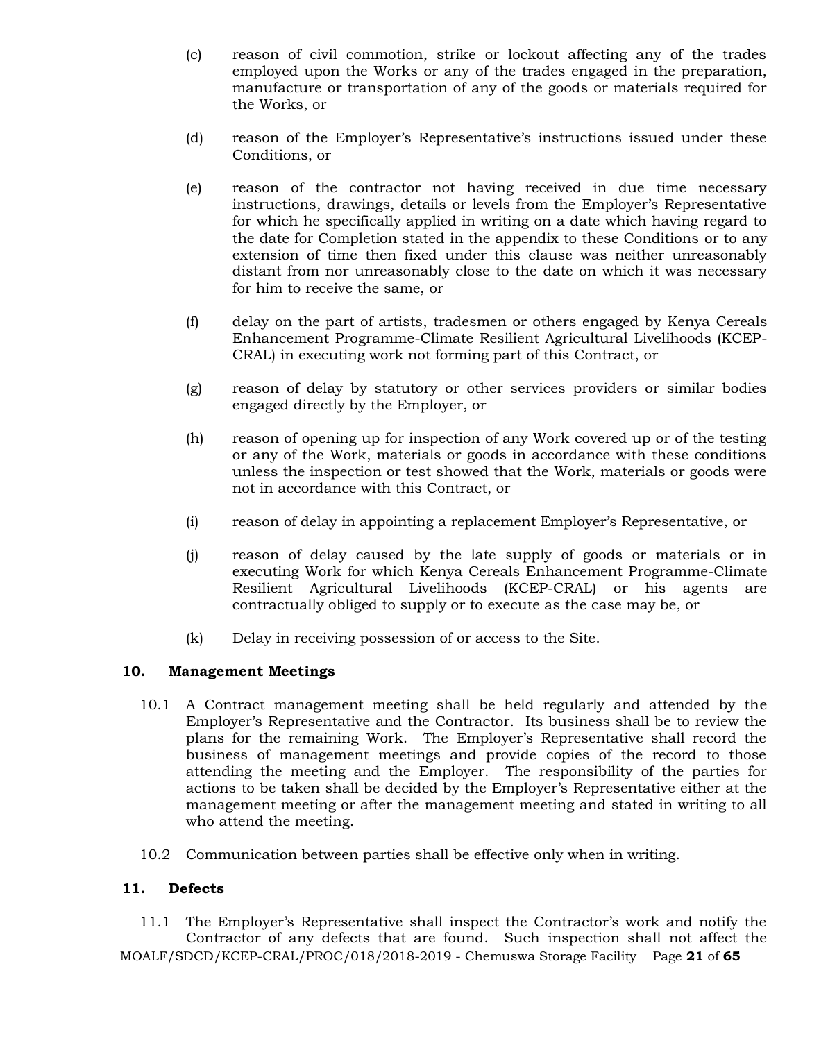(c) reason of civil commotion, strike or lockout affecting any of the trades employed upon the Works or any of the trades engaged in the preparation, manufacture or transportation of any of the goods or materials required for the Works, or

(d) reason of the Employer's Representative's instructions issued under these Conditions, or

(e) reason of the contractor not having received in due time necessary instructions, drawings, details or levels from the Employer's Representative for which he specifically applied in writing on a date which having regard to the date for Completion stated in the appendix to these Conditions or to any extension of time then fixed under this clause was neither unreasonably distant from nor unreasonably close to the date on which it was necessary for him to receive the same, or

(f) delay on the part of artists, tradesmen or others engaged by Kenya Cereals Enhancement Programme-Climate Resilient Agricultural Livelihoods (KCEP-CRAL) in executing work not forming part of this Contract, or

(g) reason of delay by statutory or other services providers or similar bodies engaged directly by the Employer, or

(h) reason of opening up for inspection of any Work covered up or of the testing or any of the Work, materials or goods in accordance with these conditions unless the inspection or test showed that the Work, materials or goods were not in accordance with this Contract, or

(i) reason of delay in appointing a replacement Employer's Representative, or

(j) reason of delay caused by the late supply of goods or materials or in executing Work for which Kenya Cereals Enhancement Programme-Climate Resilient Agricultural Livelihoods (KCEP-CRAL) or his agents are contractually obliged to supply or to execute as the case may be, or

(k) Delay in receiving possession of or access to the Site.

## 10. Management Meetings

10.1 A Contract management meeting shall be held regularly and attended by the Employer's Representative and the Contractor. Its business shall be to review the plans for the remaining Work. The Employer's Representative shall record the business of management meetings and provide copies of the record to those attending the meeting and the Employer. The responsibility of the parties for actions to be taken shall be decided by the Employer's Representative either at the management meeting or after the management meeting and stated in writing to all who attend the meeting.

10.2 Communication between parties shall be effective only when in writing.

## 11. Defects

11.1 The Employer's Representative shall inspect the Contractor's work and notify the Contractor of any defects that are found. Such inspection shall not affect the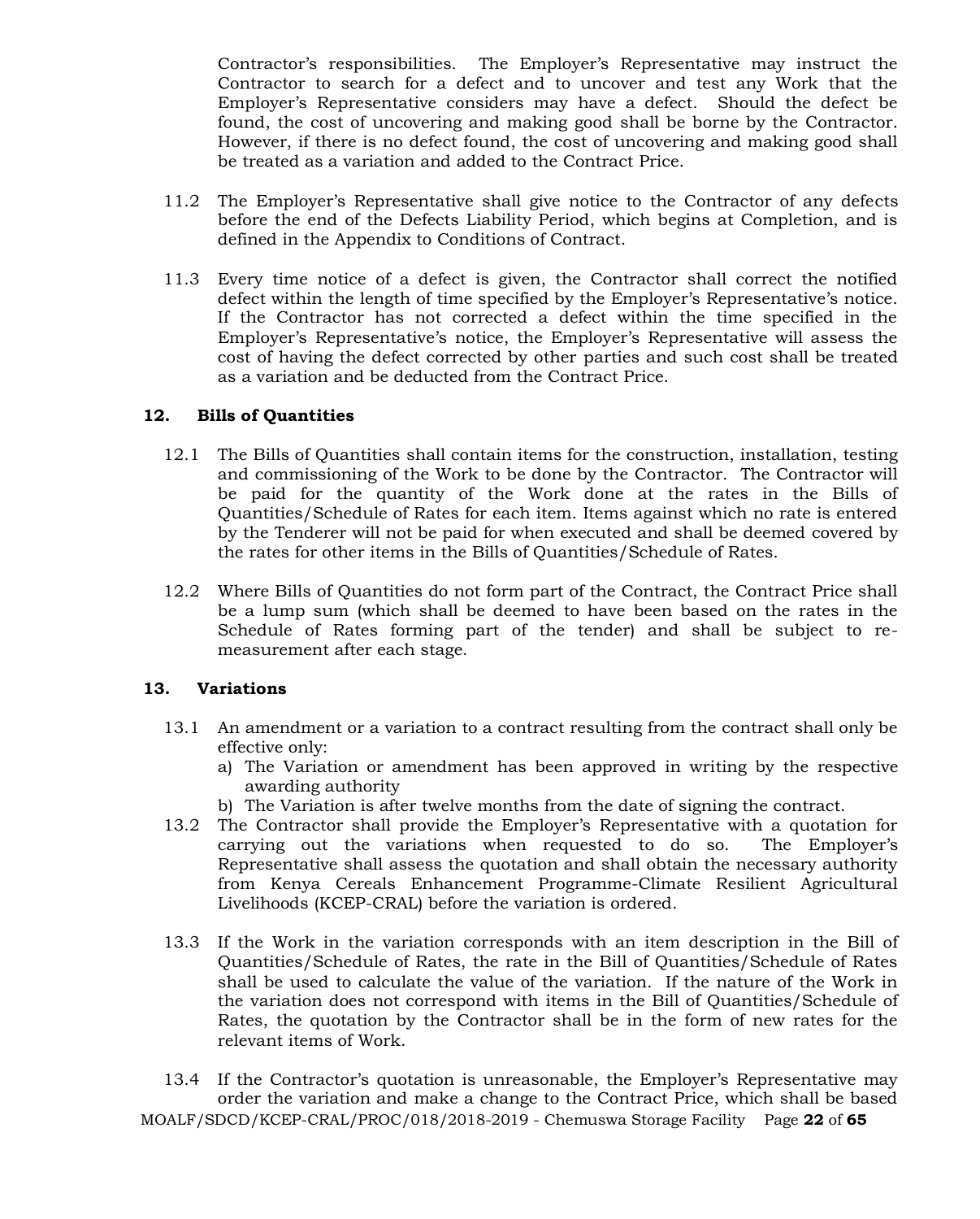Contractor's responsibilities. The Employer's Representative may instruct the Contractor to search for a defect and to uncover and test any Work that the Employer's Representative considers may have a defect. Should the defect be found, the cost of uncovering and making good shall be borne by the Contractor. However, if there is no defect found, the cost of uncovering and making good shall be treated as a variation and added to the Contract Price.

11.2 The Employer's Representative shall give notice to the Contractor of any defects before the end of the Defects Liability Period, which begins at Completion, and is defined in the Appendix to Conditions of Contract.

11.3 Every time notice of a defect is given, the Contractor shall correct the notified defect within the length of time specified by the Employer's Representative's notice. If the Contractor has not corrected a defect within the time specified in the Employer's Representative's notice, the Employer's Representative will assess the cost of having the defect corrected by other parties and such cost shall be treated as a variation and be deducted from the Contract Price.

### 12. Bills of Quantities

12.1 The Bills of Quantities shall contain items for the construction, installation, testing and commissioning of the Work to be done by the Contractor. The Contractor will be paid for the quantity of the Work done at the rates in the Bills of Quantities/Schedule of Rates for each item. Items against which no rate is entered by the Tenderer will not be paid for when executed and shall be deemed covered by the rates for other items in the Bills of Quantities/Schedule of Rates.

12.2 Where Bills of Quantities do not form part of the Contract, the Contract Price shall be a lump sum (which shall be deemed to have been based on the rates in the Schedule of Rates forming part of the tender) and shall be subject to re-measurement after each stage.

### 13. Variations

13.1 An amendment or a variation to a contract resulting from the contract shall only be effective only:

a) The Variation or amendment has been approved in writing by the respective awarding authority
b) The Variation is after twelve months from the date of signing the contract.

13.2 The Contractor shall provide the Employer's Representative with a quotation for carrying out the variations when requested to do so. The Employer's Representative shall assess the quotation and shall obtain the necessary authority from Kenya Cereals Enhancement Programme-Climate Resilient Agricultural Livelihoods (KCEP-CRAL) before the variation is ordered.

13.3 If the Work in the variation corresponds with an item description in the Bill of Quantities/Schedule of Rates, the rate in the Bill of Quantities/Schedule of Rates shall be used to calculate the value of the variation. If the nature of the Work in the variation does not correspond with items in the Bill of Quantities/Schedule of Rates, the quotation by the Contractor shall be in the form of new rates for the relevant items of Work.

13.4 If the Contractor's quotation is unreasonable, the Employer's Representative may order the variation and make a change to the Contract Price, which shall be based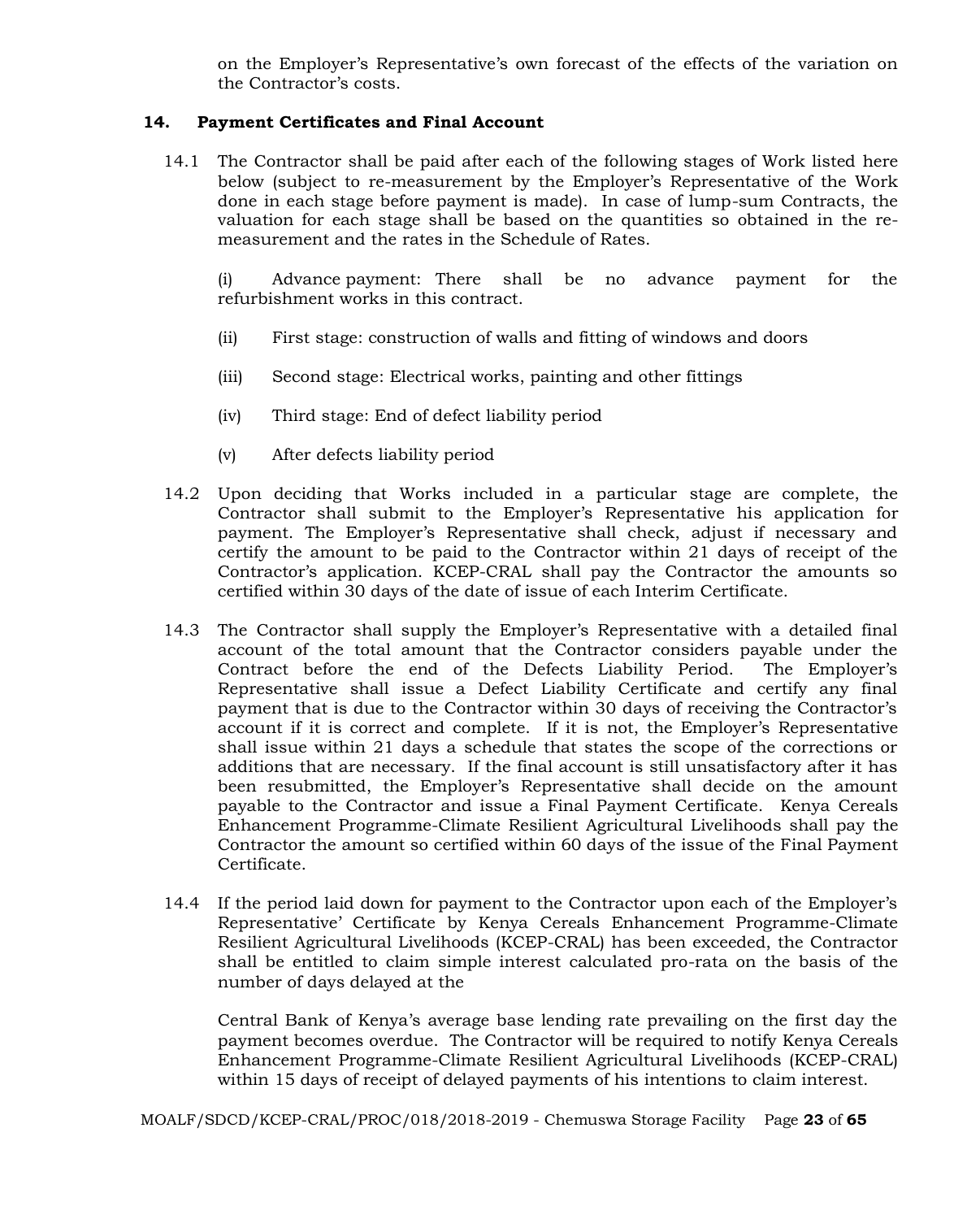on the Employer's Representative's own forecast of the effects of the variation on the Contractor's costs.

## 14. Payment Certificates and Final Account

14.1 The Contractor shall be paid after each of the following stages of Work listed here below (subject to re-measurement by the Employer's Representative of the Work done in each stage before payment is made). In case of lump-sum Contracts, the valuation for each stage shall be based on the quantities so obtained in the re-measurement and the rates in the Schedule of Rates.

(i) Advance payment: There shall be no advance payment for the refurbishment works in this contract.

(ii) First stage: construction of walls and fitting of windows and doors

(iii) Second stage: Electrical works, painting and other fittings

(iv) Third stage: End of defect liability period

(v) After defects liability period

14.2 Upon deciding that Works included in a particular stage are complete, the Contractor shall submit to the Employer's Representative his application for payment. The Employer's Representative shall check, adjust if necessary and certify the amount to be paid to the Contractor within 21 days of receipt of the Contractor's application. KCEP-CRAL shall pay the Contractor the amounts so certified within 30 days of the date of issue of each Interim Certificate.

14.3 The Contractor shall supply the Employer's Representative with a detailed final account of the total amount that the Contractor considers payable under the Contract before the end of the Defects Liability Period. The Employer's Representative shall issue a Defect Liability Certificate and certify any final payment that is due to the Contractor within 30 days of receiving the Contractor's account if it is correct and complete. If it is not, the Employer's Representative shall issue within 21 days a schedule that states the scope of the corrections or additions that are necessary. If the final account is still unsatisfactory after it has been resubmitted, the Employer's Representative shall decide on the amount payable to the Contractor and issue a Final Payment Certificate. Kenya Cereals Enhancement Programme-Climate Resilient Agricultural Livelihoods shall pay the Contractor the amount so certified within 60 days of the issue of the Final Payment Certificate.

14.4 If the period laid down for payment to the Contractor upon each of the Employer's Representative' Certificate by Kenya Cereals Enhancement Programme-Climate Resilient Agricultural Livelihoods (KCEP-CRAL) has been exceeded, the Contractor shall be entitled to claim simple interest calculated pro-rata on the basis of the number of days delayed at the

Central Bank of Kenya's average base lending rate prevailing on the first day the payment becomes overdue. The Contractor will be required to notify Kenya Cereals Enhancement Programme-Climate Resilient Agricultural Livelihoods (KCEP-CRAL) within 15 days of receipt of delayed payments of his intentions to claim interest.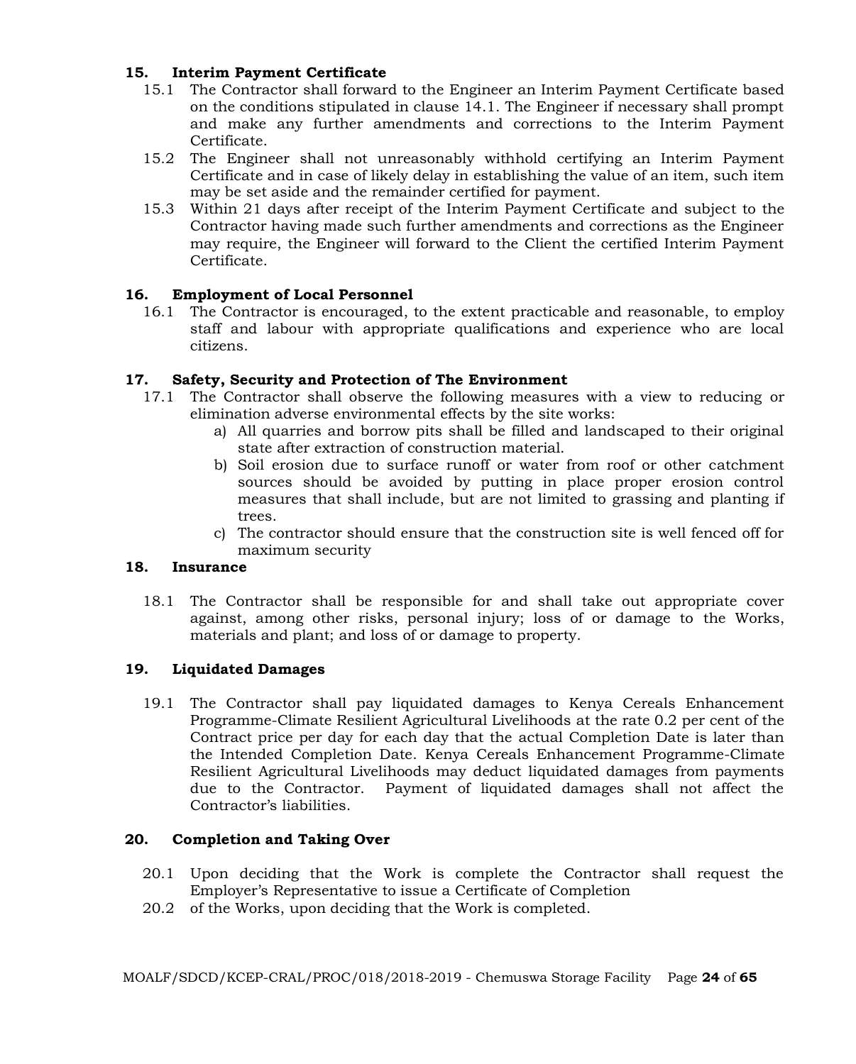### 15. Interim Payment Certificate

15.1 The Contractor shall forward to the Engineer an Interim Payment Certificate based on the conditions stipulated in clause 14.1. The Engineer if necessary shall prompt and make any further amendments and corrections to the Interim Payment Certificate.

15.2 The Engineer shall not unreasonably withhold certifying an Interim Payment Certificate and in case of likely delay in establishing the value of an item, such item may be set aside and the remainder certified for payment.

15.3 Within 21 days after receipt of the Interim Payment Certificate and subject to the Contractor having made such further amendments and corrections as the Engineer may require, the Engineer will forward to the Client the certified Interim Payment Certificate.

### 16. Employment of Local Personnel

16.1 The Contractor is encouraged, to the extent practicable and reasonable, to employ staff and labour with appropriate qualifications and experience who are local citizens.

### 17. Safety, Security and Protection of The Environment

17.1 The Contractor shall observe the following measures with a view to reducing or elimination adverse environmental effects by the site works:

a) All quarries and borrow pits shall be filled and landscaped to their original state after extraction of construction material.

b) Soil erosion due to surface runoff or water from roof or other catchment sources should be avoided by putting in place proper erosion control measures that shall include, but are not limited to grassing and planting if trees.

c) The contractor should ensure that the construction site is well fenced off for maximum security

### 18. Insurance

18.1 The Contractor shall be responsible for and shall take out appropriate cover against, among other risks, personal injury; loss of or damage to the Works, materials and plant; and loss of or damage to property.

### 19. Liquidated Damages

19.1 The Contractor shall pay liquidated damages to Kenya Cereals Enhancement Programme-Climate Resilient Agricultural Livelihoods at the rate 0.2 per cent of the Contract price per day for each day that the actual Completion Date is later than the Intended Completion Date. Kenya Cereals Enhancement Programme-Climate Resilient Agricultural Livelihoods may deduct liquidated damages from payments due to the Contractor. Payment of liquidated damages shall not affect the Contractor's liabilities.

### 20. Completion and Taking Over

20.1 Upon deciding that the Work is complete the Contractor shall request the Employer's Representative to issue a Certificate of Completion

20.2 of the Works, upon deciding that the Work is completed.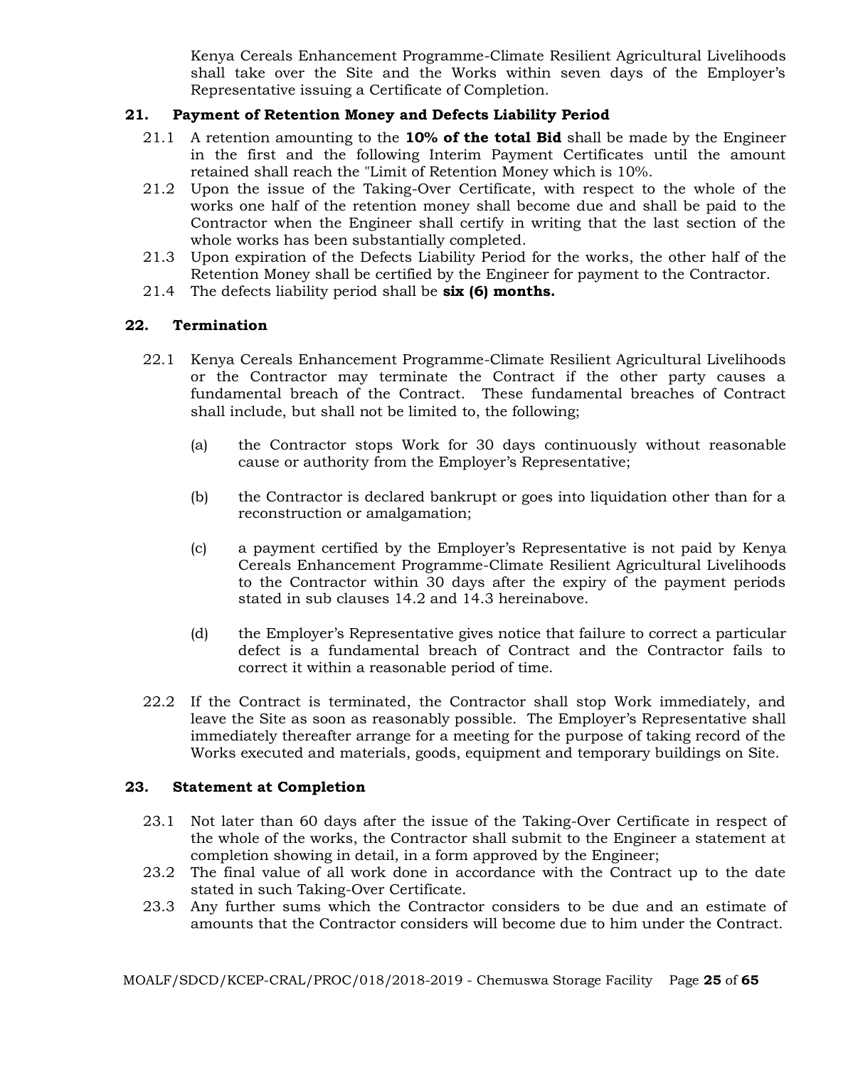Kenya Cereals Enhancement Programme-Climate Resilient Agricultural Livelihoods shall take over the Site and the Works within seven days of the Employer's Representative issuing a Certificate of Completion.

## 21. Payment of Retention Money and Defects Liability Period

21.1 A retention amounting to the **10% of the total Bid** shall be made by the Engineer in the first and the following Interim Payment Certificates until the amount retained shall reach the "Limit of Retention Money which is 10%.

21.2 Upon the issue of the Taking-Over Certificate, with respect to the whole of the works one half of the retention money shall become due and shall be paid to the Contractor when the Engineer shall certify in writing that the last section of the whole works has been substantially completed.

21.3 Upon expiration of the Defects Liability Period for the works, the other half of the Retention Money shall be certified by the Engineer for payment to the Contractor.

21.4 The defects liability period shall be **six (6) months.**

## 22. Termination

22.1 Kenya Cereals Enhancement Programme-Climate Resilient Agricultural Livelihoods or the Contractor may terminate the Contract if the other party causes a fundamental breach of the Contract. These fundamental breaches of Contract shall include, but shall not be limited to, the following;

(a) the Contractor stops Work for 30 days continuously without reasonable cause or authority from the Employer's Representative;

(b) the Contractor is declared bankrupt or goes into liquidation other than for a reconstruction or amalgamation;

(c) a payment certified by the Employer's Representative is not paid by Kenya Cereals Enhancement Programme-Climate Resilient Agricultural Livelihoods to the Contractor within 30 days after the expiry of the payment periods stated in sub clauses 14.2 and 14.3 hereinabove.

(d) the Employer's Representative gives notice that failure to correct a particular defect is a fundamental breach of Contract and the Contractor fails to correct it within a reasonable period of time.

22.2 If the Contract is terminated, the Contractor shall stop Work immediately, and leave the Site as soon as reasonably possible. The Employer's Representative shall immediately thereafter arrange for a meeting for the purpose of taking record of the Works executed and materials, goods, equipment and temporary buildings on Site.

## 23. Statement at Completion

23.1 Not later than 60 days after the issue of the Taking-Over Certificate in respect of the whole of the works, the Contractor shall submit to the Engineer a statement at completion showing in detail, in a form approved by the Engineer;

23.2 The final value of all work done in accordance with the Contract up to the date stated in such Taking-Over Certificate.

23.3 Any further sums which the Contractor considers to be due and an estimate of amounts that the Contractor considers will become due to him under the Contract.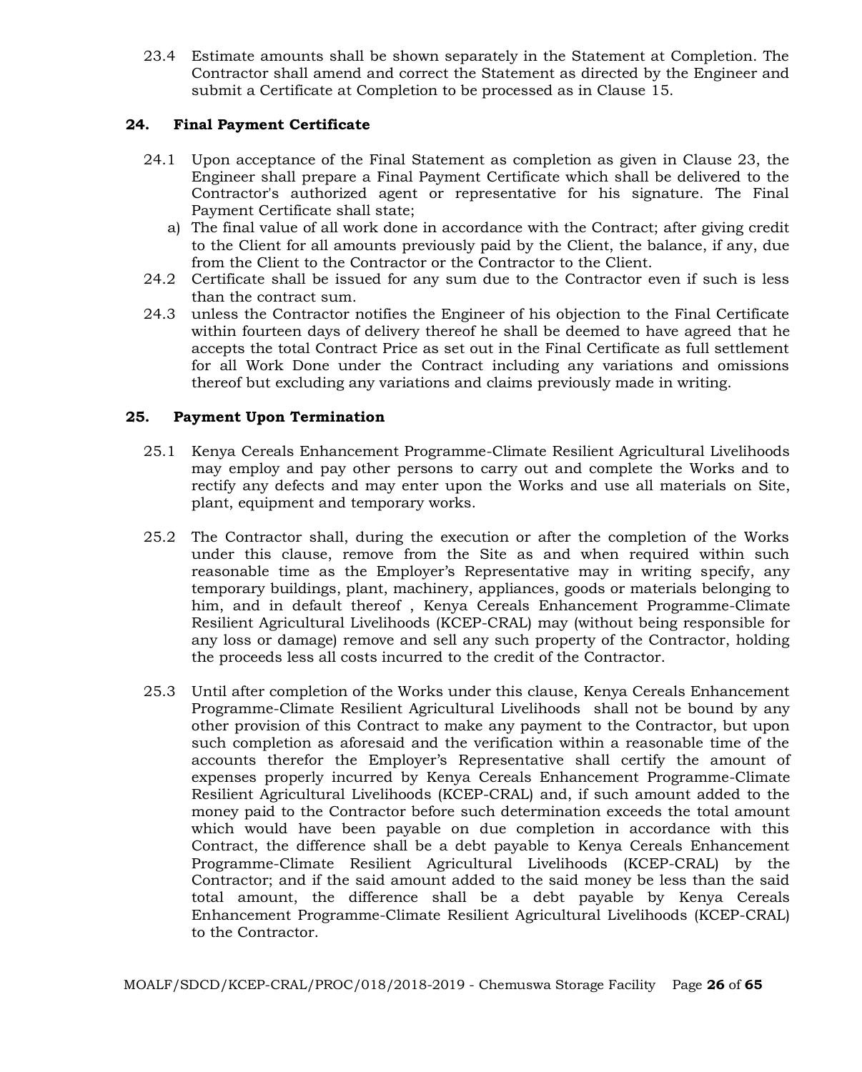23.4 Estimate amounts shall be shown separately in the Statement at Completion. The Contractor shall amend and correct the Statement as directed by the Engineer and submit a Certificate at Completion to be processed as in Clause 15.

## 24. Final Payment Certificate

24.1 Upon acceptance of the Final Statement as completion as given in Clause 23, the Engineer shall prepare a Final Payment Certificate which shall be delivered to the Contractor's authorized agent or representative for his signature. The Final Payment Certificate shall state;

a) The final value of all work done in accordance with the Contract; after giving credit to the Client for all amounts previously paid by the Client, the balance, if any, due from the Client to the Contractor or the Contractor to the Client.

24.2 Certificate shall be issued for any sum due to the Contractor even if such is less than the contract sum.

24.3 unless the Contractor notifies the Engineer of his objection to the Final Certificate within fourteen days of delivery thereof he shall be deemed to have agreed that he accepts the total Contract Price as set out in the Final Certificate as full settlement for all Work Done under the Contract including any variations and omissions thereof but excluding any variations and claims previously made in writing.

## 25. Payment Upon Termination

25.1 Kenya Cereals Enhancement Programme-Climate Resilient Agricultural Livelihoods may employ and pay other persons to carry out and complete the Works and to rectify any defects and may enter upon the Works and use all materials on Site, plant, equipment and temporary works.

25.2 The Contractor shall, during the execution or after the completion of the Works under this clause, remove from the Site as and when required within such reasonable time as the Employer's Representative may in writing specify, any temporary buildings, plant, machinery, appliances, goods or materials belonging to him, and in default thereof , Kenya Cereals Enhancement Programme-Climate Resilient Agricultural Livelihoods (KCEP-CRAL) may (without being responsible for any loss or damage) remove and sell any such property of the Contractor, holding the proceeds less all costs incurred to the credit of the Contractor.

25.3 Until after completion of the Works under this clause, Kenya Cereals Enhancement Programme-Climate Resilient Agricultural Livelihoods shall not be bound by any other provision of this Contract to make any payment to the Contractor, but upon such completion as aforesaid and the verification within a reasonable time of the accounts therefor the Employer's Representative shall certify the amount of expenses properly incurred by Kenya Cereals Enhancement Programme-Climate Resilient Agricultural Livelihoods (KCEP-CRAL) and, if such amount added to the money paid to the Contractor before such determination exceeds the total amount which would have been payable on due completion in accordance with this Contract, the difference shall be a debt payable to Kenya Cereals Enhancement Programme-Climate Resilient Agricultural Livelihoods (KCEP-CRAL) by the Contractor; and if the said amount added to the said money be less than the said total amount, the difference shall be a debt payable by Kenya Cereals Enhancement Programme-Climate Resilient Agricultural Livelihoods (KCEP-CRAL) to the Contractor.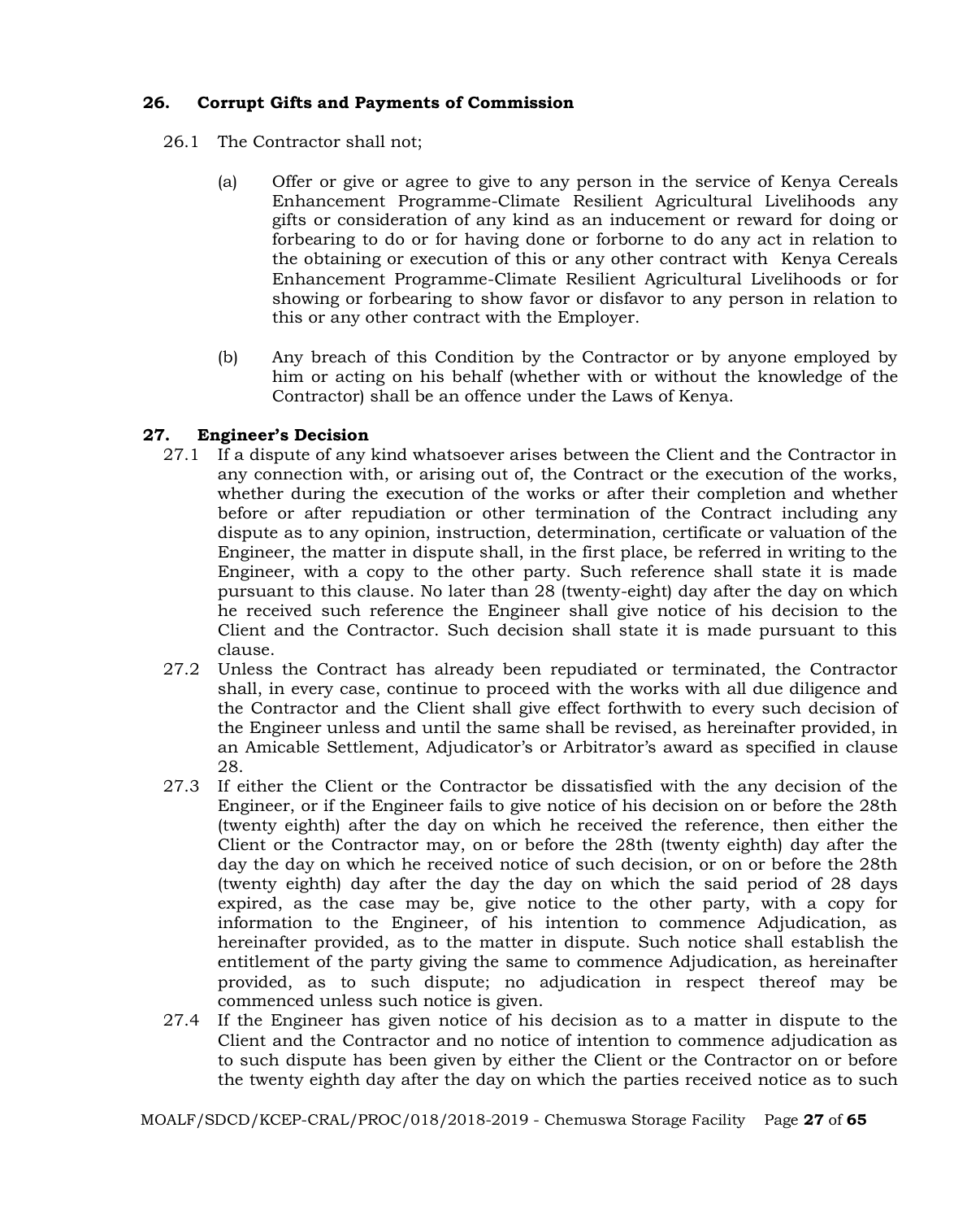## 26. Corrupt Gifts and Payments of Commission

26.1 The Contractor shall not;

(a) Offer or give or agree to give to any person in the service of Kenya Cereals Enhancement Programme-Climate Resilient Agricultural Livelihoods any gifts or consideration of any kind as an inducement or reward for doing or forbearing to do or for having done or forborne to do any act in relation to the obtaining or execution of this or any other contract with Kenya Cereals Enhancement Programme-Climate Resilient Agricultural Livelihoods or for showing or forbearing to show favor or disfavor to any person in relation to this or any other contract with the Employer.

(b) Any breach of this Condition by the Contractor or by anyone employed by him or acting on his behalf (whether with or without the knowledge of the Contractor) shall be an offence under the Laws of Kenya.

## 27. Engineer's Decision

27.1 If a dispute of any kind whatsoever arises between the Client and the Contractor in any connection with, or arising out of, the Contract or the execution of the works, whether during the execution of the works or after their completion and whether before or after repudiation or other termination of the Contract including any dispute as to any opinion, instruction, determination, certificate or valuation of the Engineer, the matter in dispute shall, in the first place, be referred in writing to the Engineer, with a copy to the other party. Such reference shall state it is made pursuant to this clause. No later than 28 (twenty-eight) day after the day on which he received such reference the Engineer shall give notice of his decision to the Client and the Contractor. Such decision shall state it is made pursuant to this clause.

27.2 Unless the Contract has already been repudiated or terminated, the Contractor shall, in every case, continue to proceed with the works with all due diligence and the Contractor and the Client shall give effect forthwith to every such decision of the Engineer unless and until the same shall be revised, as hereinafter provided, in an Amicable Settlement, Adjudicator's or Arbitrator's award as specified in clause 28.

27.3 If either the Client or the Contractor be dissatisfied with the any decision of the Engineer, or if the Engineer fails to give notice of his decision on or before the 28th (twenty eighth) after the day on which he received the reference, then either the Client or the Contractor may, on or before the 28th (twenty eighth) day after the day the day on which he received notice of such decision, or on or before the 28th (twenty eighth) day after the day the day on which the said period of 28 days expired, as the case may be, give notice to the other party, with a copy for information to the Engineer, of his intention to commence Adjudication, as hereinafter provided, as to the matter in dispute. Such notice shall establish the entitlement of the party giving the same to commence Adjudication, as hereinafter provided, as to such dispute; no adjudication in respect thereof may be commenced unless such notice is given.

27.4 If the Engineer has given notice of his decision as to a matter in dispute to the Client and the Contractor and no notice of intention to commence adjudication as to such dispute has been given by either the Client or the Contractor on or before the twenty eighth day after the day on which the parties received notice as to such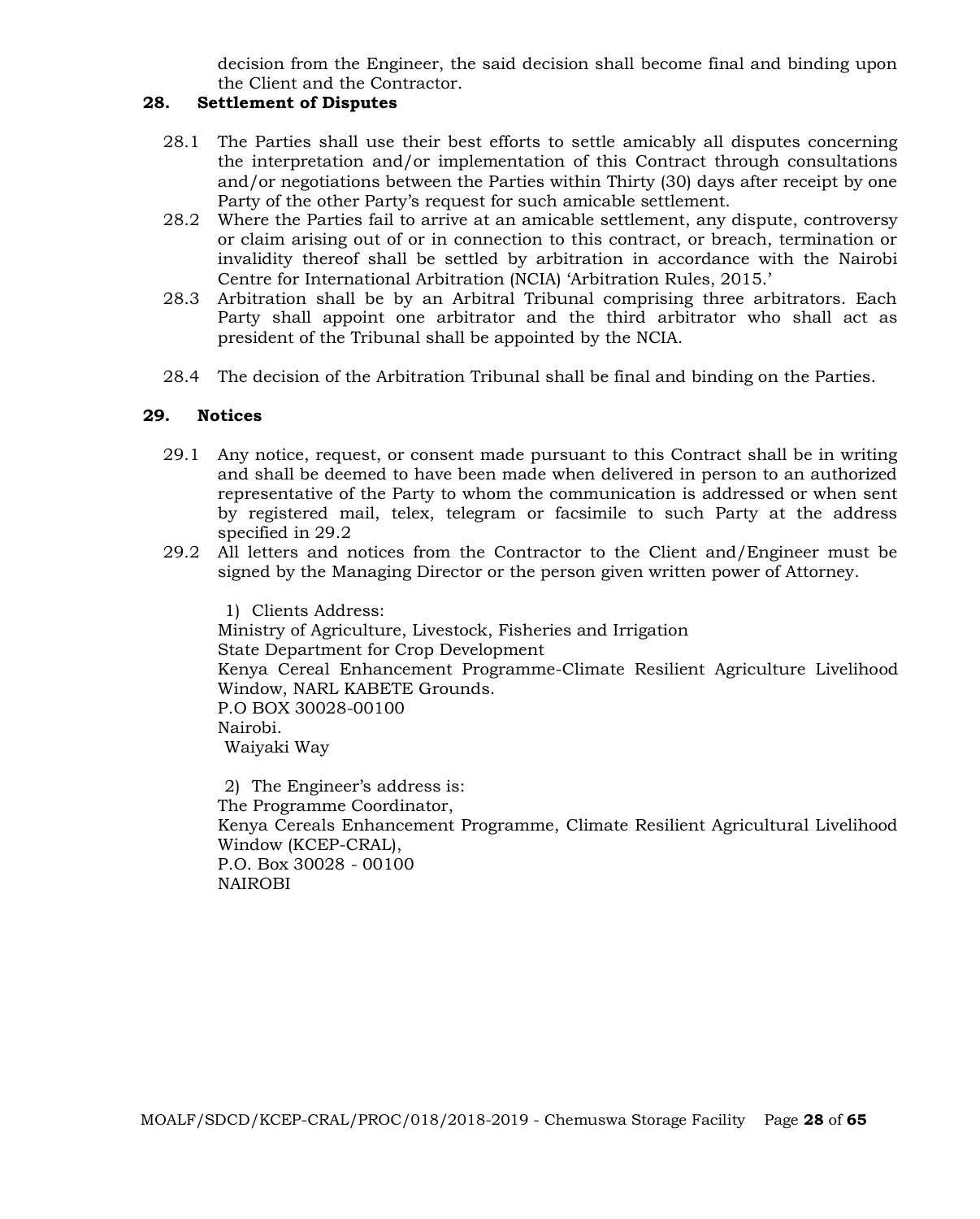decision from the Engineer, the said decision shall become final and binding upon the Client and the Contractor.

## 28. Settlement of Disputes

28.1 The Parties shall use their best efforts to settle amicably all disputes concerning the interpretation and/or implementation of this Contract through consultations and/or negotiations between the Parties within Thirty (30) days after receipt by one Party of the other Party's request for such amicable settlement.

28.2 Where the Parties fail to arrive at an amicable settlement, any dispute, controversy or claim arising out of or in connection to this contract, or breach, termination or invalidity thereof shall be settled by arbitration in accordance with the Nairobi Centre for International Arbitration (NCIA) 'Arbitration Rules, 2015.'

28.3 Arbitration shall be by an Arbitral Tribunal comprising three arbitrators. Each Party shall appoint one arbitrator and the third arbitrator who shall act as president of the Tribunal shall be appointed by the NCIA.

28.4 The decision of the Arbitration Tribunal shall be final and binding on the Parties.

## 29. Notices

29.1 Any notice, request, or consent made pursuant to this Contract shall be in writing and shall be deemed to have been made when delivered in person to an authorized representative of the Party to whom the communication is addressed or when sent by registered mail, telex, telegram or facsimile to such Party at the address specified in 29.2

29.2 All letters and notices from the Contractor to the Client and/Engineer must be signed by the Managing Director or the person given written power of Attorney.

1) Clients Address:
Ministry of Agriculture, Livestock, Fisheries and Irrigation
State Department for Crop Development
Kenya Cereal Enhancement Programme-Climate Resilient Agriculture Livelihood Window, NARL KABETE Grounds.
P.O BOX 30028-00100
Nairobi.
Waiyaki Way

2) The Engineer's address is:
The Programme Coordinator,
Kenya Cereals Enhancement Programme, Climate Resilient Agricultural Livelihood Window (KCEP-CRAL),
P.O. Box 30028 - 00100
NAIROBI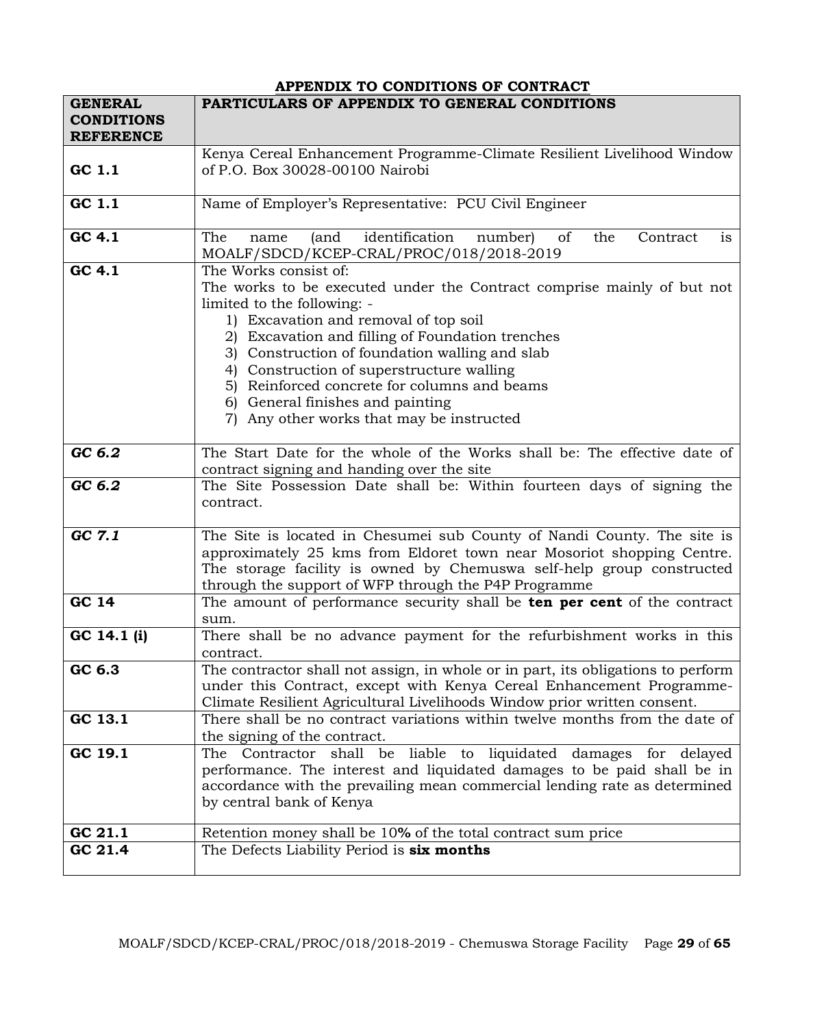## APPENDIX TO CONDITIONS OF CONTRACT

| GENERAL CONDITIONS REFERENCE | PARTICULARS OF APPENDIX TO GENERAL CONDITIONS |
|---|---|
| **GC 1.1** | Kenya Cereal Enhancement Programme-Climate Resilient Livelihood Window of P.O. Box 30028-00100 Nairobi |
| **GC 1.1** | Name of Employer's Representative: PCU Civil Engineer |
| **GC 4.1** | The name (and identification number) of the Contract is MOALF/SDCD/KCEP-CRAL/PROC/018/2018-2019 |
| **GC 4.1** | The Works consist of:<br>The works to be executed under the Contract comprise mainly of but not limited to the following: -<br>1) Excavation and removal of top soil<br>2) Excavation and filling of Foundation trenches<br>3) Construction of foundation walling and slab<br>4) Construction of superstructure walling<br>5) Reinforced concrete for columns and beams<br>6) General finishes and painting<br>7) Any other works that may be instructed |
| ***GC 6.2*** | The Start Date for the whole of the Works shall be: The effective date of contract signing and handing over the site |
| ***GC 6.2*** | The Site Possession Date shall be: Within fourteen days of signing the contract. |
| ***GC 7.1*** | The Site is located in Chesumei sub County of Nandi County. The site is approximately 25 kms from Eldoret town near Mosoriot shopping Centre. The storage facility is owned by Chemuswa self-help group constructed through the support of WFP through the P4P Programme |
| **GC 14** | The amount of performance security shall be **ten per cent** of the contract sum. |
| **GC 14.1 (i)** | There shall be no advance payment for the refurbishment works in this contract. |
| **GC 6.3** | The contractor shall not assign, in whole or in part, its obligations to perform under this Contract, except with Kenya Cereal Enhancement Programme-Climate Resilient Agricultural Livelihoods Window prior written consent. |
| **GC 13.1** | There shall be no contract variations within twelve months from the date of the signing of the contract. |
| **GC 19.1** | The Contractor shall be liable to liquidated damages for delayed performance. The interest and liquidated damages to be paid shall be in accordance with the prevailing mean commercial lending rate as determined by central bank of Kenya |
| **GC 21.1** | Retention money shall be 10**%** of the total contract sum price |
| **GC 21.4** | The Defects Liability Period is **six months** |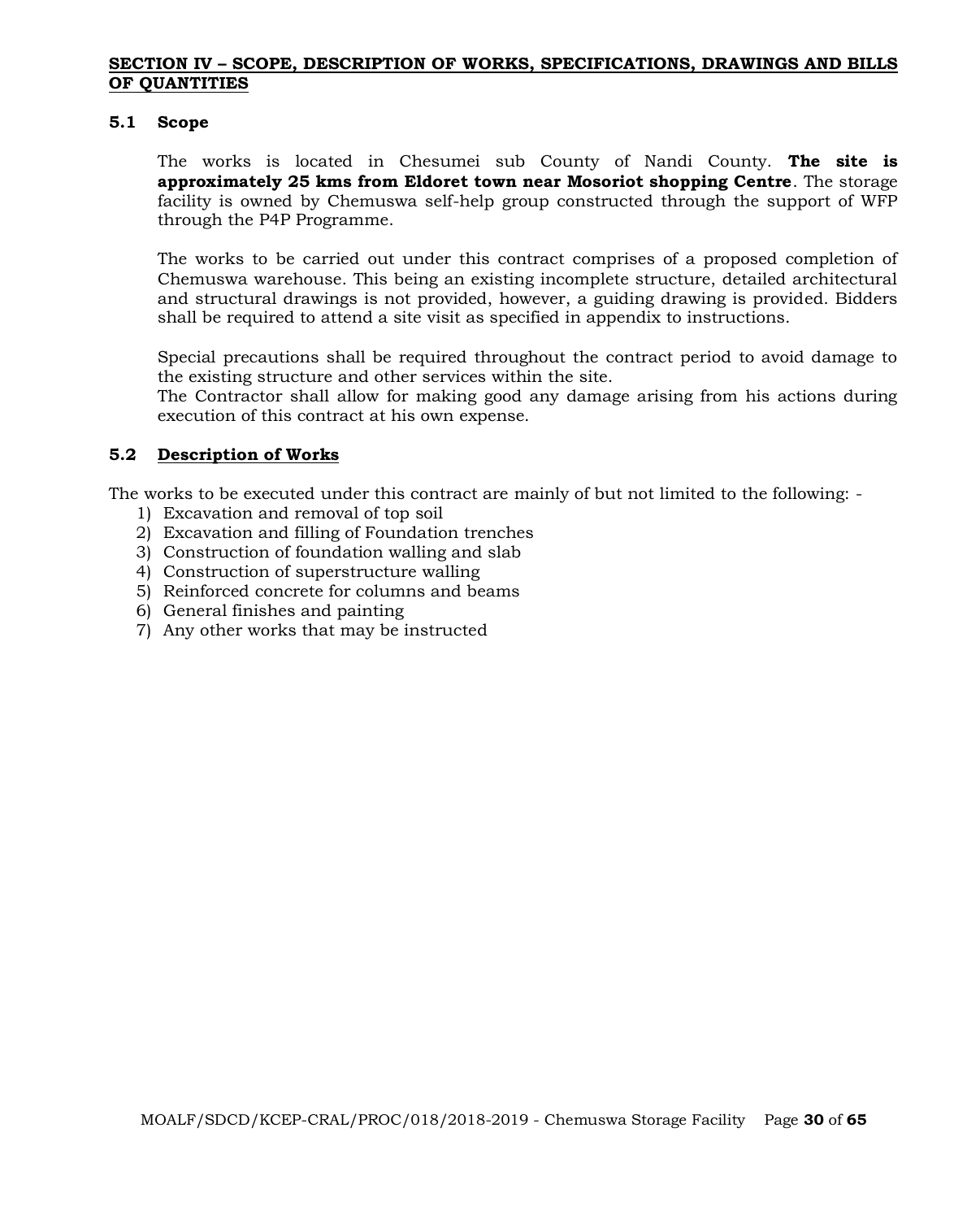## SECTION IV – SCOPE, DESCRIPTION OF WORKS, SPECIFICATIONS, DRAWINGS AND BILLS OF QUANTITIES

### 5.1 Scope

The works is located in Chesumei sub County of Nandi County. **The site is approximately 25 kms from Eldoret town near Mosoriot shopping Centre**. The storage facility is owned by Chemuswa self-help group constructed through the support of WFP through the P4P Programme.

The works to be carried out under this contract comprises of a proposed completion of Chemuswa warehouse. This being an existing incomplete structure, detailed architectural and structural drawings is not provided, however, a guiding drawing is provided. Bidders shall be required to attend a site visit as specified in appendix to instructions.

Special precautions shall be required throughout the contract period to avoid damage to the existing structure and other services within the site.
The Contractor shall allow for making good any damage arising from his actions during execution of this contract at his own expense.

### 5.2 Description of Works

The works to be executed under this contract are mainly of but not limited to the following: -

1) Excavation and removal of top soil
2) Excavation and filling of Foundation trenches
3) Construction of foundation walling and slab
4) Construction of superstructure walling
5) Reinforced concrete for columns and beams
6) General finishes and painting
7) Any other works that may be instructed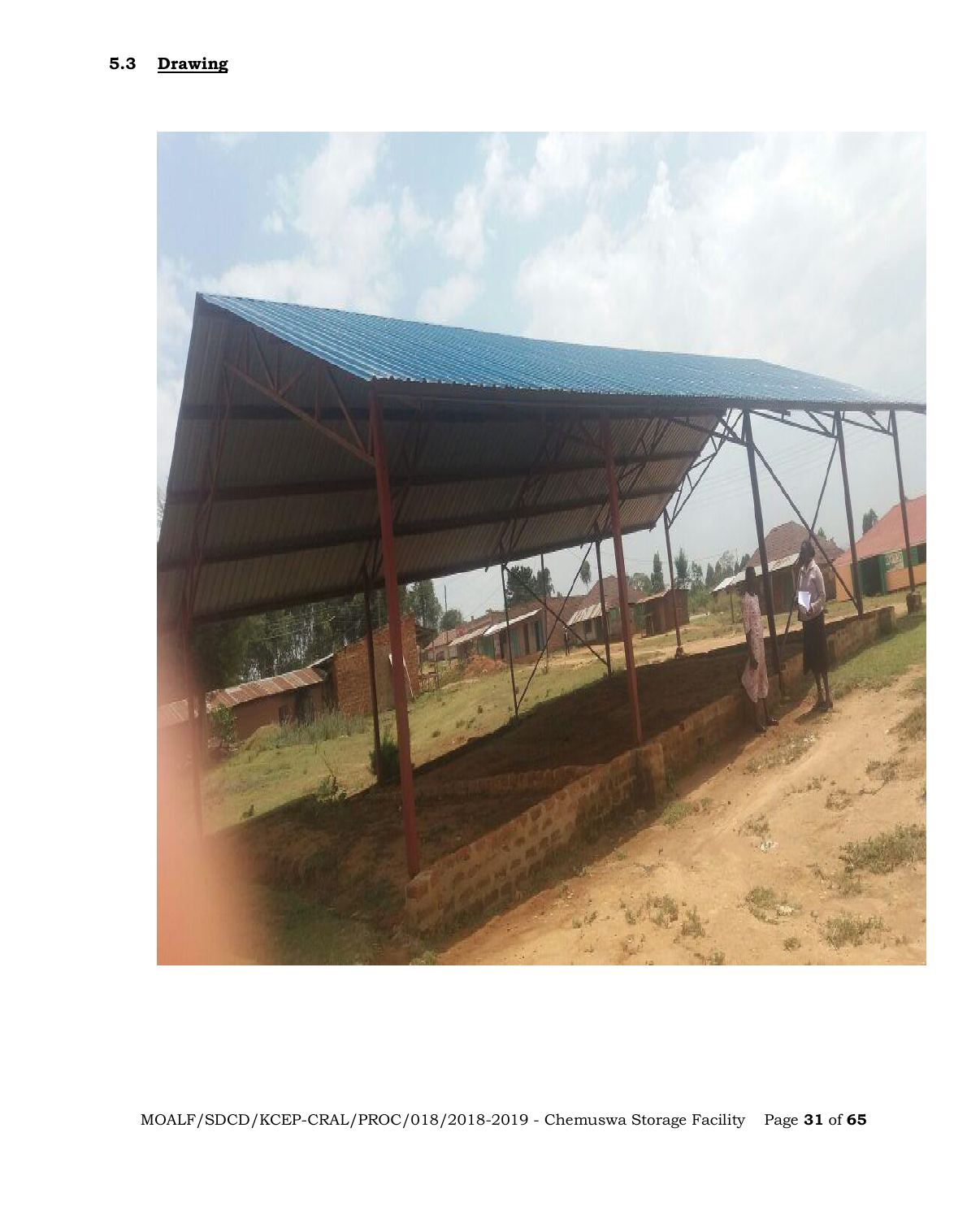## 5.3 Drawing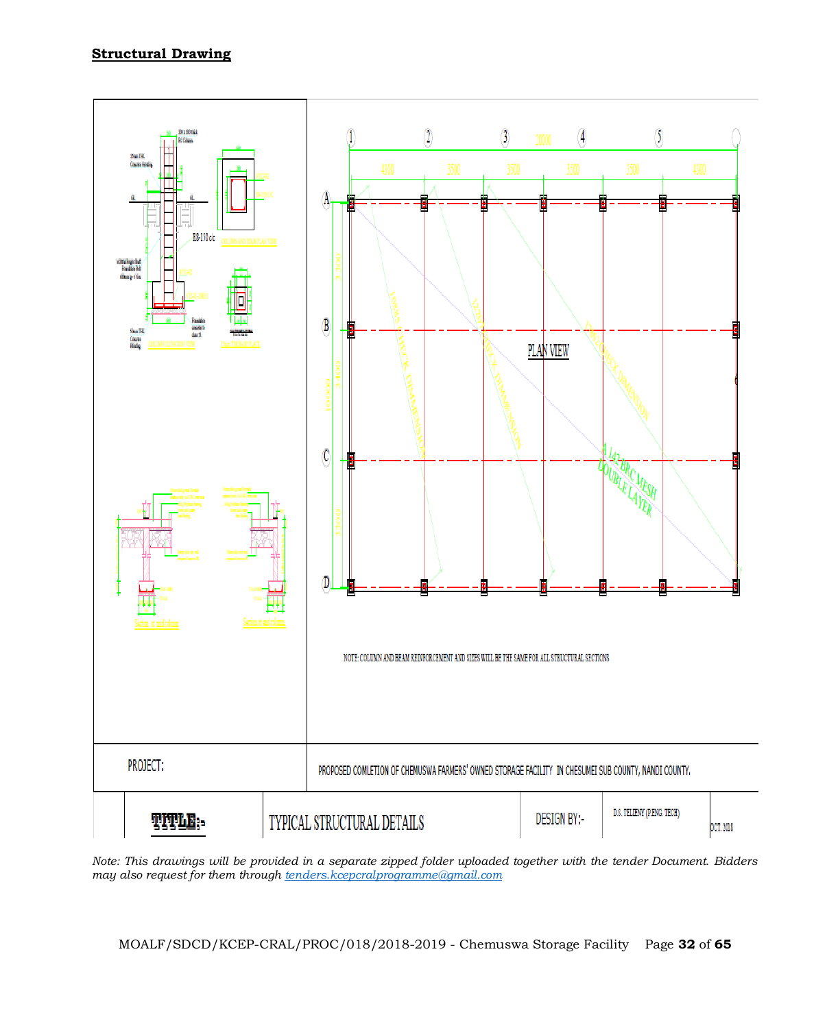**Structural Drawing**

PLAN VIEW

NOTE: COLUMN AND BEAM REINFORCEMENT AND SIZES WILL BE THE SAME FOR ALL STRUCTURAL SECTIONS

| PROJECT: | PROPOSED COMLETION OF CHEMUSWA FARMERS' OWNED STORAGE FACILITY IN CHESUMEI SUB COUNTY, NANDI COUNTY. | | | |
|---|---|---|---|---|
| TITLE:- | TYPICAL STRUCTURAL DETAILS | DESIGN BY:- | D.S. TELIENY (P.ENG. TECH) | OCT. 2018 |

*Note: This drawings will be provided in a separate zipped folder uploaded together with the tender Document. Bidders may also request for them through [tenders.kcepcralprogramme@gmail.com](mailto:tenders.kcepcralprogramme@gmail.com)*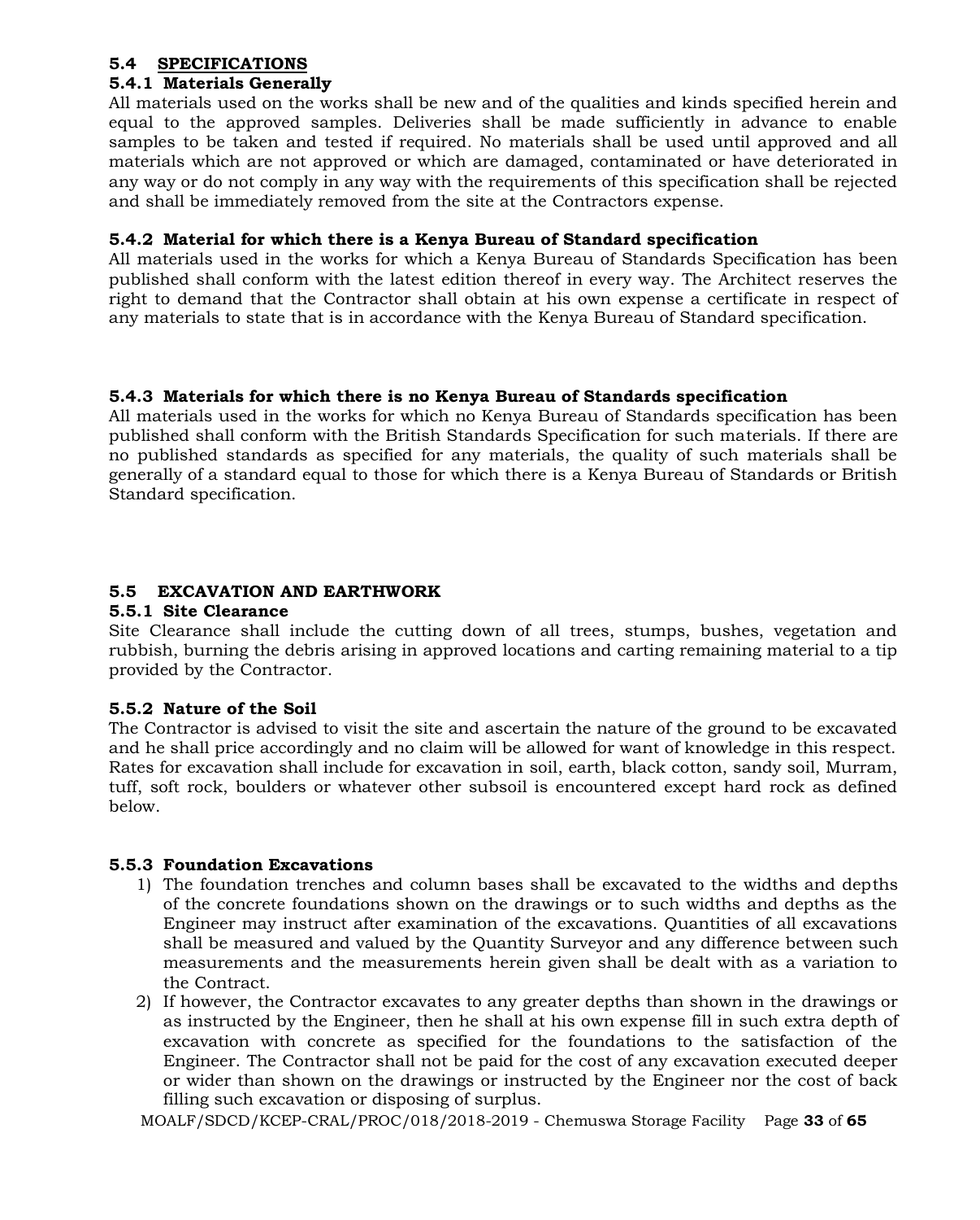## 5.4 SPECIFICATIONS

### 5.4.1 Materials Generally

All materials used on the works shall be new and of the qualities and kinds specified herein and equal to the approved samples. Deliveries shall be made sufficiently in advance to enable samples to be taken and tested if required. No materials shall be used until approved and all materials which are not approved or which are damaged, contaminated or have deteriorated in any way or do not comply in any way with the requirements of this specification shall be rejected and shall be immediately removed from the site at the Contractors expense.

### 5.4.2 Material for which there is a Kenya Bureau of Standard specification

All materials used in the works for which a Kenya Bureau of Standards Specification has been published shall conform with the latest edition thereof in every way. The Architect reserves the right to demand that the Contractor shall obtain at his own expense a certificate in respect of any materials to state that is in accordance with the Kenya Bureau of Standard specification.

### 5.4.3 Materials for which there is no Kenya Bureau of Standards specification

All materials used in the works for which no Kenya Bureau of Standards specification has been published shall conform with the British Standards Specification for such materials. If there are no published standards as specified for any materials, the quality of such materials shall be generally of a standard equal to those for which there is a Kenya Bureau of Standards or British Standard specification.

## 5.5 EXCAVATION AND EARTHWORK

### 5.5.1 Site Clearance

Site Clearance shall include the cutting down of all trees, stumps, bushes, vegetation and rubbish, burning the debris arising in approved locations and carting remaining material to a tip provided by the Contractor.

### 5.5.2 Nature of the Soil

The Contractor is advised to visit the site and ascertain the nature of the ground to be excavated and he shall price accordingly and no claim will be allowed for want of knowledge in this respect. Rates for excavation shall include for excavation in soil, earth, black cotton, sandy soil, Murram, tuff, soft rock, boulders or whatever other subsoil is encountered except hard rock as defined below.

### 5.5.3 Foundation Excavations

1) The foundation trenches and column bases shall be excavated to the widths and depths of the concrete foundations shown on the drawings or to such widths and depths as the Engineer may instruct after examination of the excavations. Quantities of all excavations shall be measured and valued by the Quantity Surveyor and any difference between such measurements and the measurements herein given shall be dealt with as a variation to the Contract.
2) If however, the Contractor excavates to any greater depths than shown in the drawings or as instructed by the Engineer, then he shall at his own expense fill in such extra depth of excavation with concrete as specified for the foundations to the satisfaction of the Engineer. The Contractor shall not be paid for the cost of any excavation executed deeper or wider than shown on the drawings or instructed by the Engineer nor the cost of back filling such excavation or disposing of surplus.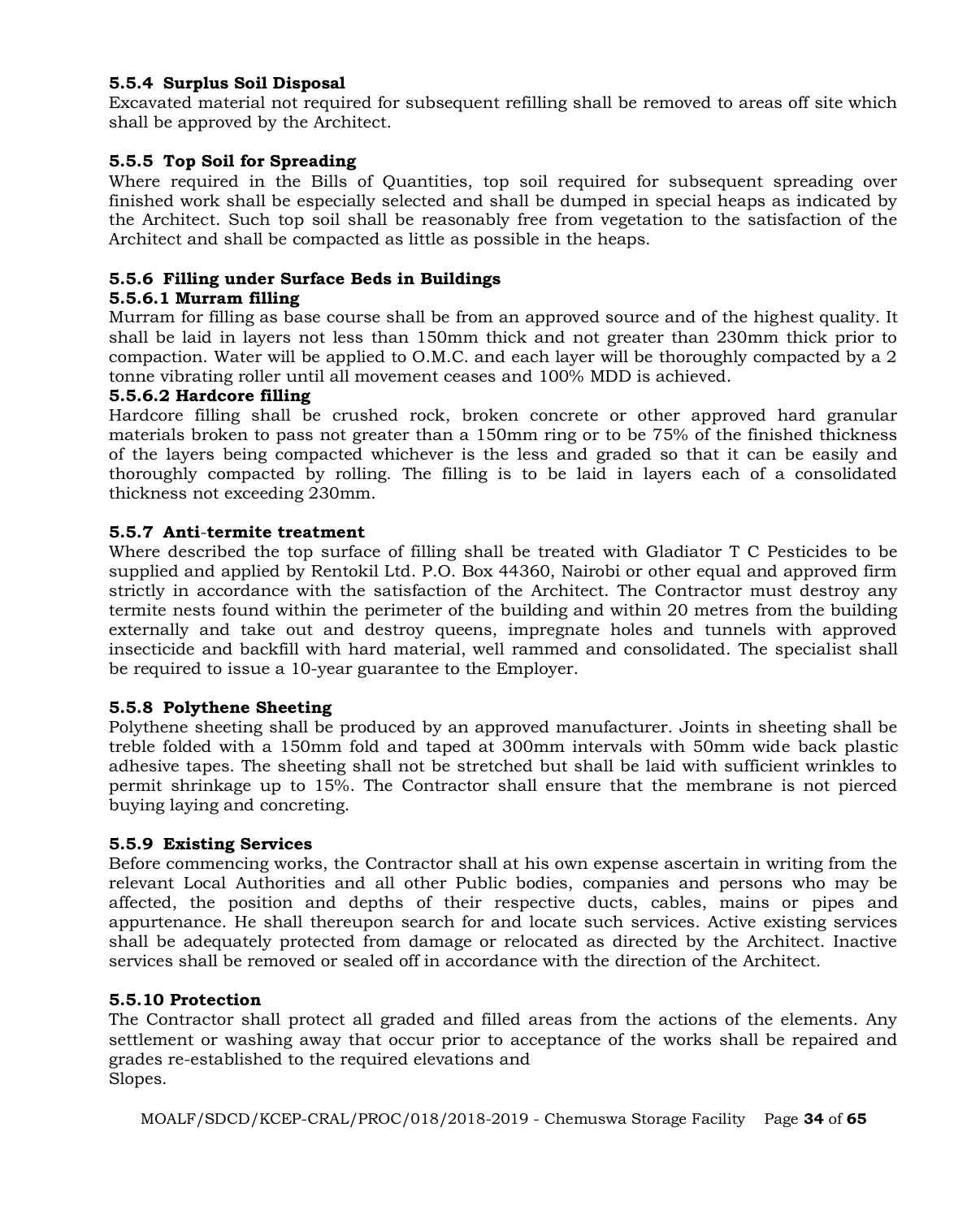#### 5.5.4 Surplus Soil Disposal

Excavated material not required for subsequent refilling shall be removed to areas off site which shall be approved by the Architect.

#### 5.5.5 Top Soil for Spreading

Where required in the Bills of Quantities, top soil required for subsequent spreading over finished work shall be especially selected and shall be dumped in special heaps as indicated by the Architect. Such top soil shall be reasonably free from vegetation to the satisfaction of the Architect and shall be compacted as little as possible in the heaps.

#### 5.5.6 Filling under Surface Beds in Buildings

##### 5.5.6.1 Murram filling

Murram for filling as base course shall be from an approved source and of the highest quality. It shall be laid in layers not less than 150mm thick and not greater than 230mm thick prior to compaction. Water will be applied to O.M.C. and each layer will be thoroughly compacted by a 2 tonne vibrating roller until all movement ceases and 100% MDD is achieved.

##### 5.5.6.2 Hardcore filling

Hardcore filling shall be crushed rock, broken concrete or other approved hard granular materials broken to pass not greater than a 150mm ring or to be 75% of the finished thickness of the layers being compacted whichever is the less and graded so that it can be easily and thoroughly compacted by rolling. The filling is to be laid in layers each of a consolidated thickness not exceeding 230mm.

#### 5.5.7 Anti-termite treatment

Where described the top surface of filling shall be treated with Gladiator T C Pesticides to be supplied and applied by Rentokil Ltd. P.O. Box 44360, Nairobi or other equal and approved firm strictly in accordance with the satisfaction of the Architect. The Contractor must destroy any termite nests found within the perimeter of the building and within 20 metres from the building externally and take out and destroy queens, impregnate holes and tunnels with approved insecticide and backfill with hard material, well rammed and consolidated. The specialist shall be required to issue a 10-year guarantee to the Employer.

#### 5.5.8 Polythene Sheeting

Polythene sheeting shall be produced by an approved manufacturer. Joints in sheeting shall be treble folded with a 150mm fold and taped at 300mm intervals with 50mm wide back plastic adhesive tapes. The sheeting shall not be stretched but shall be laid with sufficient wrinkles to permit shrinkage up to 15%. The Contractor shall ensure that the membrane is not pierced buying laying and concreting.

#### 5.5.9 Existing Services

Before commencing works, the Contractor shall at his own expense ascertain in writing from the relevant Local Authorities and all other Public bodies, companies and persons who may be affected, the position and depths of their respective ducts, cables, mains or pipes and appurtenance. He shall thereupon search for and locate such services. Active existing services shall be adequately protected from damage or relocated as directed by the Architect. Inactive services shall be removed or sealed off in accordance with the direction of the Architect.

#### 5.5.10 Protection

The Contractor shall protect all graded and filled areas from the actions of the elements. Any settlement or washing away that occur prior to acceptance of the works shall be repaired and grades re-established to the required elevations and
Slopes.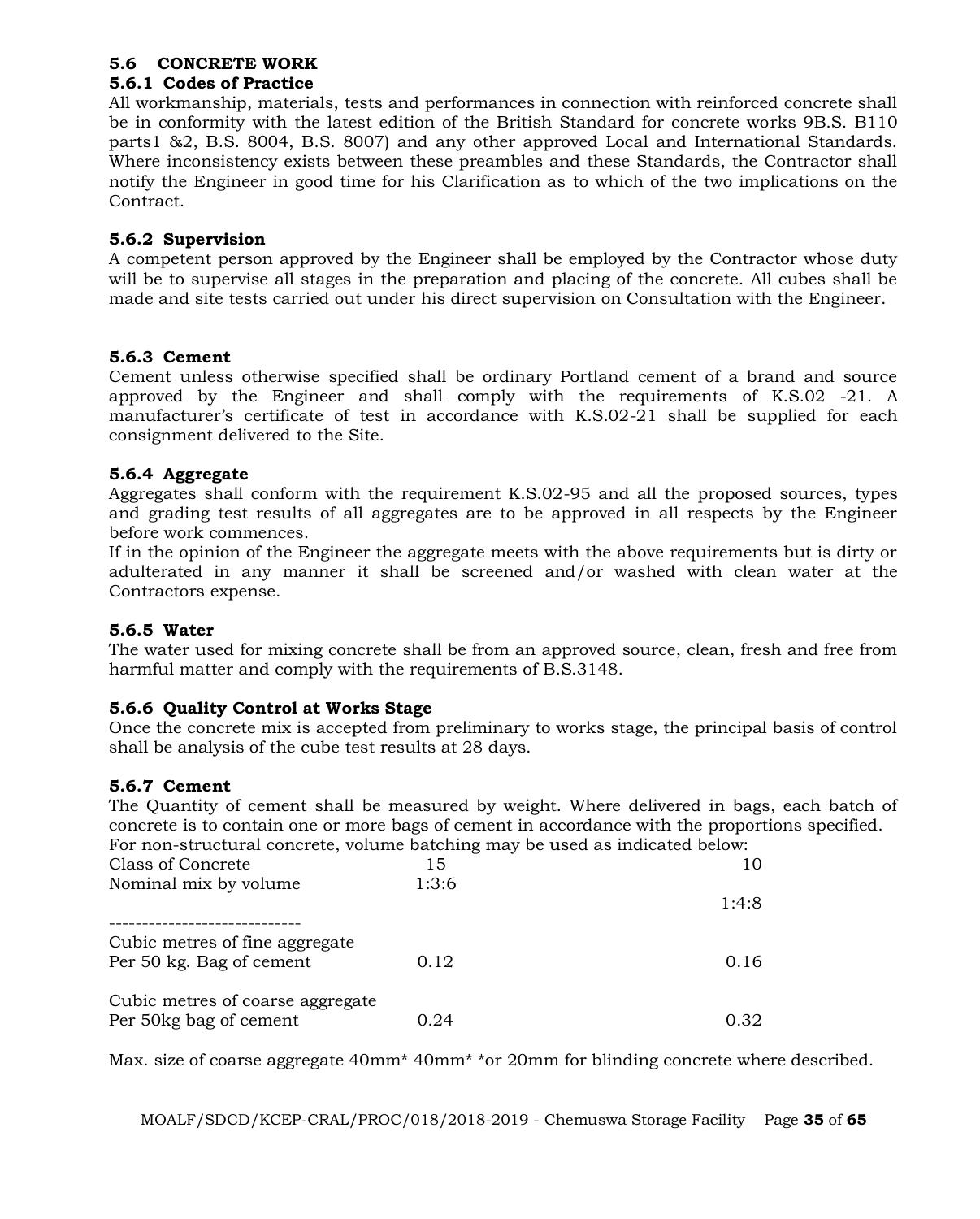### 5.6 CONCRETE WORK

#### 5.6.1 Codes of Practice

All workmanship, materials, tests and performances in connection with reinforced concrete shall be in conformity with the latest edition of the British Standard for concrete works 9B.S. B110 parts1 &2, B.S. 8004, B.S. 8007) and any other approved Local and International Standards. Where inconsistency exists between these preambles and these Standards, the Contractor shall notify the Engineer in good time for his Clarification as to which of the two implications on the Contract.

#### 5.6.2 Supervision

A competent person approved by the Engineer shall be employed by the Contractor whose duty will be to supervise all stages in the preparation and placing of the concrete. All cubes shall be made and site tests carried out under his direct supervision on Consultation with the Engineer.

#### 5.6.3 Cement

Cement unless otherwise specified shall be ordinary Portland cement of a brand and source approved by the Engineer and shall comply with the requirements of K.S.02 -21. A manufacturer's certificate of test in accordance with K.S.02-21 shall be supplied for each consignment delivered to the Site.

#### 5.6.4 Aggregate

Aggregates shall conform with the requirement K.S.02-95 and all the proposed sources, types and grading test results of all aggregates are to be approved in all respects by the Engineer before work commences.

If in the opinion of the Engineer the aggregate meets with the above requirements but is dirty or adulterated in any manner it shall be screened and/or washed with clean water at the Contractors expense.

#### 5.6.5 Water

The water used for mixing concrete shall be from an approved source, clean, fresh and free from harmful matter and comply with the requirements of B.S.3148.

#### 5.6.6 Quality Control at Works Stage

Once the concrete mix is accepted from preliminary to works stage, the principal basis of control shall be analysis of the cube test results at 28 days.

#### 5.6.7 Cement

The Quantity of cement shall be measured by weight. Where delivered in bags, each batch of concrete is to contain one or more bags of cement in accordance with the proportions specified. For non-structural concrete, volume batching may be used as indicated below:

| Class of Concrete | 15 | 10 |
|---|---|---|
| Nominal mix by volume | 1:3:6 | 1:4:8 |
| Cubic metres of fine aggregate Per 50 kg. Bag of cement | 0.12 | 0.16 |
| Cubic metres of coarse aggregate Per 50kg bag of cement | 0.24 | 0.32 |

Max. size of coarse aggregate 40mm* 40mm* *or 20mm for blinding concrete where described.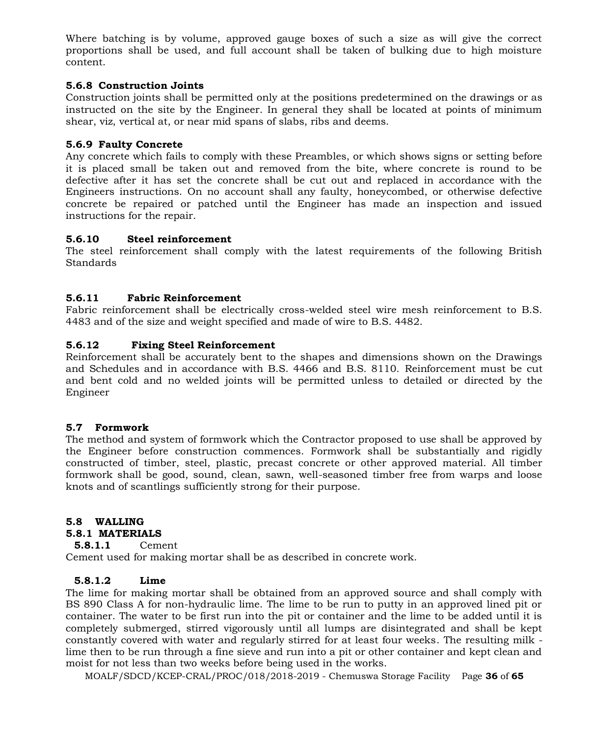Where batching is by volume, approved gauge boxes of such a size as will give the correct proportions shall be used, and full account shall be taken of bulking due to high moisture content.

#### 5.6.8 Construction Joints

Construction joints shall be permitted only at the positions predetermined on the drawings or as instructed on the site by the Engineer. In general they shall be located at points of minimum shear, viz, vertical at, or near mid spans of slabs, ribs and deems.

#### 5.6.9 Faulty Concrete

Any concrete which fails to comply with these Preambles, or which shows signs or setting before it is placed small be taken out and removed from the bite, where concrete is round to be defective after it has set the concrete shall be cut out and replaced in accordance with the Engineers instructions. On no account shall any faulty, honeycombed, or otherwise defective concrete be repaired or patched until the Engineer has made an inspection and issued instructions for the repair.

#### 5.6.10 Steel reinforcement

The steel reinforcement shall comply with the latest requirements of the following British Standards

#### 5.6.11 Fabric Reinforcement

Fabric reinforcement shall be electrically cross-welded steel wire mesh reinforcement to B.S. 4483 and of the size and weight specified and made of wire to B.S. 4482.

#### 5.6.12 Fixing Steel Reinforcement

Reinforcement shall be accurately bent to the shapes and dimensions shown on the Drawings and Schedules and in accordance with B.S. 4466 and B.S. 8110. Reinforcement must be cut and bent cold and no welded joints will be permitted unless to detailed or directed by the Engineer

### 5.7 Formwork

The method and system of formwork which the Contractor proposed to use shall be approved by the Engineer before construction commences. Formwork shall be substantially and rigidly constructed of timber, steel, plastic, precast concrete or other approved material. All timber formwork shall be good, sound, clean, sawn, well-seasoned timber free from warps and loose knots and of scantlings sufficiently strong for their purpose.

### 5.8 WALLING

#### 5.8.1 MATERIALS

##### 5.8.1.1 Cement

Cement used for making mortar shall be as described in concrete work.

##### 5.8.1.2 Lime

The lime for making mortar shall be obtained from an approved source and shall comply with BS 890 Class A for non-hydraulic lime. The lime to be run to putty in an approved lined pit or container. The water to be first run into the pit or container and the lime to be added until it is completely submerged, stirred vigorously until all lumps are disintegrated and shall be kept constantly covered with water and regularly stirred for at least four weeks. The resulting milk - lime then to be run through a fine sieve and run into a pit or other container and kept clean and moist for not less than two weeks before being used in the works.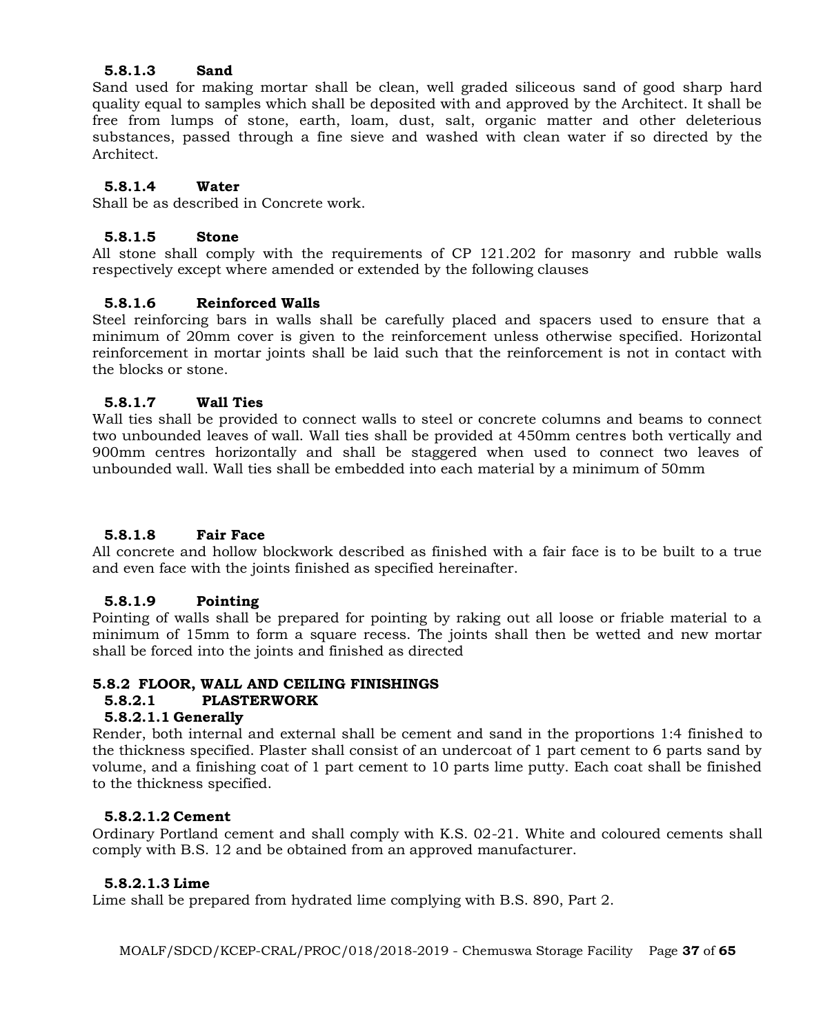#### 5.8.1.3 Sand

Sand used for making mortar shall be clean, well graded siliceous sand of good sharp hard quality equal to samples which shall be deposited with and approved by the Architect. It shall be free from lumps of stone, earth, loam, dust, salt, organic matter and other deleterious substances, passed through a fine sieve and washed with clean water if so directed by the Architect.

#### 5.8.1.4 Water

Shall be as described in Concrete work.

#### 5.8.1.5 Stone

All stone shall comply with the requirements of CP 121.202 for masonry and rubble walls respectively except where amended or extended by the following clauses

#### 5.8.1.6 Reinforced Walls

Steel reinforcing bars in walls shall be carefully placed and spacers used to ensure that a minimum of 20mm cover is given to the reinforcement unless otherwise specified. Horizontal reinforcement in mortar joints shall be laid such that the reinforcement is not in contact with the blocks or stone.

#### 5.8.1.7 Wall Ties

Wall ties shall be provided to connect walls to steel or concrete columns and beams to connect two unbounded leaves of wall. Wall ties shall be provided at 450mm centres both vertically and 900mm centres horizontally and shall be staggered when used to connect two leaves of unbounded wall. Wall ties shall be embedded into each material by a minimum of 50mm

#### 5.8.1.8 Fair Face

All concrete and hollow blockwork described as finished with a fair face is to be built to a true and even face with the joints finished as specified hereinafter.

#### 5.8.1.9 Pointing

Pointing of walls shall be prepared for pointing by raking out all loose or friable material to a minimum of 15mm to form a square recess. The joints shall then be wetted and new mortar shall be forced into the joints and finished as directed

## 5.8.2 FLOOR, WALL AND CEILING FINISHINGS

### 5.8.2.1 PLASTERWORK

#### 5.8.2.1.1 Generally

Render, both internal and external shall be cement and sand in the proportions 1:4 finished to the thickness specified. Plaster shall consist of an undercoat of 1 part cement to 6 parts sand by volume, and a finishing coat of 1 part cement to 10 parts lime putty. Each coat shall be finished to the thickness specified.

#### 5.8.2.1.2 Cement

Ordinary Portland cement and shall comply with K.S. 02-21. White and coloured cements shall comply with B.S. 12 and be obtained from an approved manufacturer.

#### 5.8.2.1.3 Lime

Lime shall be prepared from hydrated lime complying with B.S. 890, Part 2.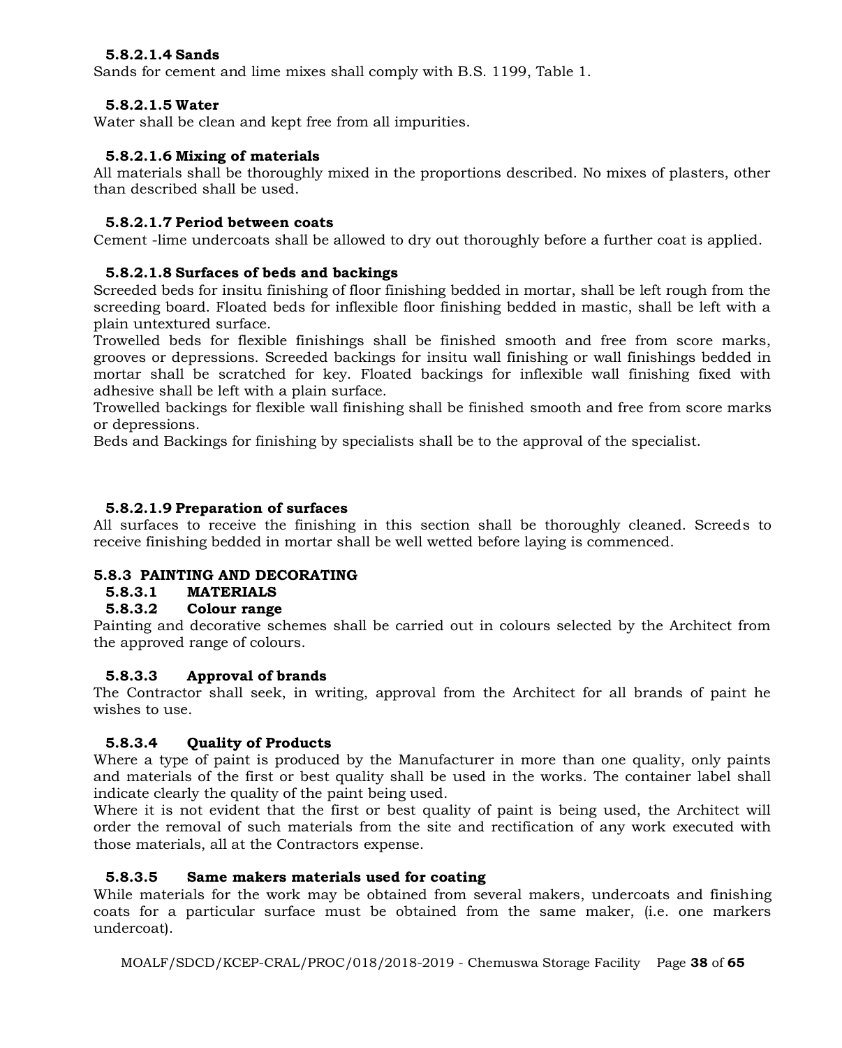#### 5.8.2.1.4 Sands

Sands for cement and lime mixes shall comply with B.S. 1199, Table 1.

#### 5.8.2.1.5 Water

Water shall be clean and kept free from all impurities.

#### 5.8.2.1.6 Mixing of materials

All materials shall be thoroughly mixed in the proportions described. No mixes of plasters, other than described shall be used.

#### 5.8.2.1.7 Period between coats

Cement -lime undercoats shall be allowed to dry out thoroughly before a further coat is applied.

#### 5.8.2.1.8 Surfaces of beds and backings

Screeded beds for insitu finishing of floor finishing bedded in mortar, shall be left rough from the screeding board. Floated beds for inflexible floor finishing bedded in mastic, shall be left with a plain untextured surface.

Trowelled beds for flexible finishings shall be finished smooth and free from score marks, grooves or depressions. Screeded backings for insitu wall finishing or wall finishings bedded in mortar shall be scratched for key. Floated backings for inflexible wall finishing fixed with adhesive shall be left with a plain surface.

Trowelled backings for flexible wall finishing shall be finished smooth and free from score marks or depressions.

Beds and Backings for finishing by specialists shall be to the approval of the specialist.

#### 5.8.2.1.9 Preparation of surfaces

All surfaces to receive the finishing in this section shall be thoroughly cleaned. Screeds to receive finishing bedded in mortar shall be well wetted before laying is commenced.

### 5.8.3 PAINTING AND DECORATING

#### 5.8.3.1 MATERIALS

#### 5.8.3.2 Colour range

Painting and decorative schemes shall be carried out in colours selected by the Architect from the approved range of colours.

#### 5.8.3.3 Approval of brands

The Contractor shall seek, in writing, approval from the Architect for all brands of paint he wishes to use.

#### 5.8.3.4 Quality of Products

Where a type of paint is produced by the Manufacturer in more than one quality, only paints and materials of the first or best quality shall be used in the works. The container label shall indicate clearly the quality of the paint being used.

Where it is not evident that the first or best quality of paint is being used, the Architect will order the removal of such materials from the site and rectification of any work executed with those materials, all at the Contractors expense.

#### 5.8.3.5 Same makers materials used for coating

While materials for the work may be obtained from several makers, undercoats and finishing coats for a particular surface must be obtained from the same maker, (i.e. one markers undercoat).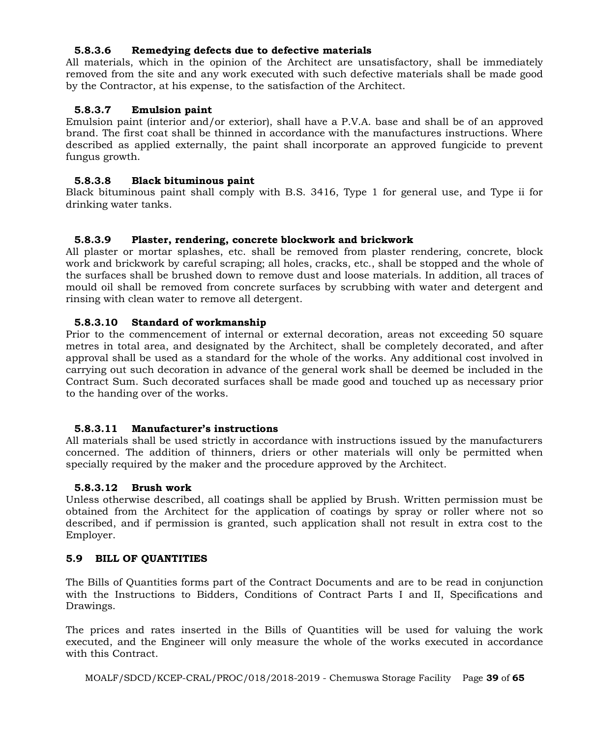#### 5.8.3.6 Remedying defects due to defective materials

All materials, which in the opinion of the Architect are unsatisfactory, shall be immediately removed from the site and any work executed with such defective materials shall be made good by the Contractor, at his expense, to the satisfaction of the Architect.

#### 5.8.3.7 Emulsion paint

Emulsion paint (interior and/or exterior), shall have a P.V.A. base and shall be of an approved brand. The first coat shall be thinned in accordance with the manufactures instructions. Where described as applied externally, the paint shall incorporate an approved fungicide to prevent fungus growth.

#### 5.8.3.8 Black bituminous paint

Black bituminous paint shall comply with B.S. 3416, Type 1 for general use, and Type ii for drinking water tanks.

#### 5.8.3.9 Plaster, rendering, concrete blockwork and brickwork

All plaster or mortar splashes, etc. shall be removed from plaster rendering, concrete, block work and brickwork by careful scraping; all holes, cracks, etc., shall be stopped and the whole of the surfaces shall be brushed down to remove dust and loose materials. In addition, all traces of mould oil shall be removed from concrete surfaces by scrubbing with water and detergent and rinsing with clean water to remove all detergent.

#### 5.8.3.10 Standard of workmanship

Prior to the commencement of internal or external decoration, areas not exceeding 50 square metres in total area, and designated by the Architect, shall be completely decorated, and after approval shall be used as a standard for the whole of the works. Any additional cost involved in carrying out such decoration in advance of the general work shall be deemed be included in the Contract Sum. Such decorated surfaces shall be made good and touched up as necessary prior to the handing over of the works.

#### 5.8.3.11 Manufacturer's instructions

All materials shall be used strictly in accordance with instructions issued by the manufacturers concerned. The addition of thinners, driers or other materials will only be permitted when specially required by the maker and the procedure approved by the Architect.

#### 5.8.3.12 Brush work

Unless otherwise described, all coatings shall be applied by Brush. Written permission must be obtained from the Architect for the application of coatings by spray or roller where not so described, and if permission is granted, such application shall not result in extra cost to the Employer.

### 5.9 BILL OF QUANTITIES

The Bills of Quantities forms part of the Contract Documents and are to be read in conjunction with the Instructions to Bidders, Conditions of Contract Parts I and II, Specifications and Drawings.

The prices and rates inserted in the Bills of Quantities will be used for valuing the work executed, and the Engineer will only measure the whole of the works executed in accordance with this Contract.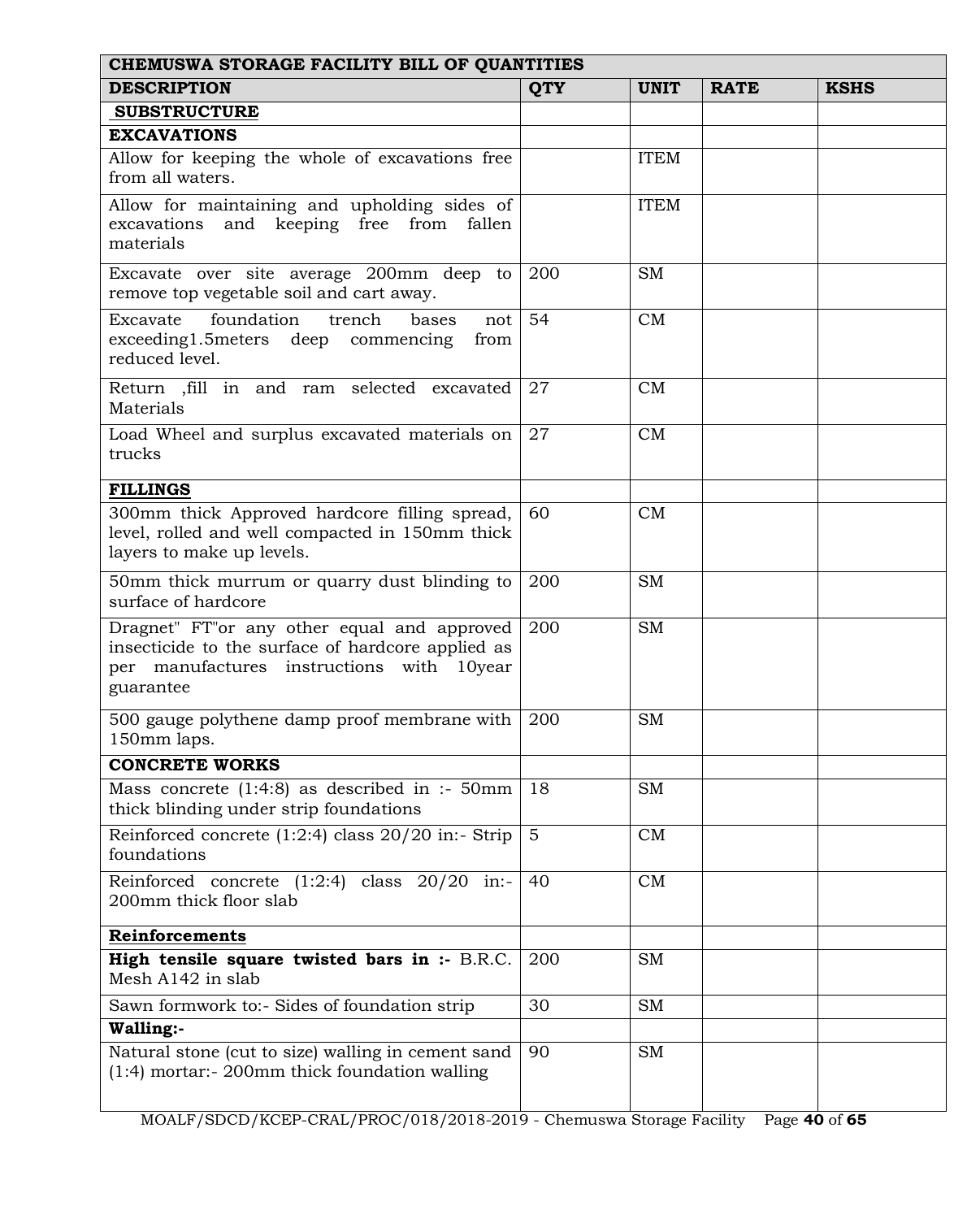| CHEMUSWA STORAGE FACILITY BILL OF QUANTITIES | | | | |
|---|---|---|---|---|
| **DESCRIPTION** | **QTY** | **UNIT** | **RATE** | **KSHS** |
| **SUBSTRUCTURE** | | | | |
| **EXCAVATIONS** | | | | |
| Allow for keeping the whole of excavations free from all waters. | | ITEM | | |
| Allow for maintaining and upholding sides of excavations and keeping free from fallen materials | | ITEM | | |
| Excavate over site average 200mm deep to remove top vegetable soil and cart away. | 200 | SM | | |
| Excavate foundation trench bases not exceeding1.5meters deep commencing from reduced level. | 54 | CM | | |
| Return ,fill in and ram selected excavated Materials | 27 | CM | | |
| Load Wheel and surplus excavated materials on trucks | 27 | CM | | |
| **FILLINGS** | | | | |
| 300mm thick Approved hardcore filling spread, level, rolled and well compacted in 150mm thick layers to make up levels. | 60 | CM | | |
| 50mm thick murrum or quarry dust blinding to surface of hardcore | 200 | SM | | |
| Dragnet" FT"or any other equal and approved insecticide to the surface of hardcore applied as per manufactures instructions with 10year guarantee | 200 | SM | | |
| 500 gauge polythene damp proof membrane with 150mm laps. | 200 | SM | | |
| **CONCRETE WORKS** | | | | |
| Mass concrete (1:4:8) as described in :- 50mm thick blinding under strip foundations | 18 | SM | | |
| Reinforced concrete (1:2:4) class 20/20 in:- Strip foundations | 5 | CM | | |
| Reinforced concrete (1:2:4) class 20/20 in:- 200mm thick floor slab | 40 | CM | | |
| **Reinforcements** | | | | |
| **High tensile square twisted bars in :-** B.R.C. Mesh A142 in slab | 200 | SM | | |
| Sawn formwork to:- Sides of foundation strip | 30 | SM | | |
| **Walling:-** | | | | |
| Natural stone (cut to size) walling in cement sand (1:4) mortar:- 200mm thick foundation walling | 90 | SM | | |

MOALF/SDCD/KCEP-CRAL/PROC/018/2018-2019 - Chemuswa Storage Facility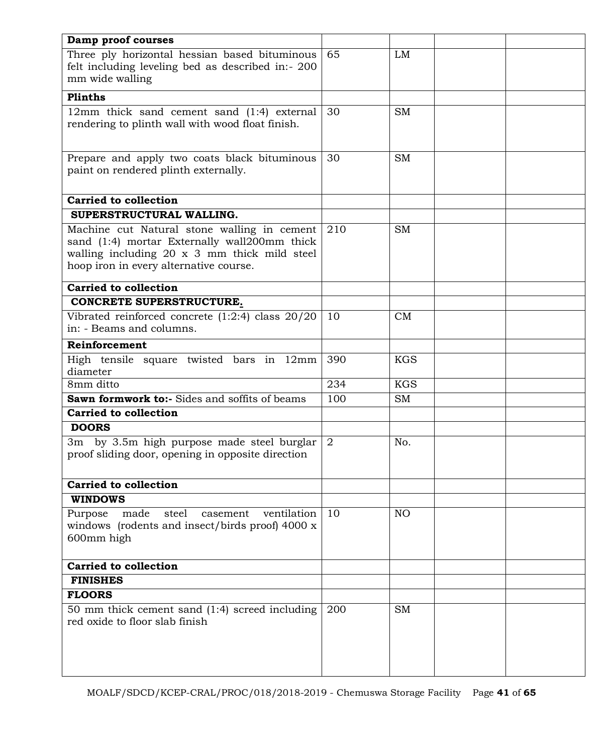| | | | | |
|---|---|---|---|---|
| **Damp proof courses** | | | | |
| Three ply horizontal hessian based bituminous felt including leveling bed as described in:- 200 mm wide walling | 65 | LM | | |
| **Plinths** | | | | |
| 12mm thick sand cement sand (1:4) external rendering to plinth wall with wood float finish. | 30 | SM | | |
| Prepare and apply two coats black bituminous paint on rendered plinth externally. | 30 | SM | | |
| **Carried to collection** | | | | |
| **SUPERSTRUCTURAL WALLING.** | | | | |
| Machine cut Natural stone walling in cement sand (1:4) mortar Externally wall200mm thick walling including 20 x 3 mm thick mild steel hoop iron in every alternative course. | 210 | SM | | |
| **Carried to collection** | | | | |
| **CONCRETE SUPERSTRUCTURE.** | | | | |
| Vibrated reinforced concrete (1:2:4) class 20/20 in: - Beams and columns. | 10 | CM | | |
| **Reinforcement** | | | | |
| High tensile square twisted bars in 12mm diameter | 390 | KGS | | |
| 8mm ditto | 234 | KGS | | |
| **Sawn formwork to:-** Sides and soffits of beams | 100 | SM | | |
| **Carried to collection** | | | | |
| **DOORS** | | | | |
| 3m by 3.5m high purpose made steel burglar proof sliding door, opening in opposite direction | 2 | No. | | |
| **Carried to collection** | | | | |
| **WINDOWS** | | | | |
| Purpose made steel casement ventilation windows (rodents and insect/birds proof) 4000 x 600mm high | 10 | NO | | |
| **Carried to collection** | | | | |
| **FINISHES** | | | | |
| **FLOORS** | | | | |
| 50 mm thick cement sand (1:4) screed including red oxide to floor slab finish | 200 | SM | | |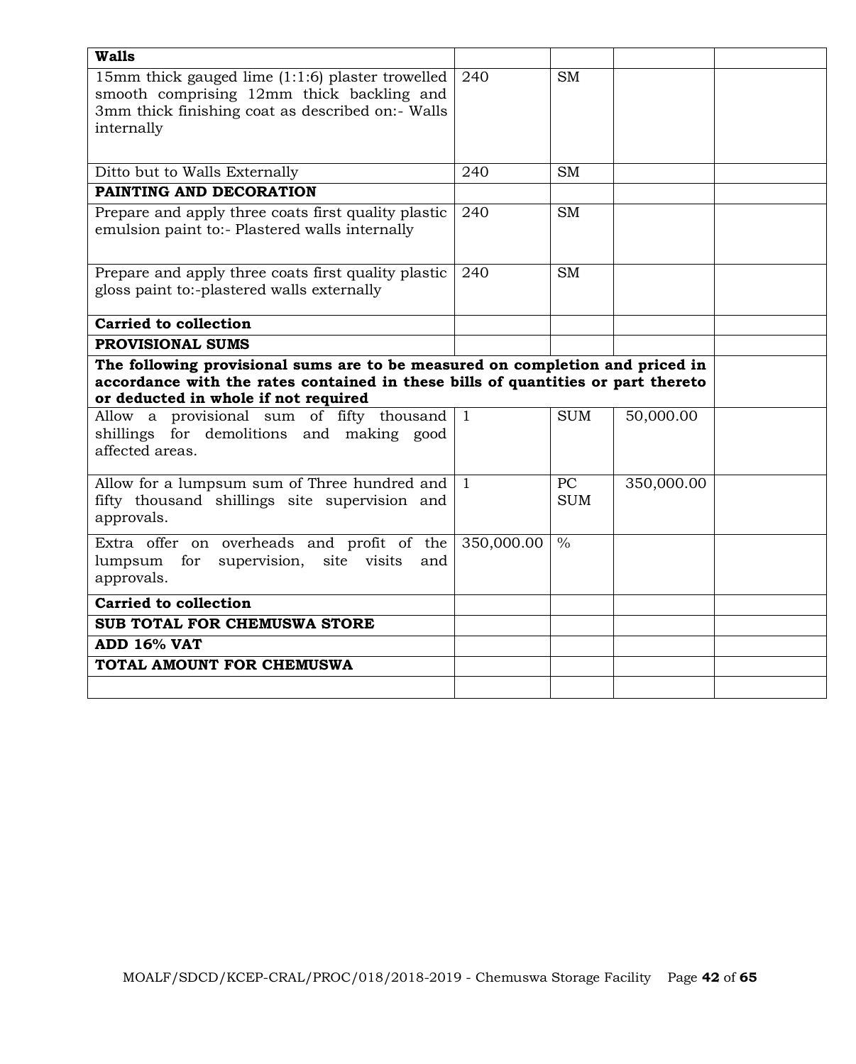| | | | | |
|---|---|---|---|---|
| **Walls** | | | | |
| 15mm thick gauged lime (1:1:6) plaster trowelled smooth comprising 12mm thick backling and 3mm thick finishing coat as described on:- Walls internally | 240 | SM | | |
| Ditto but to Walls Externally | 240 | SM | | |
| **PAINTING AND DECORATION** | | | | |
| Prepare and apply three coats first quality plastic emulsion paint to:- Plastered walls internally | 240 | SM | | |
| Prepare and apply three coats first quality plastic gloss paint to:-plastered walls externally | 240 | SM | | |
| **Carried to collection** | | | | |
| **PROVISIONAL SUMS** | | | | |
| **The following provisional sums are to be measured on completion and priced in accordance with the rates contained in these bills of quantities or part thereto or deducted in whole if not required** | | | | |
| Allow a provisional sum of fifty thousand shillings for demolitions and making good affected areas. | 1 | SUM | 50,000.00 | |
| Allow for a lumpsum sum of Three hundred and fifty thousand shillings site supervision and approvals. | 1 | PC SUM | 350,000.00 | |
| Extra offer on overheads and profit of the lumpsum for supervision, site visits and approvals. | 350,000.00 | % | | |
| **Carried to collection** | | | | |
| **SUB TOTAL FOR CHEMUSWA STORE** | | | | |
| **ADD 16% VAT** | | | | |
| **TOTAL AMOUNT FOR CHEMUSWA** | | | | |
| | | | | |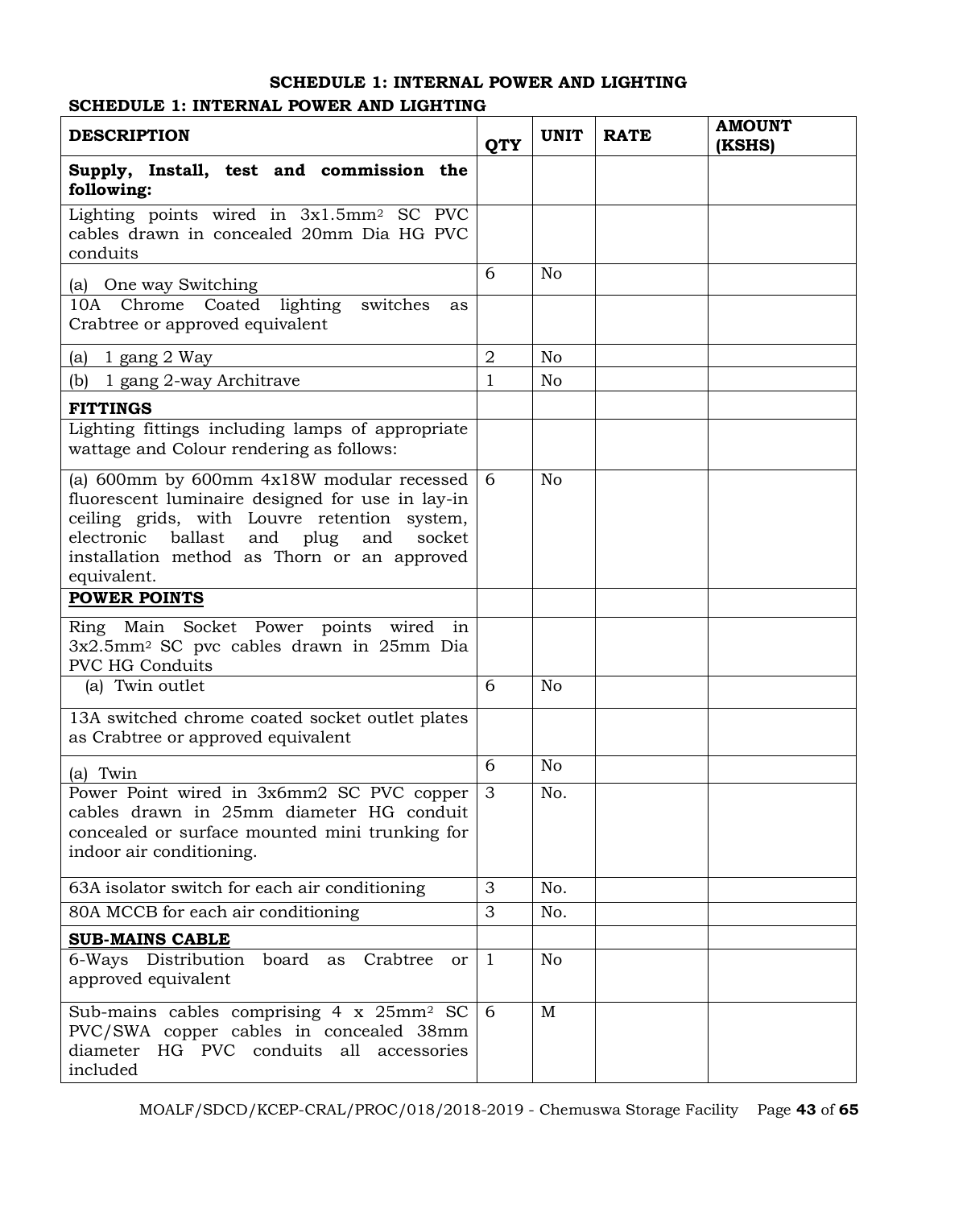## SCHEDULE 1: INTERNAL POWER AND LIGHTING

**SCHEDULE 1: INTERNAL POWER AND LIGHTING**

| DESCRIPTION | QTY | UNIT | RATE | AMOUNT (KSHS) |
|---|---|---|---|---|
| **Supply, Install, test and commission the following:** | | | | |
| Lighting points wired in 3x1.5mm$^2$ SC PVC cables drawn in concealed 20mm Dia HG PVC conduits | | | | |
| (a) One way Switching | 6 | No | | |
| 10A Chrome Coated lighting switches as Crabtree or approved equivalent | | | | |
| (a) 1 gang 2 Way | 2 | No | | |
| (b) 1 gang 2-way Architrave | 1 | No | | |
| **FITTINGS** | | | | |
| Lighting fittings including lamps of appropriate wattage and Colour rendering as follows: | | | | |
| (a) 600mm by 600mm 4x18W modular recessed fluorescent luminaire designed for use in lay-in ceiling grids, with Louvre retention system, electronic ballast and plug and socket installation method as Thorn or an approved equivalent. | 6 | No | | |
| **POWER POINTS** | | | | |
| Ring Main Socket Power points wired in 3x2.5mm$^2$ SC pvc cables drawn in 25mm Dia PVC HG Conduits | | | | |
| (a) Twin outlet | 6 | No | | |
| 13A switched chrome coated socket outlet plates as Crabtree or approved equivalent | | | | |
| (a) Twin | 6 | No | | |
| Power Point wired in 3x6mm2 SC PVC copper cables drawn in 25mm diameter HG conduit concealed or surface mounted mini trunking for indoor air conditioning. | 3 | No. | | |
| 63A isolator switch for each air conditioning | 3 | No. | | |
| 80A MCCB for each air conditioning | 3 | No. | | |
| **SUB-MAINS CABLE** | | | | |
| 6-Ways Distribution board as Crabtree or approved equivalent | 1 | No | | |
| Sub-mains cables comprising 4 x 25mm$^2$ SC PVC/SWA copper cables in concealed 38mm diameter HG PVC conduits all accessories included | 6 | M | | |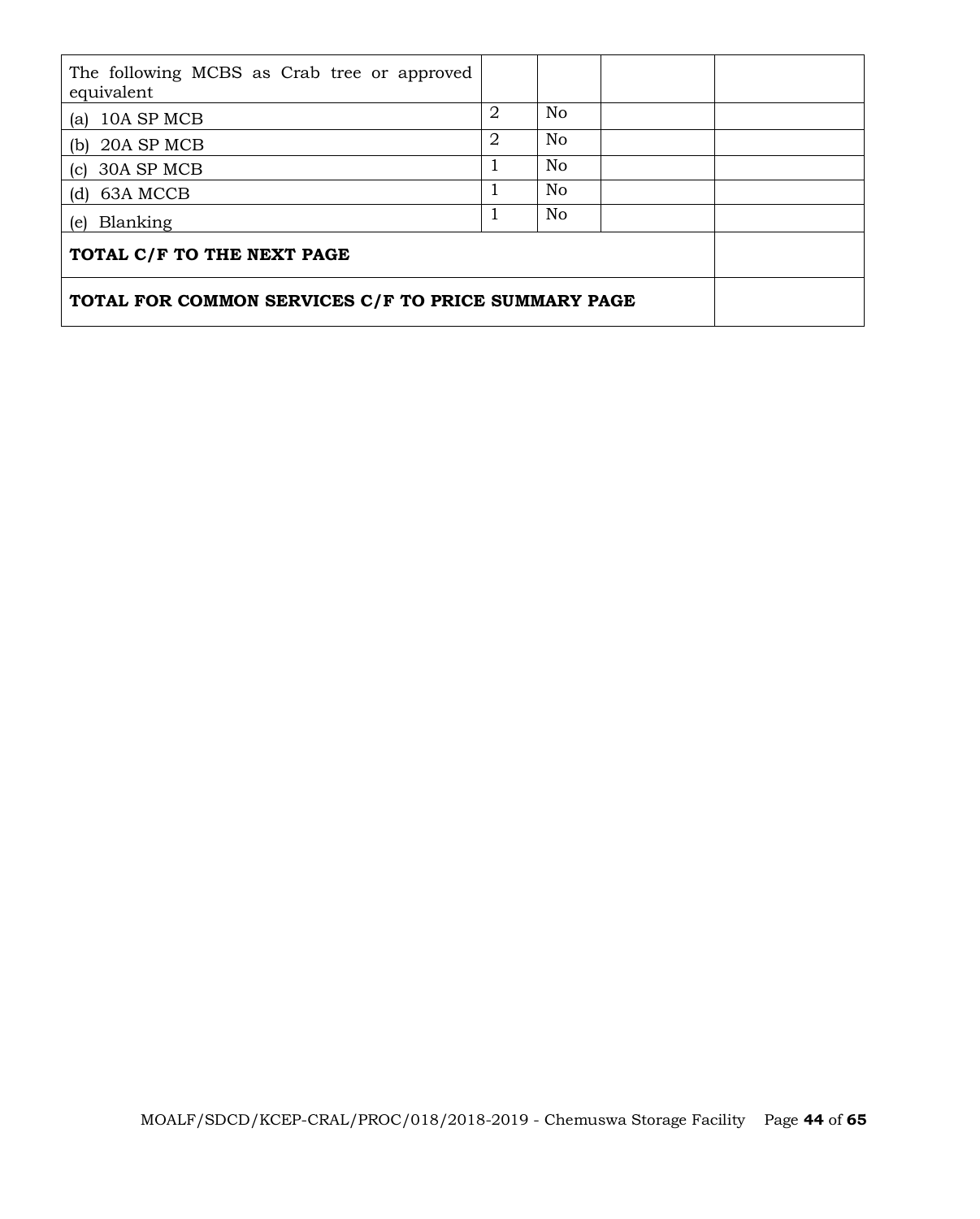| | | | | |
|---|---|---|---|---|
| The following MCBS as Crab tree or approved equivalent | | | | |
| (a) 10A SP MCB | 2 | No | | |
| (b) 20A SP MCB | 2 | No | | |
| (c) 30A SP MCB | 1 | No | | |
| (d) 63A MCCB | 1 | No | | |
| (e) Blanking | 1 | No | | |
| **TOTAL C/F TO THE NEXT PAGE** | | | | |
| **TOTAL FOR COMMON SERVICES C/F TO PRICE SUMMARY PAGE** | | | | |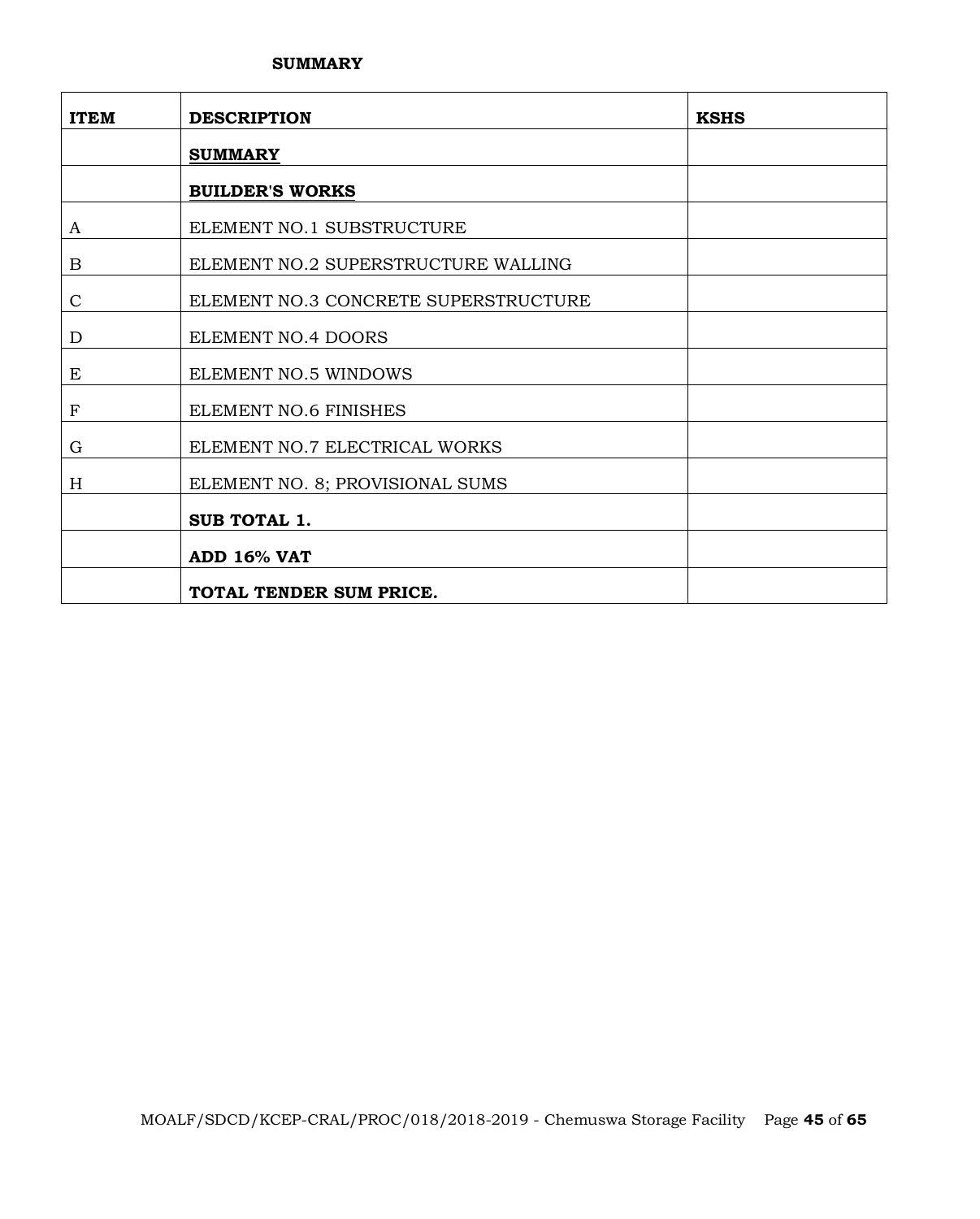**SUMMARY**

| ITEM | DESCRIPTION | KSHS |
|---|---|---|
| | **SUMMARY** | |
| | **BUILDER'S WORKS** | |
| A | ELEMENT NO.1 SUBSTRUCTURE | |
| B | ELEMENT NO.2 SUPERSTRUCTURE WALLING | |
| C | ELEMENT NO.3 CONCRETE SUPERSTRUCTURE | |
| D | ELEMENT NO.4 DOORS | |
| E | ELEMENT NO.5 WINDOWS | |
| F | ELEMENT NO.6 FINISHES | |
| G | ELEMENT NO.7 ELECTRICAL WORKS | |
| H | ELEMENT NO. 8; PROVISIONAL SUMS | |
| | **SUB TOTAL 1.** | |
| | **ADD 16% VAT** | |
| | **TOTAL TENDER SUM PRICE.** | |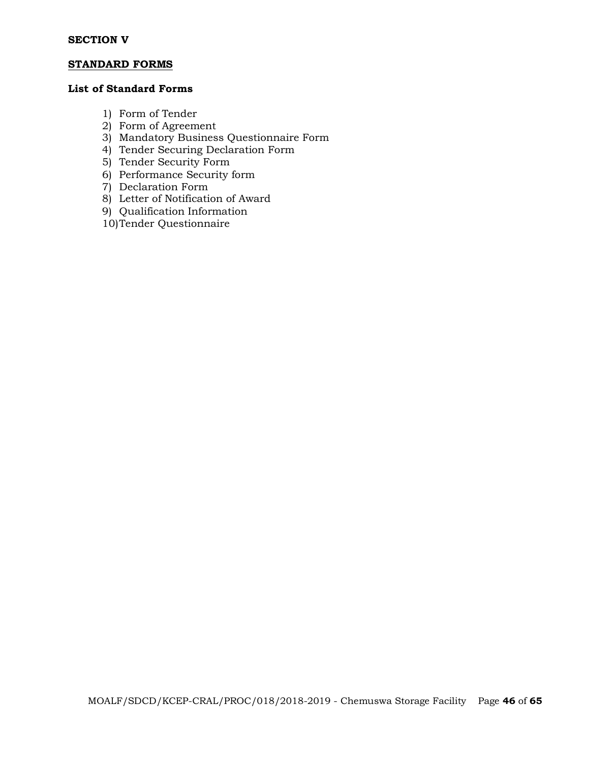**SECTION V**

## STANDARD FORMS

### List of Standard Forms

1) Form of Tender
2) Form of Agreement
3) Mandatory Business Questionnaire Form
4) Tender Securing Declaration Form
5) Tender Security Form
6) Performance Security form
7) Declaration Form
8) Letter of Notification of Award
9) Qualification Information
10) Tender Questionnaire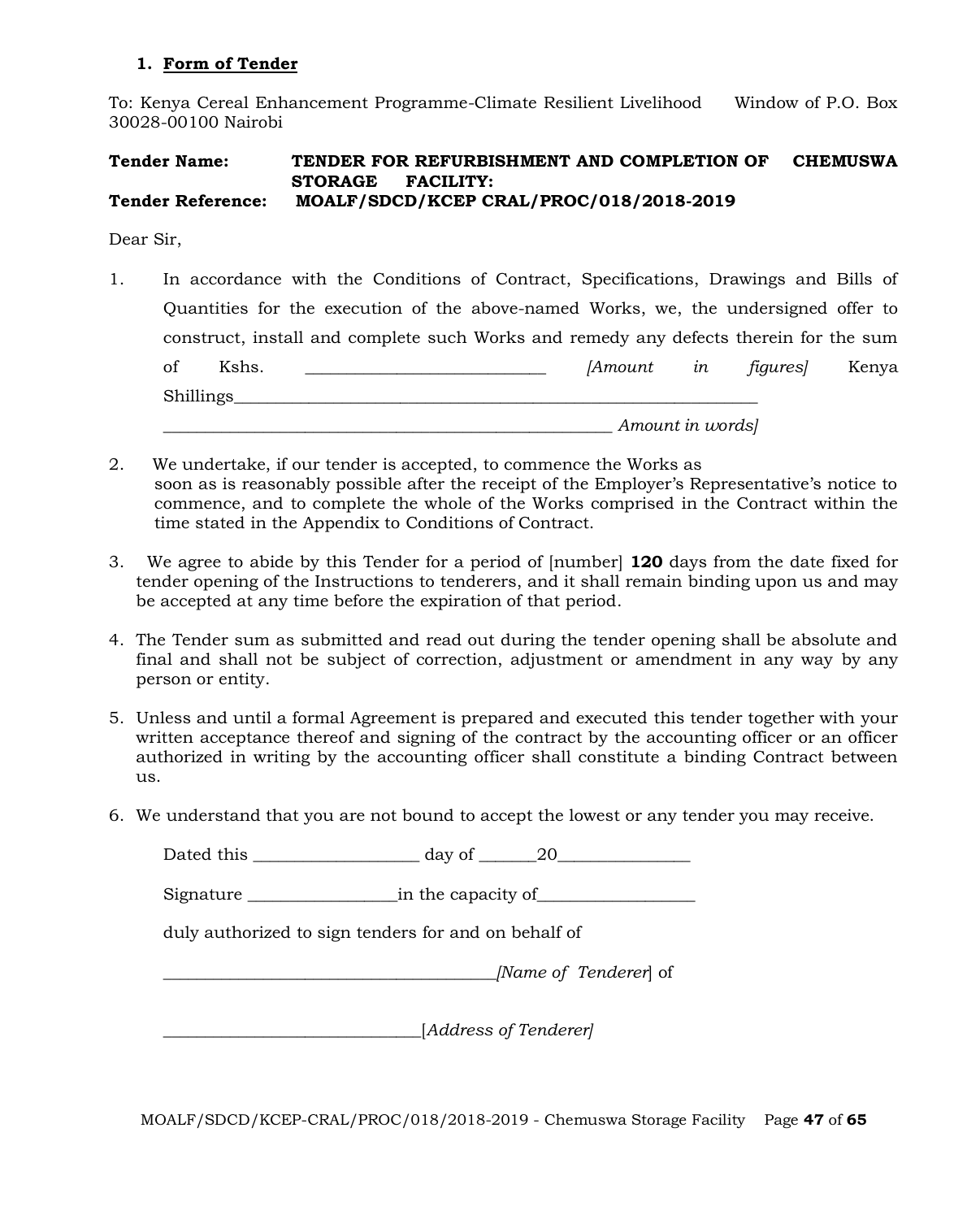### 1. Form of Tender

To: Kenya Cereal Enhancement Programme-Climate Resilient Livelihood Window of P.O. Box 30028-00100 Nairobi

**Tender Name:** **TENDER FOR REFURBISHMENT AND COMPLETION OF CHEMUSWA STORAGE FACILITY:**
**Tender Reference:** **MOALF/SDCD/KCEP CRAL/PROC/018/2018-2019**

Dear Sir,

1. In accordance with the Conditions of Contract, Specifications, Drawings and Bills of Quantities for the execution of the above-named Works, we, the undersigned offer to construct, install and complete such Works and remedy any defects therein for the sum of Kshs. ___________________________ *[Amount in figures]* Kenya Shillings_____________________________________________________________ ___________________________________________________ *Amount in words]*

2. We undertake, if our tender is accepted, to commence the Works as soon as is reasonably possible after the receipt of the Employer's Representative's notice to commence, and to complete the whole of the Works comprised in the Contract within the time stated in the Appendix to Conditions of Contract.

3. We agree to abide by this Tender for a period of [number] **120** days from the date fixed for tender opening of the Instructions to tenderers, and it shall remain binding upon us and may be accepted at any time before the expiration of that period.

4. The Tender sum as submitted and read out during the tender opening shall be absolute and final and shall not be subject of correction, adjustment or amendment in any way by any person or entity.

5. Unless and until a formal Agreement is prepared and executed this tender together with your written acceptance thereof and signing of the contract by the accounting officer or an officer authorized in writing by the accounting officer shall constitute a binding Contract between us.

6. We understand that you are not bound to accept the lowest or any tender you may receive.

Dated this ___________________ day of ______20_______________

Signature _________________in the capacity of__________________

duly authorized to sign tenders for and on behalf of

______________________________________*[Name of Tenderer*] of

_____________________________[*Address of Tenderer]*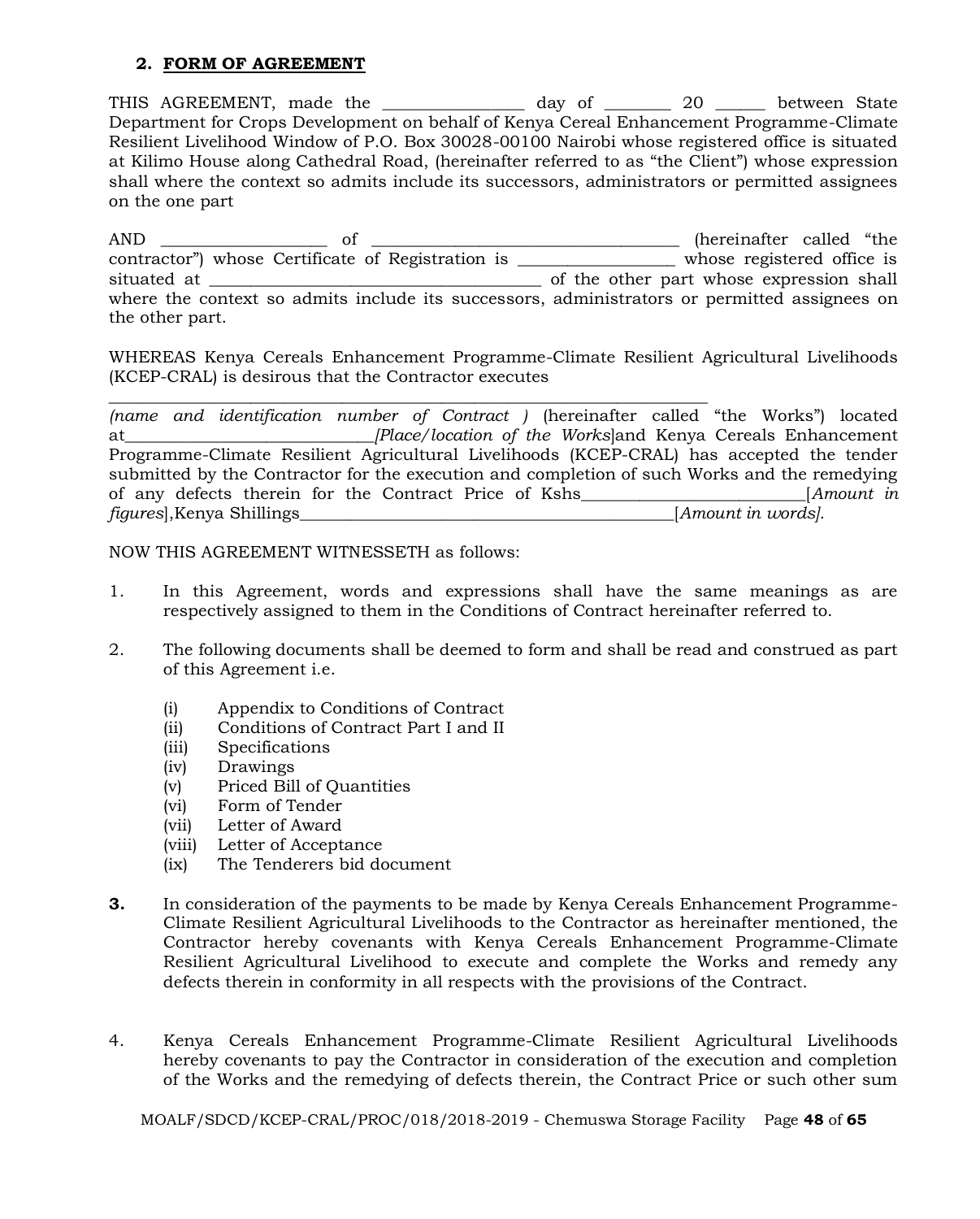## 2. FORM OF AGREEMENT

THIS AGREEMENT, made the ________________ day of ________ 20 ______ between State Department for Crops Development on behalf of Kenya Cereal Enhancement Programme-Climate Resilient Livelihood Window of P.O. Box 30028-00100 Nairobi whose registered office is situated at Kilimo House along Cathedral Road, (hereinafter referred to as "the Client") whose expression shall where the context so admits include its successors, administrators or permitted assignees on the one part

AND ___________________ of ____________________________________ (hereinafter called "the contractor") whose Certificate of Registration is __________________ whose registered office is situated at ______________________________________ of the other part whose expression shall where the context so admits include its successors, administrators or permitted assignees on the other part.

WHEREAS Kenya Cereals Enhancement Programme-Climate Resilient Agricultural Livelihoods (KCEP-CRAL) is desirous that the Contractor executes
_____________________________________________________________________
*(name and identification number of Contract )* (hereinafter called "the Works") located at____________________________*[Place/location of the Works*]and Kenya Cereals Enhancement Programme-Climate Resilient Agricultural Livelihoods (KCEP-CRAL) has accepted the tender submitted by the Contractor for the execution and completion of such Works and the remedying of any defects therein for the Contract Price of Kshs__________________________[*Amount in figures*],Kenya Shillings_____________________________________________[*Amount in words].*

NOW THIS AGREEMENT WITNESSETH as follows:

1. In this Agreement, words and expressions shall have the same meanings as are respectively assigned to them in the Conditions of Contract hereinafter referred to.

2. The following documents shall be deemed to form and shall be read and construed as part of this Agreement i.e.

   (i) Appendix to Conditions of Contract
   (ii) Conditions of Contract Part I and II
   (iii) Specifications
   (iv) Drawings
   (v) Priced Bill of Quantities
   (vi) Form of Tender
   (vii) Letter of Award
   (viii) Letter of Acceptance
   (ix) The Tenderers bid document

**3.** In consideration of the payments to be made by Kenya Cereals Enhancement Programme-Climate Resilient Agricultural Livelihoods to the Contractor as hereinafter mentioned, the Contractor hereby covenants with Kenya Cereals Enhancement Programme-Climate Resilient Agricultural Livelihood to execute and complete the Works and remedy any defects therein in conformity in all respects with the provisions of the Contract.

4. Kenya Cereals Enhancement Programme-Climate Resilient Agricultural Livelihoods hereby covenants to pay the Contractor in consideration of the execution and completion of the Works and the remedying of defects therein, the Contract Price or such other sum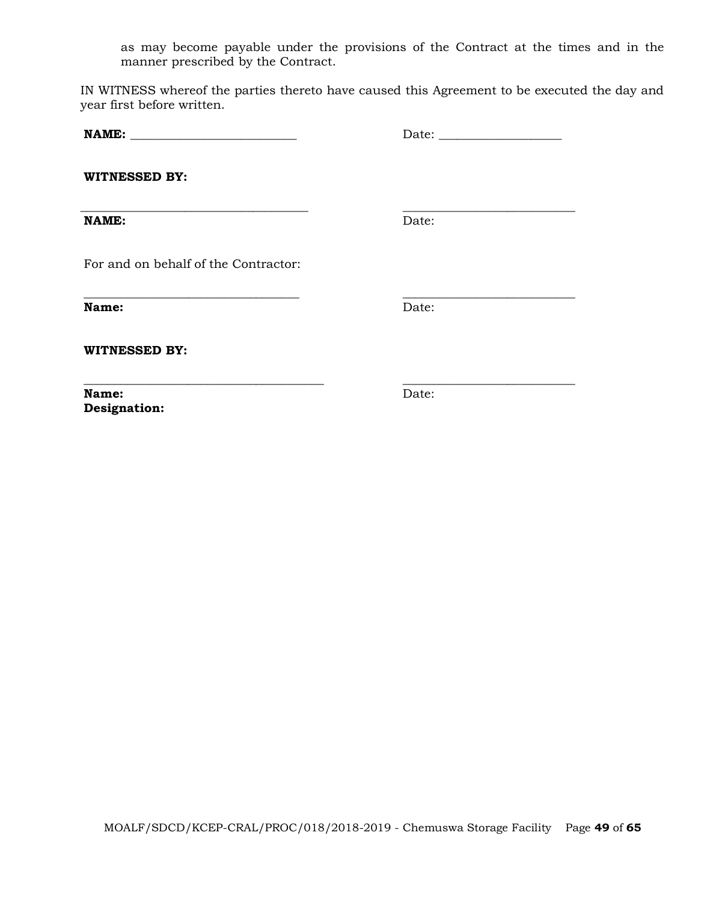as may become payable under the provisions of the Contract at the times and in the manner prescribed by the Contract.

IN WITNESS whereof the parties thereto have caused this Agreement to be executed the day and year first before written.

**NAME:** ___________________________ Date: ____________________

**WITNESSED BY:**

_____________________________________ ____________________________

**NAME:** Date:

For and on behalf of the Contractor:

___________________________________ ____________________________

**Name:** Date:

**WITNESSED BY:**

_______________________________________ ____________________________

**Name:** Date:
**Designation:**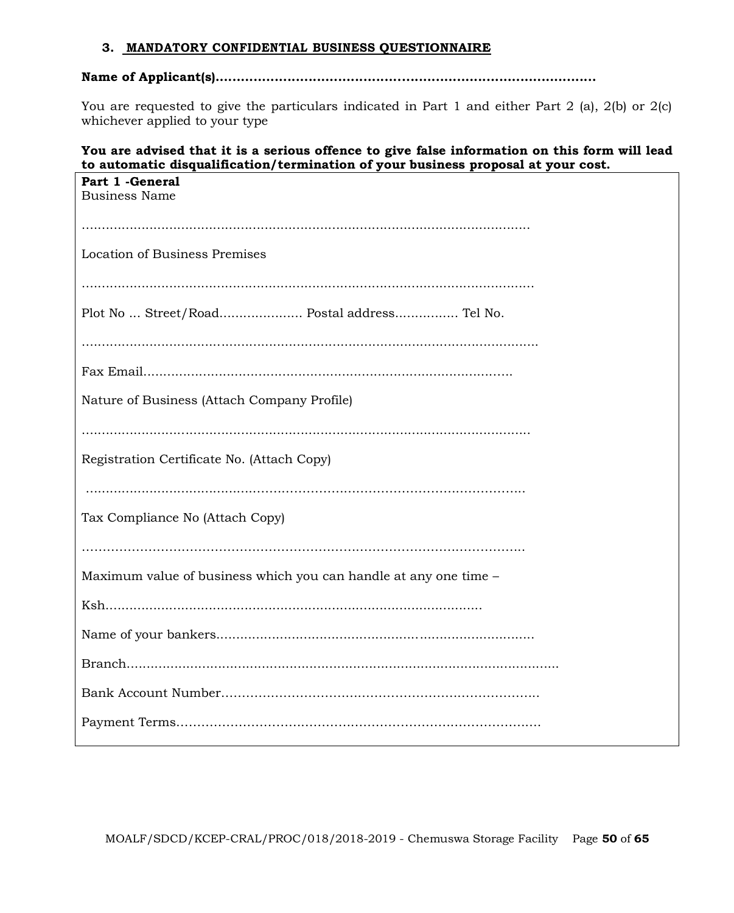### 3. MANDATORY CONFIDENTIAL BUSINESS QUESTIONNAIRE

**Name of Applicant(s)……………………………………………………………………………….**

You are requested to give the particulars indicated in Part 1 and either Part 2 (a), 2(b) or 2(c) whichever applied to your type

**You are advised that it is a serious offence to give false information on this form will lead to automatic disqualification/termination of your business proposal at your cost.**

**Part 1 -General**

Business Name

……………………………………………………………………………………………………

Location of Business Premises

……………………………………………………………………………………………………

Plot No … Street/Road………………… Postal address……………. Tel No.

……………………………………………………………………………………………………

Fax Email…………………………………………………………………………………….

Nature of Business (Attach Company Profile)

……………………………………………………………………………………………………

Registration Certificate No. (Attach Copy)

……………………………………………………………………………………………………

Tax Compliance No (Attach Copy)

……………………………………………………………………………………………………

Maximum value of business which you can handle at any one time –

Ksh………………………………………………………………………………….

Name of your bankers…………………………………………………………………….

Branch………………………………………………………………………………………………

Bank Account Number…………………………………………………………………..

Payment Terms………………………………………………………………………………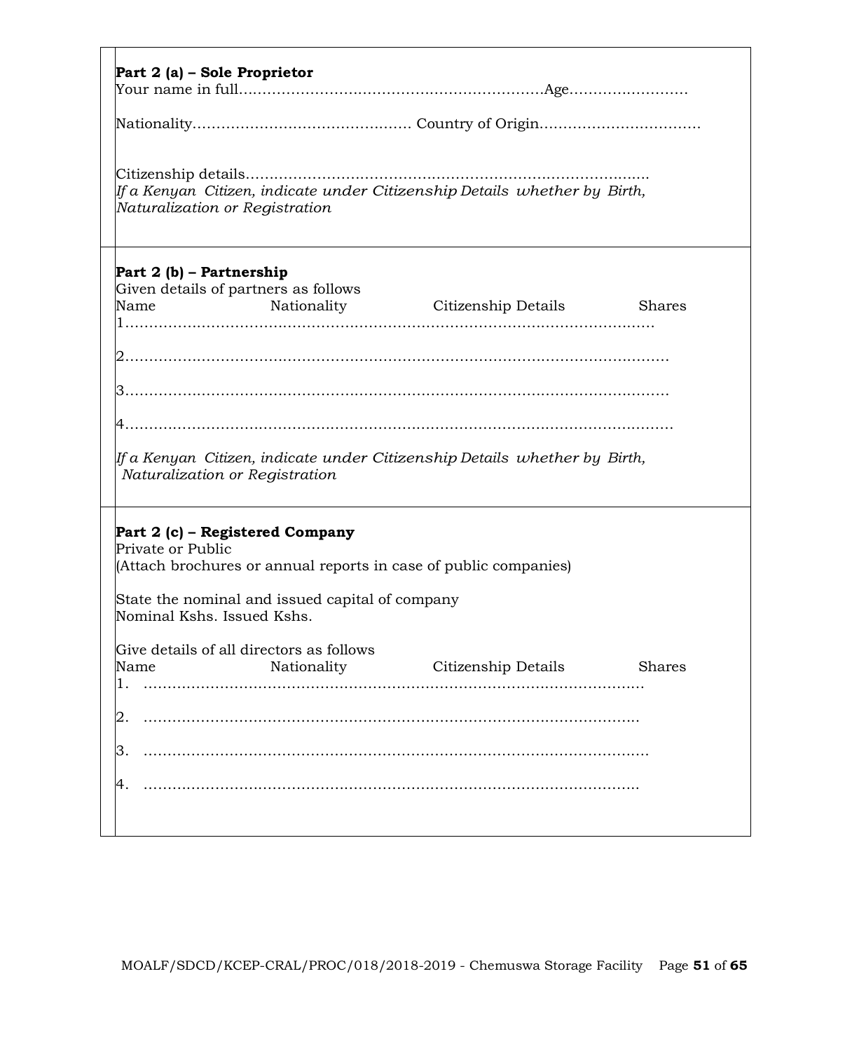**Part 2 (a) – Sole Proprietor**

Your name in full……………………………………………………………Age……………………

Nationality……………………………………… Country of Origin……………………………

Citizenship details……………………………………………………………………………

*If a Kenyan Citizen, indicate under Citizenship Details whether by Birth, Naturalization or Registration*

**Part 2 (b) – Partnership**

Given details of partners as follows

| Name | Nationality | Citizenship Details | Shares |
|---|---|---|---|
| 1………… | | | |
| 2………… | | | |
| 3………… | | | |
| 4………… | | | |

*If a Kenyan Citizen, indicate under Citizenship Details whether by Birth, Naturalization or Registration*

**Part 2 (c) – Registered Company**

Private or Public

(Attach brochures or annual reports in case of public companies)

State the nominal and issued capital of company

Nominal Kshs. Issued Kshs.

Give details of all directors as follows

| Name | Nationality | Citizenship Details | Shares |
|---|---|---|---|
| 1. ………… | | | |
| 2. ………… | | | |
| 3. ………… | | | |
| 4. ………… | | | |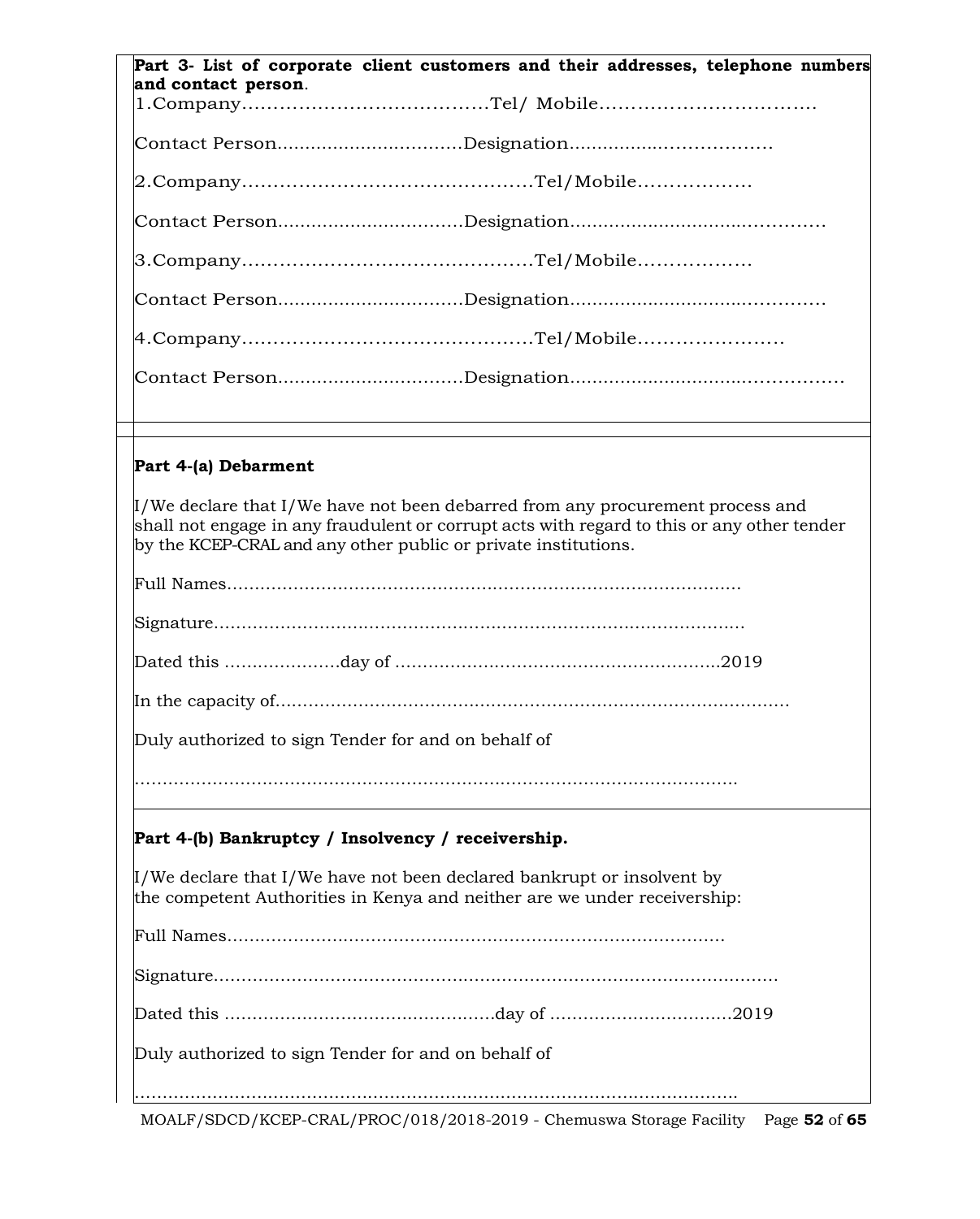**Part 3- List of corporate client customers and their addresses, telephone numbers and contact person**.

1.Company…………………………………Tel/ Mobile……………………………

Contact Person.................................Designation................…………………

2.Company………………………………………Tel/Mobile………………

Contact Person.................................Designation...........................…………

3.Company………………………………………Tel/Mobile………………

Contact Person.................................Designation...........................…………

4.Company………………………………………Tel/Mobile……………………

Contact Person.................................Designation.............................…………

**Part 4-(a) Debarment**

I/We declare that I/We have not been debarred from any procurement process and shall not engage in any fraudulent or corrupt acts with regard to this or any other tender by the KCEP-CRAL and any other public or private institutions.

Full Names……………………………………………………………………………

Signature………………………………………………………………………………

Dated this …………………day of ……………………………………………….2019

In the capacity of………………………………………………………………………………

Duly authorized to sign Tender for and on behalf of

…………………………………………………………………………………………….

**Part 4-(b) Bankruptcy / Insolvency / receivership.**

I/We declare that I/We have not been declared bankrupt or insolvent by the competent Authorities in Kenya and neither are we under receivership:

Full Names……………………………………………………………………………

Signature………………………………………………………………………………………

Dated this ………………………………………….day of …………………………….2019

Duly authorized to sign Tender for and on behalf of

…………………………………………………………………………………………….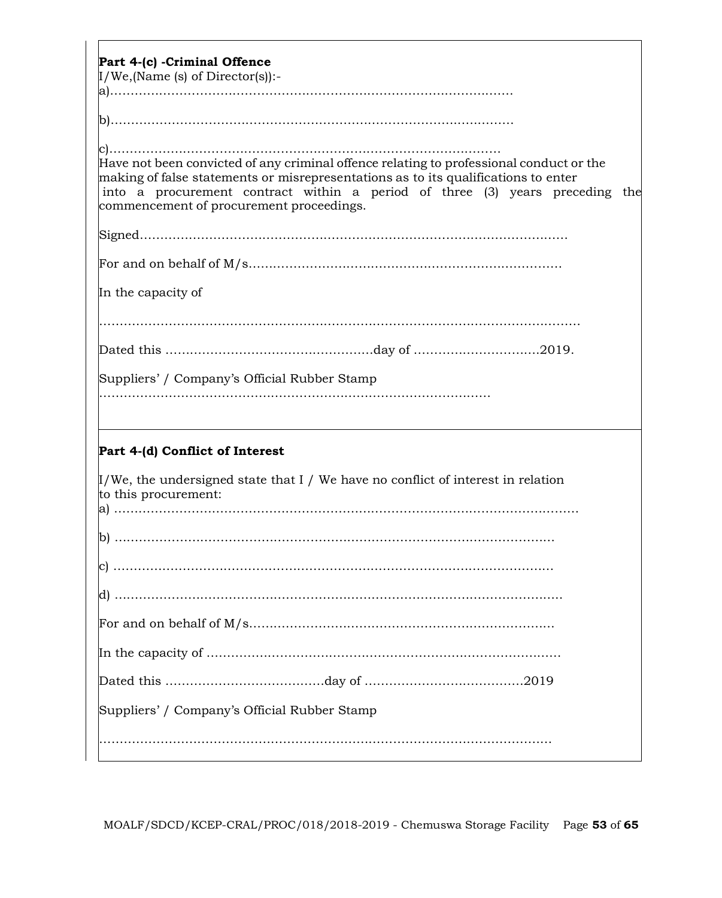**Part 4-(c) -Criminal Offence**

I/We,(Name (s) of Director(s)):-

a)…………………………………………………………………………………………

b)…………………………………………………………………………………………

c)………………………………………………………………………………………

Have not been convicted of any criminal offence relating to professional conduct or the making of false statements or misrepresentations as to its qualifications to enter into a procurement contract within a period of three (3) years preceding the commencement of procurement proceedings.

Signed………………………………………………………………………………………………

For and on behalf of M/s…………………………………………………………………

In the capacity of

……………………………………………………………………………………………………………

Dated this ……………………………………………day of …………………………2019.

Suppliers' / Company's Official Rubber Stamp

……………………………………………………………………………………

**Part 4-(d) Conflict of Interest**

I/We, the undersigned state that I / We have no conflict of interest in relation to this procurement:

a) ……………………………………………………………………………………………………

b) …………………………………………………………………………………………………

c) …………………………………………………………………………………………………

d) …………………………………………………………………………………………………

For and on behalf of M/s…………………………………………………………………

In the capacity of ……………………………………………………………………………

Dated this …………………………………day of …………………………………2019

Suppliers' / Company's Official Rubber Stamp

……………………………………………………………………………………………………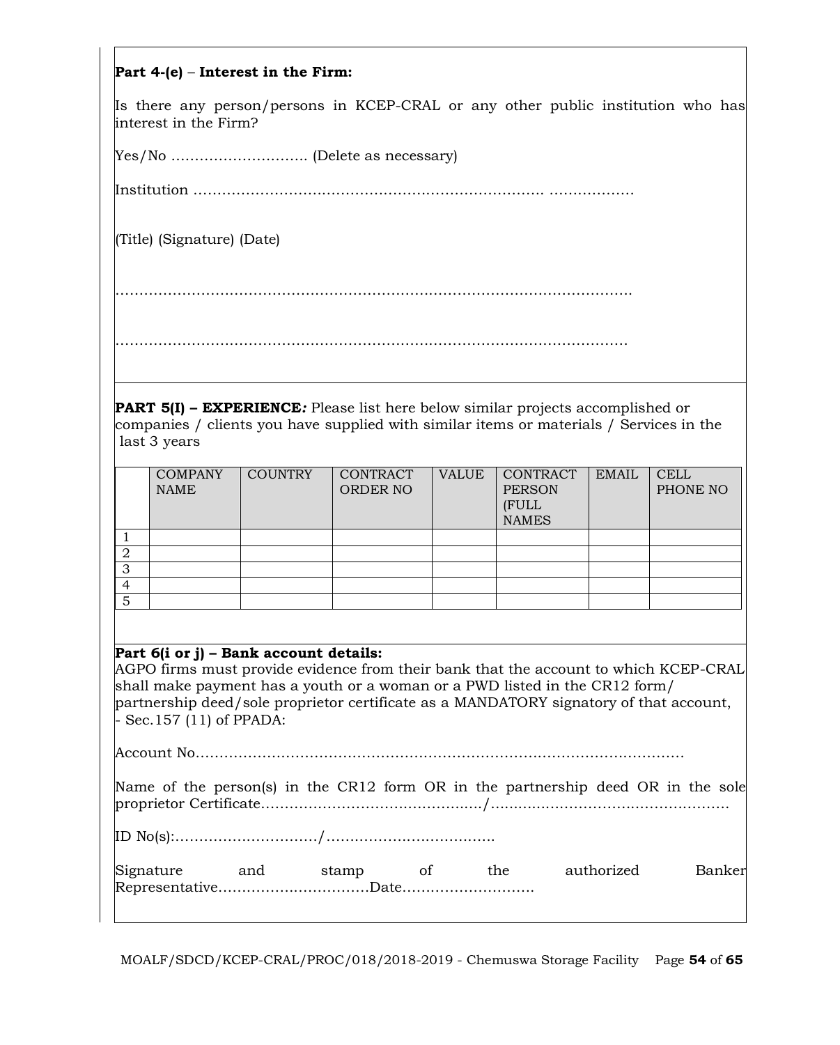**Part 4-(e)** – **Interest in the Firm:**

Is there any person/persons in KCEP-CRAL or any other public institution who has interest in the Firm?

Yes/No ………………………. (Delete as necessary)

Institution …………………………………………………………………. ………………

(Title) (Signature) (Date)

……………………………………………………………………………………………….

……………………………………………………………………………………………

**PART 5(I) – EXPERIENCE*:*** Please list here below similar projects accomplished or companies / clients you have supplied with similar items or materials / Services in the last 3 years

| | COMPANY NAME | COUNTRY | CONTRACT ORDER NO | VALUE | CONTRACT PERSON (FULL NAMES | EMAIL | CELL PHONE NO |
|---|---|---|---|---|---|---|---|
| 1 | | | | | | | |
| 2 | | | | | | | |
| 3 | | | | | | | |
| 4 | | | | | | | |
| 5 | | | | | | | |

**Part 6(i or j) – Bank account details:**
AGPO firms must provide evidence from their bank that the account to which KCEP-CRAL shall make payment has a youth or a woman or a PWD listed in the CR12 form/ partnership deed/sole proprietor certificate as a MANDATORY signatory of that account, - Sec.157 (11) of PPADA:

Account No……………………………………………………………………………………….

Name of the person(s) in the CR12 form OR in the partnership deed OR in the sole proprietor Certificate………………………………………/…………………………………………..

ID No(s):…………………………/…………………………….

Signature and stamp of the authorized Banker Representative……………………………Date……………………….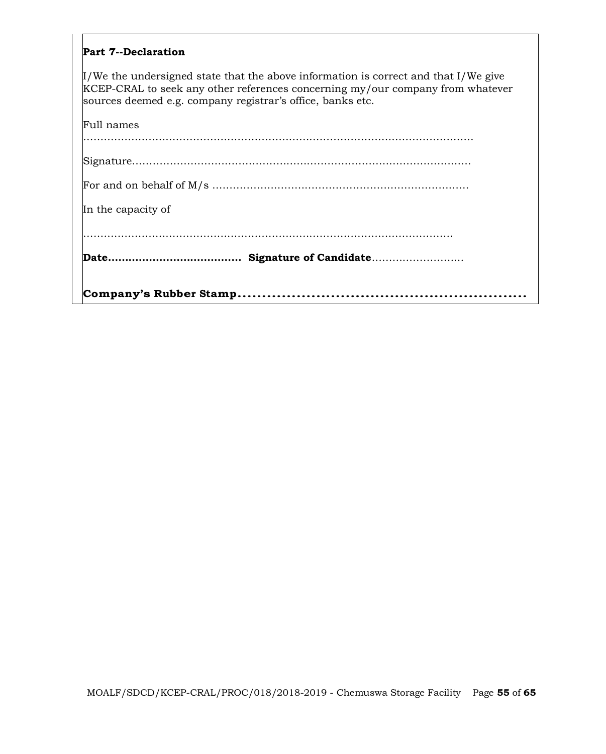**Part 7--Declaration**

I/We the undersigned state that the above information is correct and that I/We give KCEP-CRAL to seek any other references concerning my/our company from whatever sources deemed e.g. company registrar's office, banks etc.

Full names
……………………………………………………………………………………………………

Signature………………………………………………………………………………………

For and on behalf of M/s ………………………………………………………………

In the capacity of

…………………………………………………………………………………………………

**Date…………………………………** **Signature of Candidate**………………………

**Company's Rubber Stamp……………………………………………………………**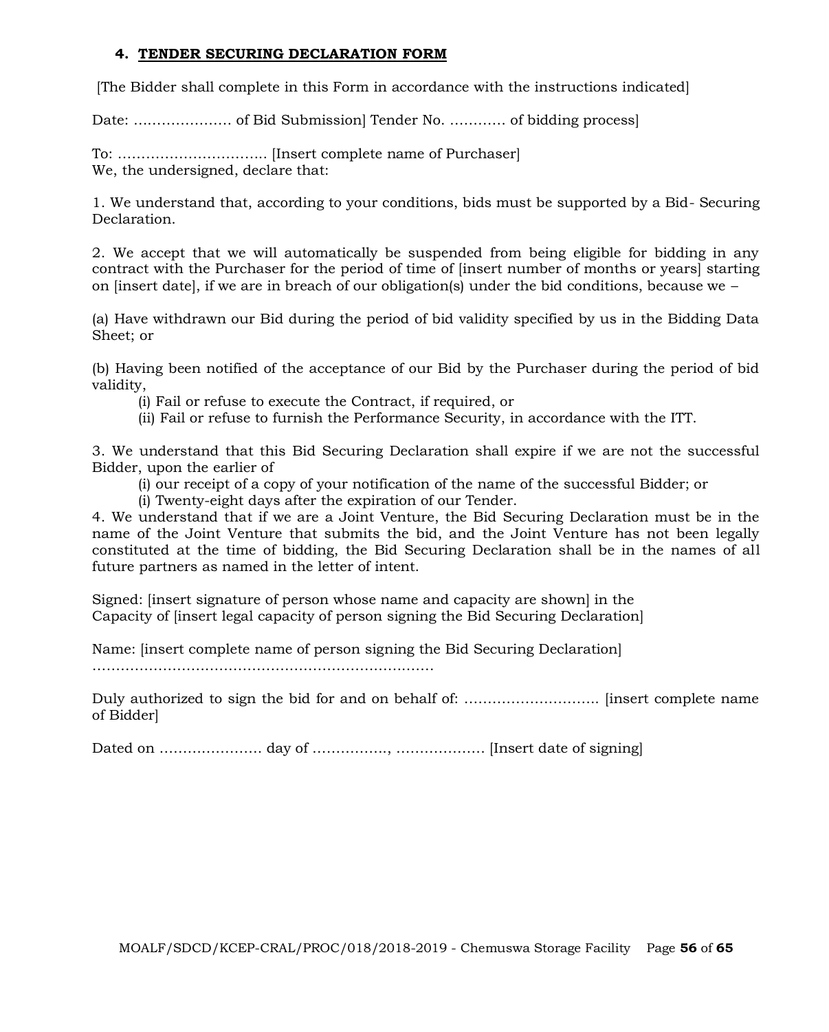### 4. TENDER SECURING DECLARATION FORM

[The Bidder shall complete in this Form in accordance with the instructions indicated]

Date: ………………… of Bid Submission] Tender No. ………… of bidding process]

To: ………………………….. [Insert complete name of Purchaser]
We, the undersigned, declare that:

1. We understand that, according to your conditions, bids must be supported by a Bid- Securing Declaration.

2. We accept that we will automatically be suspended from being eligible for bidding in any contract with the Purchaser for the period of time of [insert number of months or years] starting on [insert date], if we are in breach of our obligation(s) under the bid conditions, because we –

(a) Have withdrawn our Bid during the period of bid validity specified by us in the Bidding Data Sheet; or

(b) Having been notified of the acceptance of our Bid by the Purchaser during the period of bid validity,

  (i) Fail or refuse to execute the Contract, if required, or
  (ii) Fail or refuse to furnish the Performance Security, in accordance with the ITT.

3. We understand that this Bid Securing Declaration shall expire if we are not the successful Bidder, upon the earlier of

  (i) our receipt of a copy of your notification of the name of the successful Bidder; or
  (i) Twenty-eight days after the expiration of our Tender.

4. We understand that if we are a Joint Venture, the Bid Securing Declaration must be in the name of the Joint Venture that submits the bid, and the Joint Venture has not been legally constituted at the time of bidding, the Bid Securing Declaration shall be in the names of all future partners as named in the letter of intent.

Signed: [insert signature of person whose name and capacity are shown] in the
Capacity of [insert legal capacity of person signing the Bid Securing Declaration]

Name: [insert complete name of person signing the Bid Securing Declaration]
………………………………………………………………

Duly authorized to sign the bid for and on behalf of: ……………………….. [insert complete name of Bidder]

Dated on …………………. day of ……………., ………………. [Insert date of signing]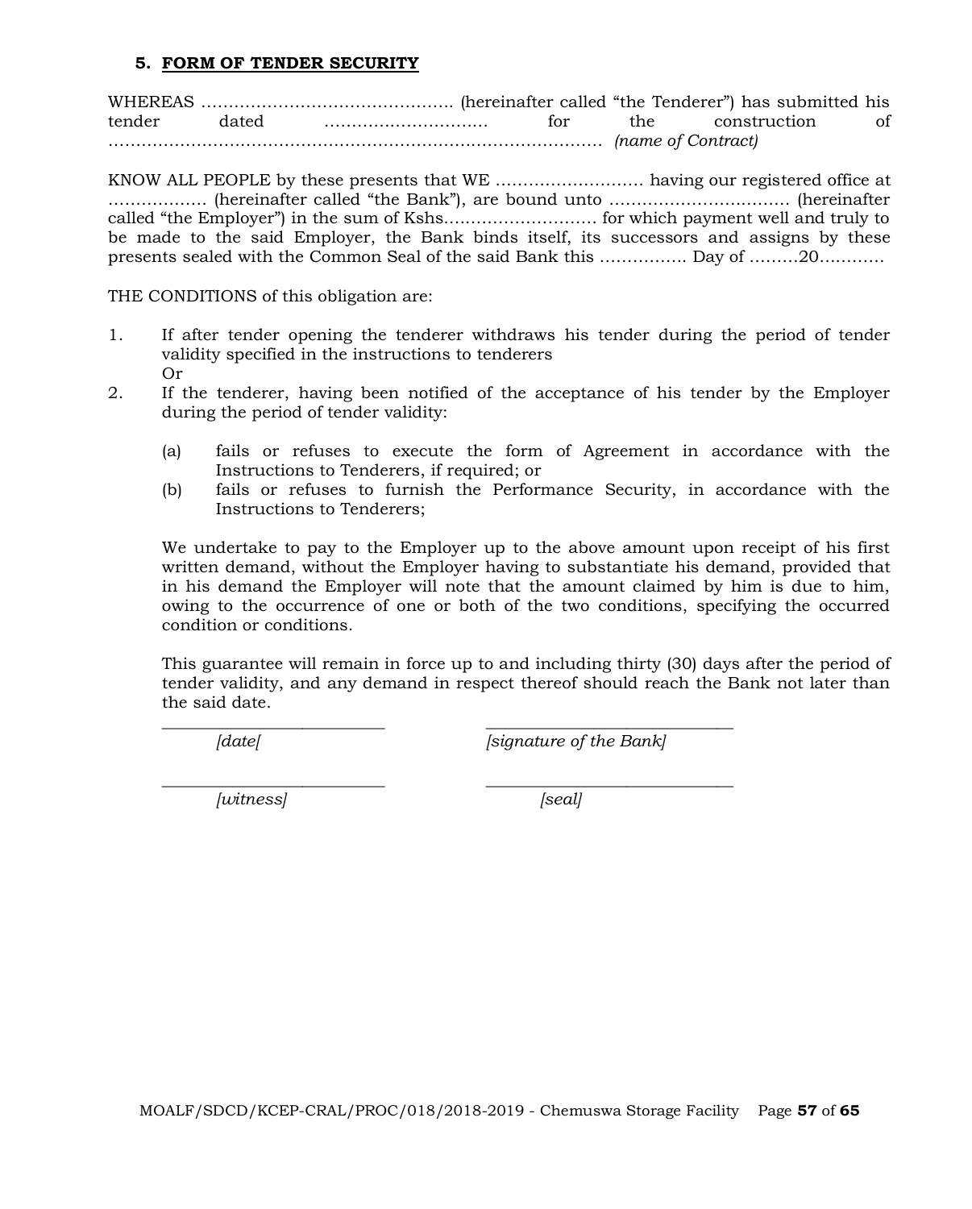## 5. FORM OF TENDER SECURITY

WHEREAS ………………………………………. (hereinafter called "the Tenderer") has submitted his tender dated ………………………… for the construction of ……………………………………………………………………………… *(name of Contract)*

KNOW ALL PEOPLE by these presents that WE ……………………… having our registered office at …………….. (hereinafter called "the Bank"), are bound unto …………………………… (hereinafter called "the Employer") in the sum of Kshs.……………………… for which payment well and truly to be made to the said Employer, the Bank binds itself, its successors and assigns by these presents sealed with the Common Seal of the said Bank this ……………. Day of ………20…………

THE CONDITIONS of this obligation are:

1. If after tender opening the tenderer withdraws his tender during the period of tender validity specified in the instructions to tenderers
   Or
2. If the tenderer, having been notified of the acceptance of his tender by the Employer during the period of tender validity:

   (a) fails or refuses to execute the form of Agreement in accordance with the Instructions to Tenderers, if required; or
   
   (b) fails or refuses to furnish the Performance Security, in accordance with the Instructions to Tenderers;

   We undertake to pay to the Employer up to the above amount upon receipt of his first written demand, without the Employer having to substantiate his demand, provided that in his demand the Employer will note that the amount claimed by him is due to him, owing to the occurrence of one or both of the two conditions, specifying the occurred condition or conditions.

   This guarantee will remain in force up to and including thirty (30) days after the period of tender validity, and any demand in respect thereof should reach the Bank not later than the said date.

_________________________ _____________________________

*[date[* *[signature of the Bank]*

_________________________ _____________________________

*[witness]* *[seal]*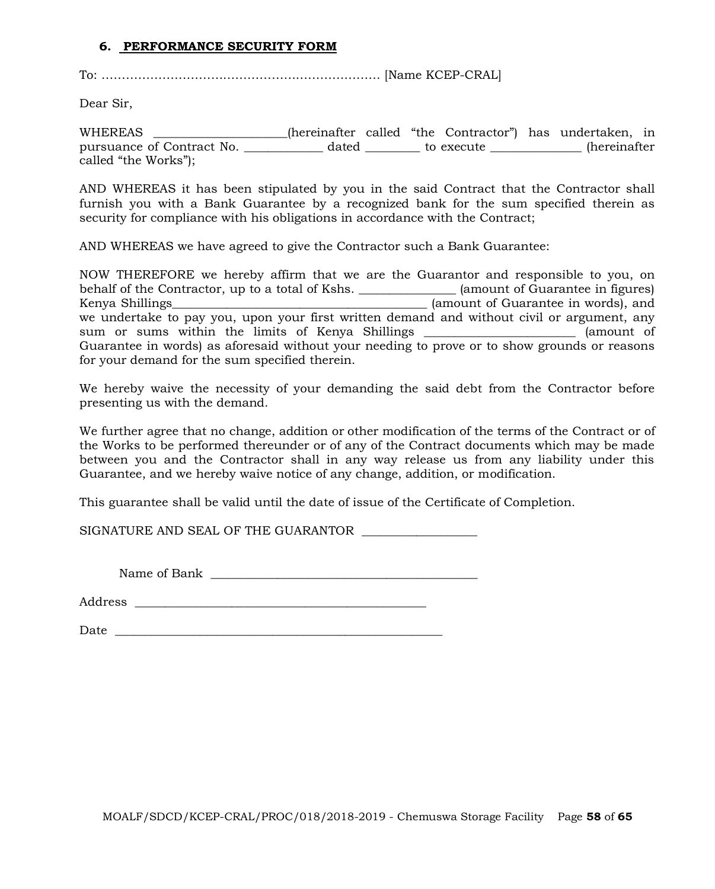### 6. PERFORMANCE SECURITY FORM

To: …………………………………………………………… [Name KCEP-CRAL]

Dear Sir,

WHEREAS _____________________(hereinafter called "the Contractor") has undertaken, in pursuance of Contract No. _____________ dated _________ to execute _______________ (hereinafter called "the Works");

AND WHEREAS it has been stipulated by you in the said Contract that the Contractor shall furnish you with a Bank Guarantee by a recognized bank for the sum specified therein as security for compliance with his obligations in accordance with the Contract;

AND WHEREAS we have agreed to give the Contractor such a Bank Guarantee:

NOW THEREFORE we hereby affirm that we are the Guarantor and responsible to you, on behalf of the Contractor, up to a total of Kshs. _______________ (amount of Guarantee in figures) Kenya Shillings__________________________________________ (amount of Guarantee in words), and we undertake to pay you, upon your first written demand and without civil or argument, any sum or sums within the limits of Kenya Shillings ________________________ (amount of Guarantee in words) as aforesaid without your needing to prove or to show grounds or reasons for your demand for the sum specified therein.

We hereby waive the necessity of your demanding the said debt from the Contractor before presenting us with the demand.

We further agree that no change, addition or other modification of the terms of the Contract or of the Works to be performed thereunder or of any of the Contract documents which may be made between you and the Contractor shall in any way release us from any liability under this Guarantee, and we hereby waive notice of any change, addition, or modification.

This guarantee shall be valid until the date of issue of the Certificate of Completion.

SIGNATURE AND SEAL OF THE GUARANTOR __________________

Name of Bank ___________________________________________

Address ________________________________________________

Date ____________________________________________________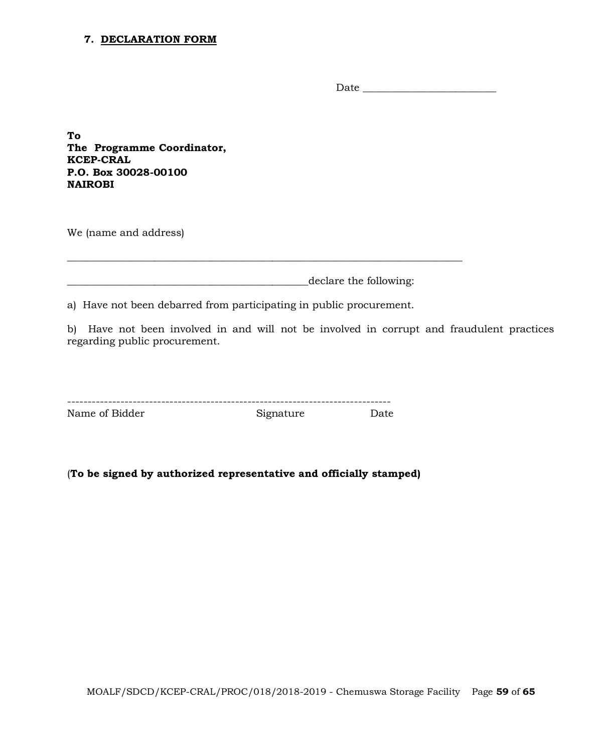## 7. DECLARATION FORM

Date ________________________

**To**
**The Programme Coordinator,**
**KCEP-CRAL**
**P.O. Box 30028-00100**
**NAIROBI**

We (name and address)

__________________________________________________________________________

_____________________________________________declare the following:

a) Have not been debarred from participating in public procurement.

b) Have not been involved in and will not be involved in corrupt and fraudulent practices regarding public procurement.

-------------------------------------------------------------------------------
Name of Bidder Signature Date

(**To be signed by authorized representative and officially stamped)**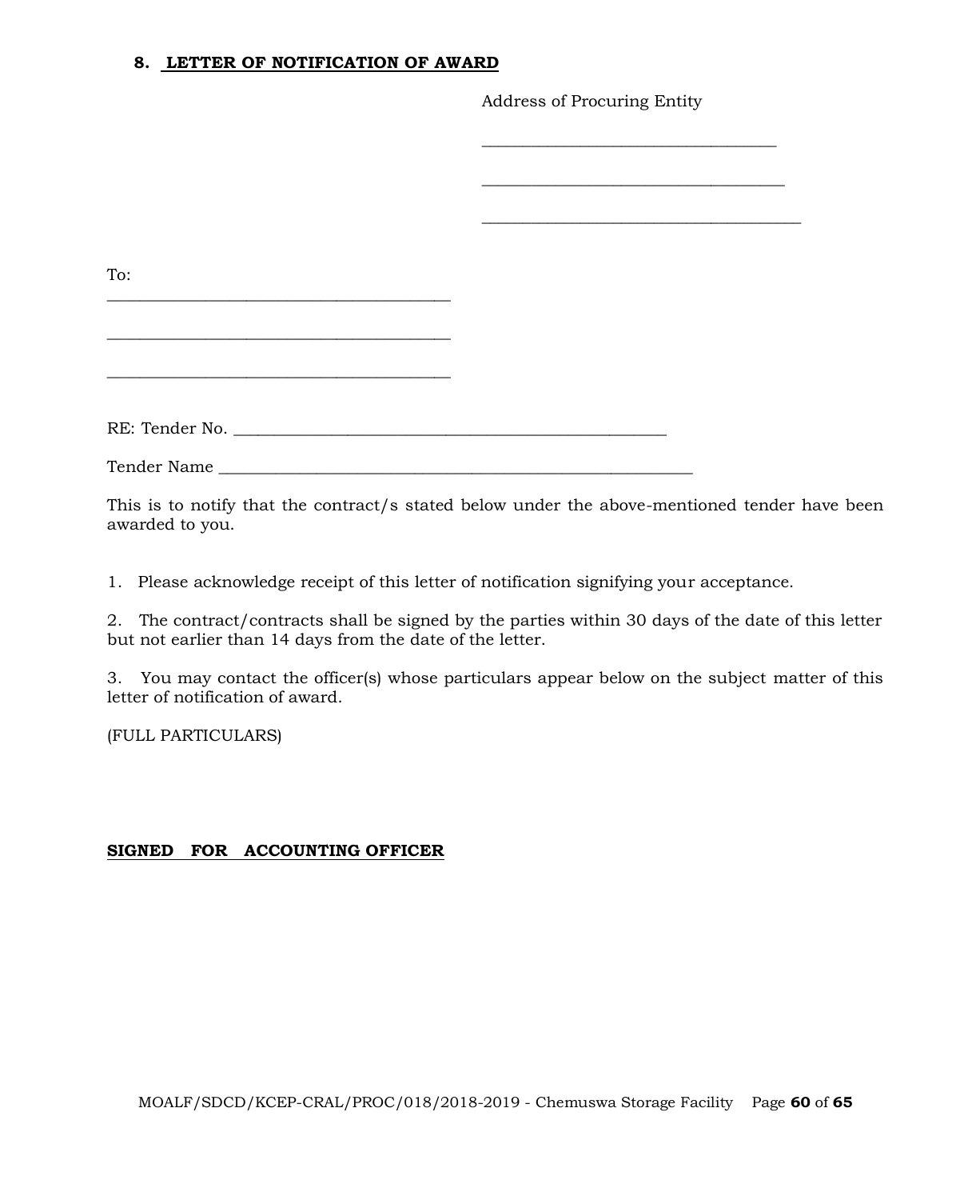## 8. LETTER OF NOTIFICATION OF AWARD

Address of Procuring Entity

\_\_\_\_\_\_\_\_\_\_\_\_\_\_\_\_\_\_\_\_\_\_\_\_\_\_\_\_\_\_\_\_\_\_\_\_

\_\_\_\_\_\_\_\_\_\_\_\_\_\_\_\_\_\_\_\_\_\_\_\_\_\_\_\_\_\_\_\_\_\_\_\_

\_\_\_\_\_\_\_\_\_\_\_\_\_\_\_\_\_\_\_\_\_\_\_\_\_\_\_\_\_\_\_\_\_\_\_\_

To:

\_\_\_\_\_\_\_\_\_\_\_\_\_\_\_\_\_\_\_\_\_\_\_\_\_\_\_\_\_\_\_\_\_\_\_\_\_\_\_\_

\_\_\_\_\_\_\_\_\_\_\_\_\_\_\_\_\_\_\_\_\_\_\_\_\_\_\_\_\_\_\_\_\_\_\_\_\_\_\_\_

\_\_\_\_\_\_\_\_\_\_\_\_\_\_\_\_\_\_\_\_\_\_\_\_\_\_\_\_\_\_\_\_\_\_\_\_\_\_\_\_

RE: Tender No. \_\_\_\_\_\_\_\_\_\_\_\_\_\_\_\_\_\_\_\_\_\_\_\_\_\_\_\_\_\_\_\_\_\_\_\_\_\_\_\_\_\_\_\_\_\_\_\_\_

Tender Name \_\_\_\_\_\_\_\_\_\_\_\_\_\_\_\_\_\_\_\_\_\_\_\_\_\_\_\_\_\_\_\_\_\_\_\_\_\_\_\_\_\_\_\_\_\_\_\_\_\_\_\_\_\_\_

This is to notify that the contract/s stated below under the above-mentioned tender have been awarded to you.

1. Please acknowledge receipt of this letter of notification signifying your acceptance.

2. The contract/contracts shall be signed by the parties within 30 days of the date of this letter but not earlier than 14 days from the date of the letter.

3. You may contact the officer(s) whose particulars appear below on the subject matter of this letter of notification of award.

(FULL PARTICULARS)

**SIGNED FOR ACCOUNTING OFFICER**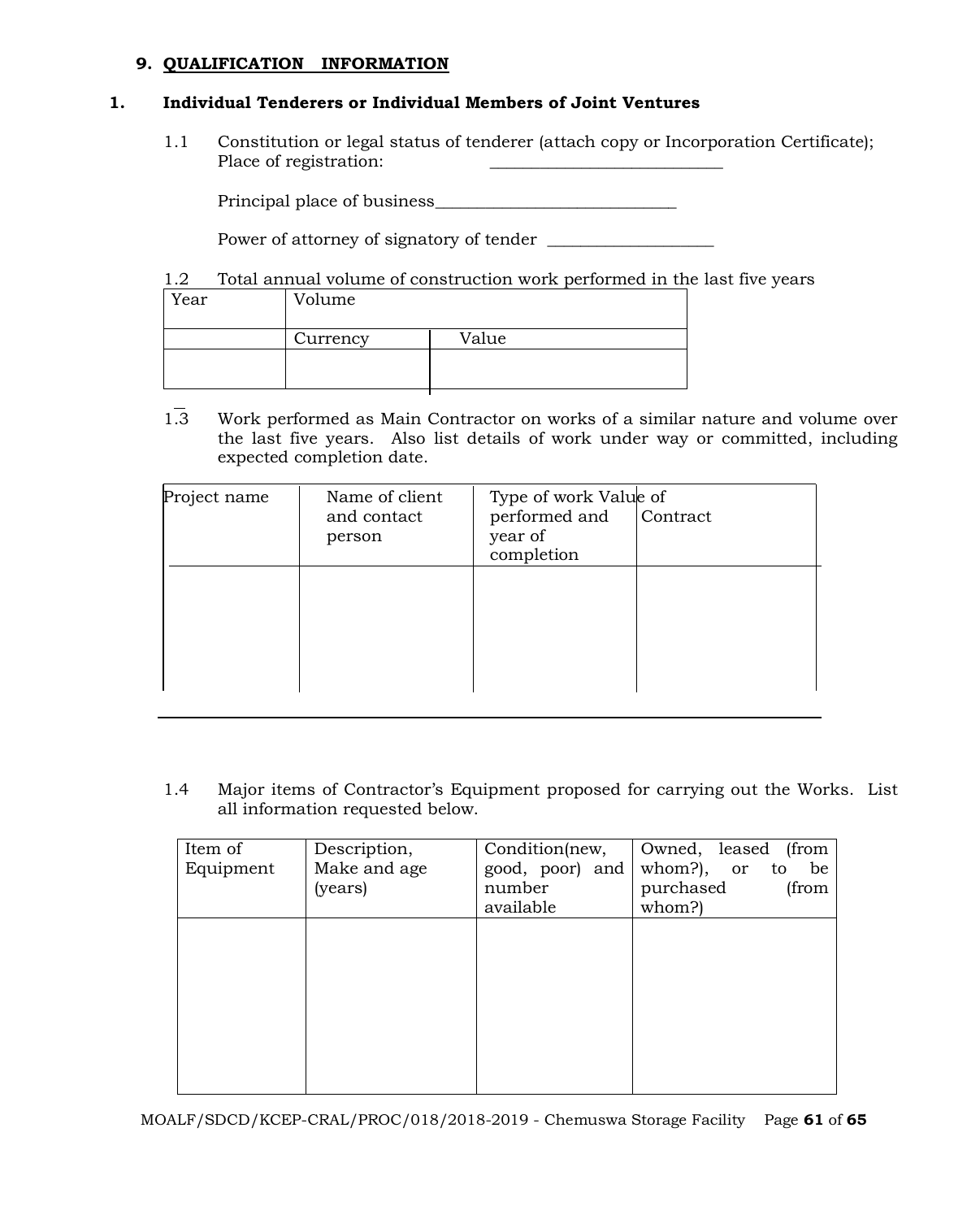## 9. QUALIFICATION INFORMATION

### 1. Individual Tenderers or Individual Members of Joint Ventures

1.1 Constitution or legal status of tenderer (attach copy or Incorporation Certificate); Place of registration: ___________________________

Principal place of business____________________________

Power of attorney of signatory of tender ___________________

1.2 Total annual volume of construction work performed in the last five years

| Year | Volume | |
|---|---|---|
| | Currency | Value |
| | | |

1.3 Work performed as Main Contractor on works of a similar nature and volume over the last five years. Also list details of work under way or committed, including expected completion date.

| Project name | Name of client and contact person | Type of work performed and year of completion | Value of Contract |
|---|---|---|---|
| | | | |

1.4 Major items of Contractor's Equipment proposed for carrying out the Works. List all information requested below.

| Item of Equipment | Description, Make and age (years) | Condition(new, good, poor) and number available | Owned, leased (from whom?), or to be purchased (from whom?) |
|---|---|---|---|
| | | | |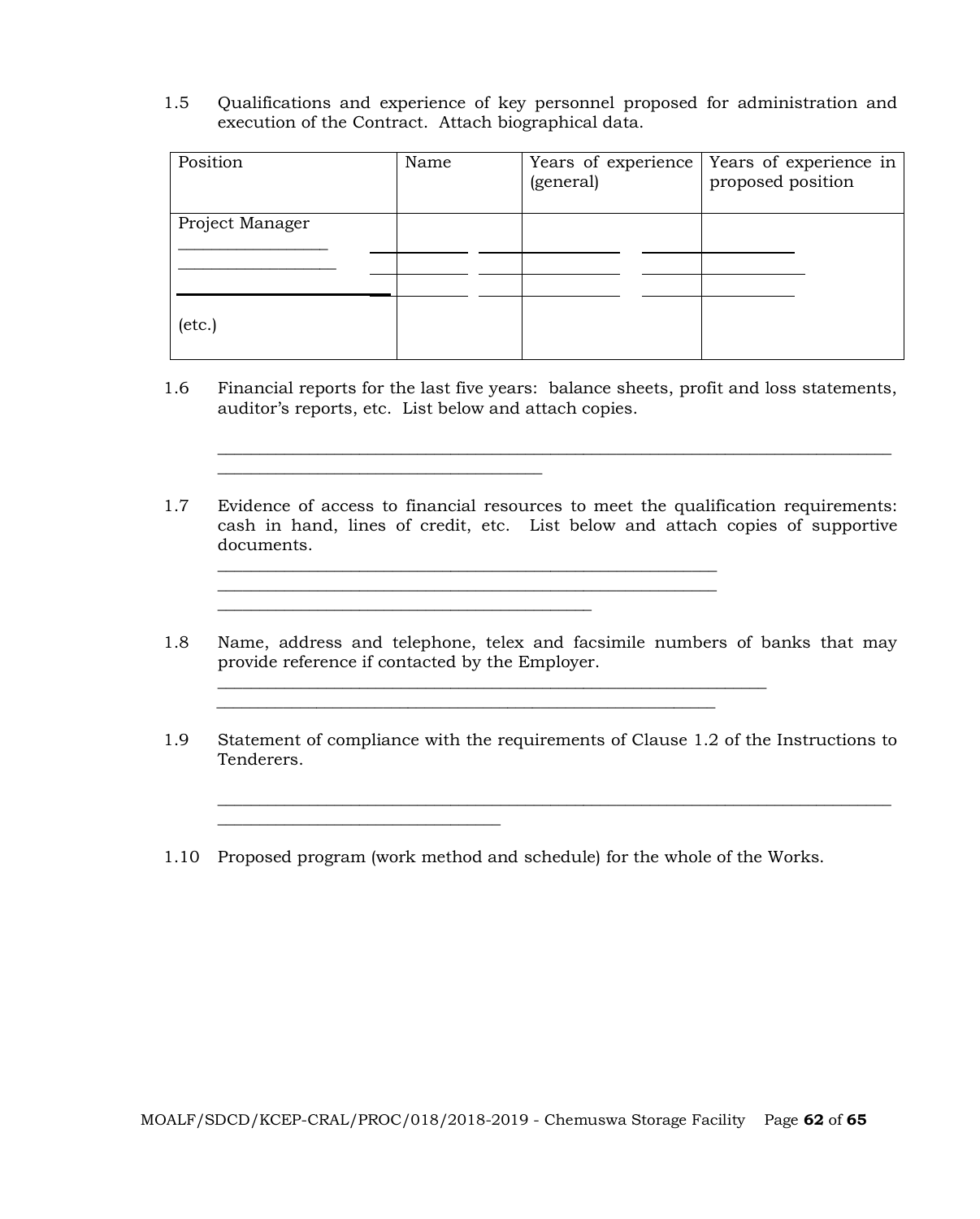1.5 Qualifications and experience of key personnel proposed for administration and execution of the Contract. Attach biographical data.

| Position | Name | Years of experience (general) | Years of experience in proposed position |
| --- | --- | --- | --- |
| Project Manager | | | |
| ________________ | | | |
| ________________ | | | |
| ________________ | | | |
| (etc.) | | | |

1.6 Financial reports for the last five years: balance sheets, profit and loss statements, auditor's reports, etc. List below and attach copies.

______________________________________________________________________________
____________________________________

1.7 Evidence of access to financial resources to meet the qualification requirements: cash in hand, lines of credit, etc. List below and attach copies of supportive documents.

_________________________________________________________
_________________________________________________________
__________________________________________

1.8 Name, address and telephone, telex and facsimile numbers of banks that may provide reference if contacted by the Employer.

_______________________________________________________________
_________________________________________________________

1.9 Statement of compliance with the requirements of Clause 1.2 of the Instructions to Tenderers.

______________________________________________________________________________
________________________________

1.10 Proposed program (work method and schedule) for the whole of the Works.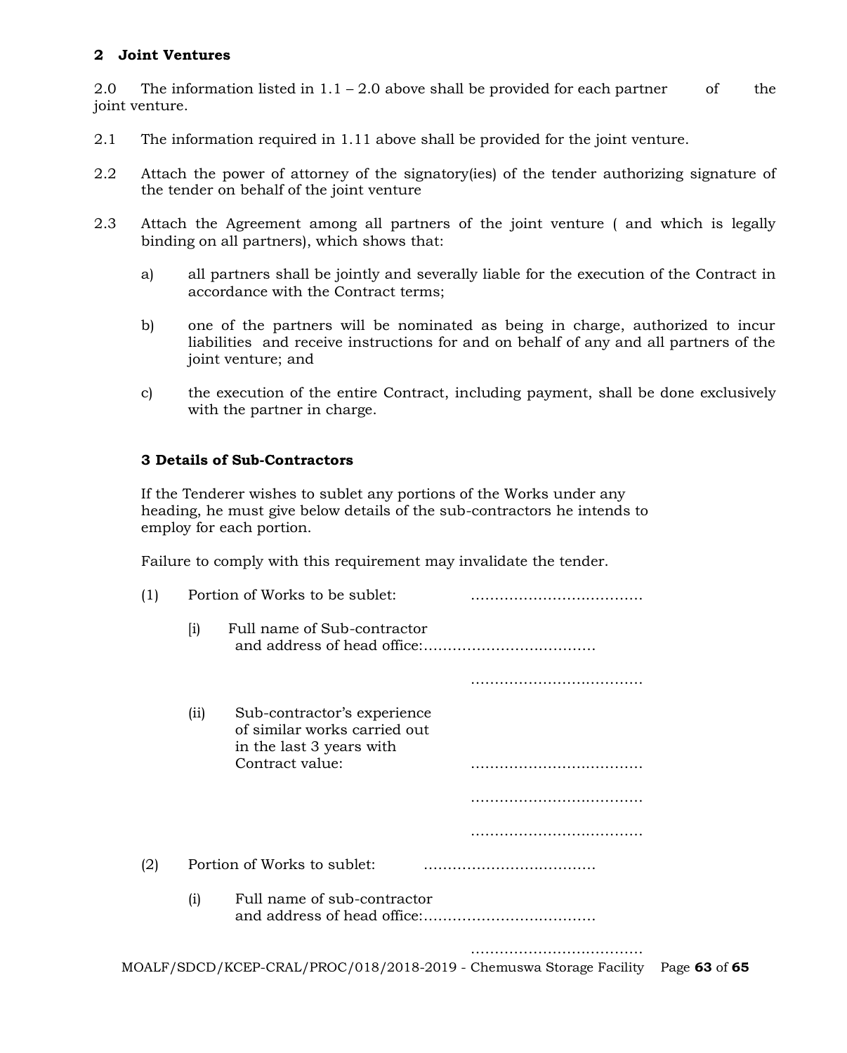## 2 Joint Ventures

2.0 The information listed in 1.1 – 2.0 above shall be provided for each partner of the joint venture.

2.1 The information required in 1.11 above shall be provided for the joint venture.

2.2 Attach the power of attorney of the signatory(ies) of the tender authorizing signature of the tender on behalf of the joint venture

2.3 Attach the Agreement among all partners of the joint venture ( and which is legally binding on all partners), which shows that:

a) all partners shall be jointly and severally liable for the execution of the Contract in accordance with the Contract terms;

b) one of the partners will be nominated as being in charge, authorized to incur liabilities and receive instructions for and on behalf of any and all partners of the joint venture; and

c) the execution of the entire Contract, including payment, shall be done exclusively with the partner in charge.

## 3 Details of Sub-Contractors

If the Tenderer wishes to sublet any portions of the Works under any heading, he must give below details of the sub-contractors he intends to employ for each portion.

Failure to comply with this requirement may invalidate the tender.

(1) Portion of Works to be sublet: ………………………………

[i] Full name of Sub-contractor and address of head office:………………………………

………………………………

(ii) Sub-contractor's experience of similar works carried out in the last 3 years with Contract value: ………………………………

………………………………

………………………………

(2) Portion of Works to sublet: ………………………………

(i) Full name of sub-contractor and address of head office:………………………………

………………………………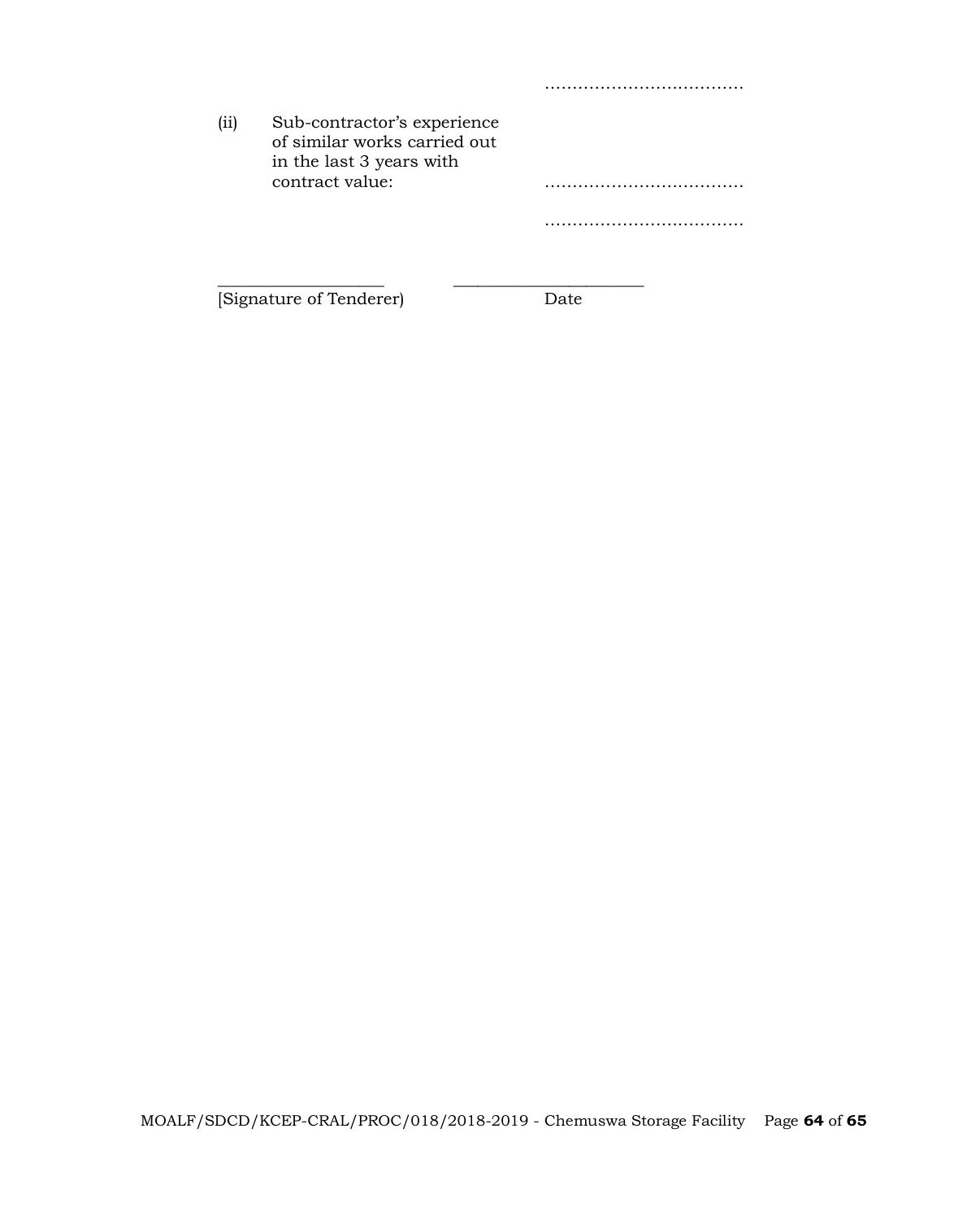……………………………

(ii) Sub-contractor's experience of similar works carried out in the last 3 years with contract value: ……………………………

……………………………

___________________ ______________________

[Signature of Tenderer) Date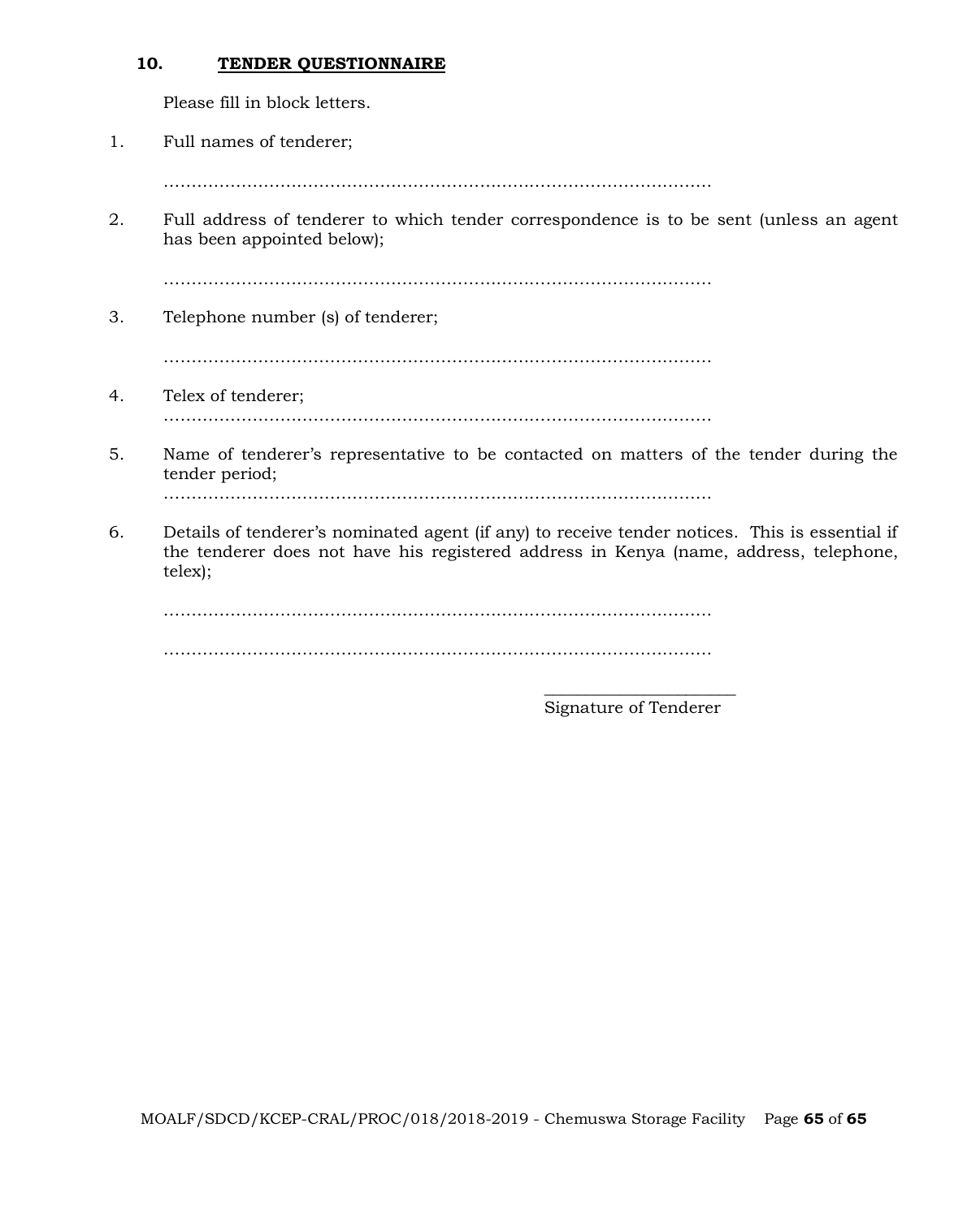## 10. TENDER QUESTIONNAIRE

Please fill in block letters.

1. Full names of tenderer;

   …………………………………………………………………………………………

2. Full address of tenderer to which tender correspondence is to be sent (unless an agent has been appointed below);

   …………………………………………………………………………………………

3. Telephone number (s) of tenderer;

   …………………………………………………………………………………………

4. Telex of tenderer;

   …………………………………………………………………………………………

5. Name of tenderer's representative to be contacted on matters of the tender during the tender period;

   …………………………………………………………………………………………

6. Details of tenderer's nominated agent (if any) to receive tender notices. This is essential if the tenderer does not have his registered address in Kenya (name, address, telephone, telex);

   …………………………………………………………………………………………

   …………………………………………………………………………………………

\_\_\_\_\_\_\_\_\_\_\_\_\_\_\_\_\_\_\_\_\_\_

Signature of Tenderer